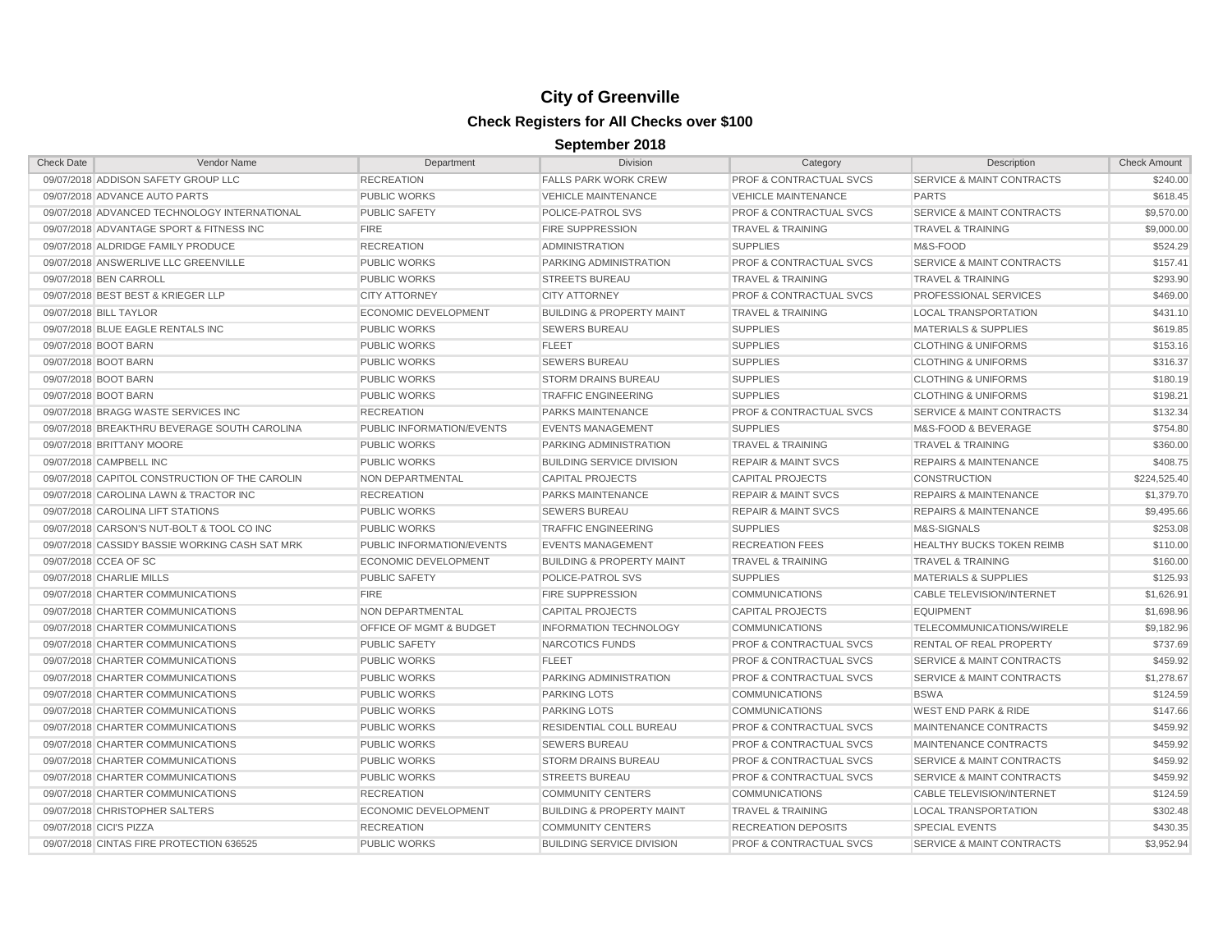# City of Greenville

## Check Registers for All Checks over $100

### September 2018

| Check Date | Vendor Name | Department | Division | Category | Description | Check Amount |
|---|---|---|---|---|---|---|
| 09/07/2018 | ADDISON SAFETY GROUP LLC | RECREATION | FALLS PARK WORK CREW | PROF & CONTRACTUAL SVCS | SERVICE & MAINT CONTRACTS | $240.00 |
| 09/07/2018 | ADVANCE AUTO PARTS | PUBLIC WORKS | VEHICLE MAINTENANCE | VEHICLE MAINTENANCE | PARTS | $618.45 |
| 09/07/2018 | ADVANCED TECHNOLOGY INTERNATIONAL | PUBLIC SAFETY | POLICE-PATROL SVS | PROF & CONTRACTUAL SVCS | SERVICE & MAINT CONTRACTS | $9,570.00 |
| 09/07/2018 | ADVANTAGE SPORT & FITNESS INC | FIRE | FIRE SUPPRESSION | TRAVEL & TRAINING | TRAVEL & TRAINING | $9,000.00 |
| 09/07/2018 | ALDRIDGE FAMILY PRODUCE | RECREATION | ADMINISTRATION | SUPPLIES | M&S-FOOD | $524.29 |
| 09/07/2018 | ANSWERLIVE LLC GREENVILLE | PUBLIC WORKS | PARKING ADMINISTRATION | PROF & CONTRACTUAL SVCS | SERVICE & MAINT CONTRACTS | $157.41 |
| 09/07/2018 | BEN CARROLL | PUBLIC WORKS | STREETS BUREAU | TRAVEL & TRAINING | TRAVEL & TRAINING | $293.90 |
| 09/07/2018 | BEST BEST & KRIEGER LLP | CITY ATTORNEY | CITY ATTORNEY | PROF & CONTRACTUAL SVCS | PROFESSIONAL SERVICES | $469.00 |
| 09/07/2018 | BILL TAYLOR | ECONOMIC DEVELOPMENT | BUILDING & PROPERTY MAINT | TRAVEL & TRAINING | LOCAL TRANSPORTATION | $431.10 |
| 09/07/2018 | BLUE EAGLE RENTALS INC | PUBLIC WORKS | SEWERS BUREAU | SUPPLIES | MATERIALS & SUPPLIES | $619.85 |
| 09/07/2018 | BOOT BARN | PUBLIC WORKS | FLEET | SUPPLIES | CLOTHING & UNIFORMS | $153.16 |
| 09/07/2018 | BOOT BARN | PUBLIC WORKS | SEWERS BUREAU | SUPPLIES | CLOTHING & UNIFORMS | $316.37 |
| 09/07/2018 | BOOT BARN | PUBLIC WORKS | STORM DRAINS BUREAU | SUPPLIES | CLOTHING & UNIFORMS | $180.19 |
| 09/07/2018 | BOOT BARN | PUBLIC WORKS | TRAFFIC ENGINEERING | SUPPLIES | CLOTHING & UNIFORMS | $198.21 |
| 09/07/2018 | BRAGG WASTE SERVICES INC | RECREATION | PARKS MAINTENANCE | PROF & CONTRACTUAL SVCS | SERVICE & MAINT CONTRACTS | $132.34 |
| 09/07/2018 | BREAKTHRU BEVERAGE SOUTH CAROLINA | PUBLIC INFORMATION/EVENTS | EVENTS MANAGEMENT | SUPPLIES | M&S-FOOD & BEVERAGE | $754.80 |
| 09/07/2018 | BRITTANY MOORE | PUBLIC WORKS | PARKING ADMINISTRATION | TRAVEL & TRAINING | TRAVEL & TRAINING | $360.00 |
| 09/07/2018 | CAMPBELL INC | PUBLIC WORKS | BUILDING SERVICE DIVISION | REPAIR & MAINT SVCS | REPAIRS & MAINTENANCE | $408.75 |
| 09/07/2018 | CAPITOL CONSTRUCTION OF THE CAROLIN | NON DEPARTMENTAL | CAPITAL PROJECTS | CAPITAL PROJECTS | CONSTRUCTION | $224,525.40 |
| 09/07/2018 | CAROLINA LAWN & TRACTOR INC | RECREATION | PARKS MAINTENANCE | REPAIR & MAINT SVCS | REPAIRS & MAINTENANCE | $1,379.70 |
| 09/07/2018 | CAROLINA LIFT STATIONS | PUBLIC WORKS | SEWERS BUREAU | REPAIR & MAINT SVCS | REPAIRS & MAINTENANCE | $9,495.66 |
| 09/07/2018 | CARSON'S NUT-BOLT & TOOL CO INC | PUBLIC WORKS | TRAFFIC ENGINEERING | SUPPLIES | M&S-SIGNALS | $253.08 |
| 09/07/2018 | CASSIDY BASSIE WORKING CASH SAT MRK | PUBLIC INFORMATION/EVENTS | EVENTS MANAGEMENT | RECREATION FEES | HEALTHY BUCKS TOKEN REIMB | $110.00 |
| 09/07/2018 | CCEA OF SC | ECONOMIC DEVELOPMENT | BUILDING & PROPERTY MAINT | TRAVEL & TRAINING | TRAVEL & TRAINING | $160.00 |
| 09/07/2018 | CHARLIE MILLS | PUBLIC SAFETY | POLICE-PATROL SVS | SUPPLIES | MATERIALS & SUPPLIES | $125.93 |
| 09/07/2018 | CHARTER COMMUNICATIONS | FIRE | FIRE SUPPRESSION | COMMUNICATIONS | CABLE TELEVISION/INTERNET | $1,626.91 |
| 09/07/2018 | CHARTER COMMUNICATIONS | NON DEPARTMENTAL | CAPITAL PROJECTS | CAPITAL PROJECTS | EQUIPMENT | $1,698.96 |
| 09/07/2018 | CHARTER COMMUNICATIONS | OFFICE OF MGMT & BUDGET | INFORMATION TECHNOLOGY | COMMUNICATIONS | TELECOMMUNICATIONS/WIRELE | $9,182.96 |
| 09/07/2018 | CHARTER COMMUNICATIONS | PUBLIC SAFETY | NARCOTICS FUNDS | PROF & CONTRACTUAL SVCS | RENTAL OF REAL PROPERTY | $737.69 |
| 09/07/2018 | CHARTER COMMUNICATIONS | PUBLIC WORKS | FLEET | PROF & CONTRACTUAL SVCS | SERVICE & MAINT CONTRACTS | $459.92 |
| 09/07/2018 | CHARTER COMMUNICATIONS | PUBLIC WORKS | PARKING ADMINISTRATION | PROF & CONTRACTUAL SVCS | SERVICE & MAINT CONTRACTS | $1,278.67 |
| 09/07/2018 | CHARTER COMMUNICATIONS | PUBLIC WORKS | PARKING LOTS | COMMUNICATIONS | BSWA | $124.59 |
| 09/07/2018 | CHARTER COMMUNICATIONS | PUBLIC WORKS | PARKING LOTS | COMMUNICATIONS | WEST END PARK & RIDE | $147.66 |
| 09/07/2018 | CHARTER COMMUNICATIONS | PUBLIC WORKS | RESIDENTIAL COLL BUREAU | PROF & CONTRACTUAL SVCS | MAINTENANCE CONTRACTS | $459.92 |
| 09/07/2018 | CHARTER COMMUNICATIONS | PUBLIC WORKS | SEWERS BUREAU | PROF & CONTRACTUAL SVCS | MAINTENANCE CONTRACTS | $459.92 |
| 09/07/2018 | CHARTER COMMUNICATIONS | PUBLIC WORKS | STORM DRAINS BUREAU | PROF & CONTRACTUAL SVCS | SERVICE & MAINT CONTRACTS | $459.92 |
| 09/07/2018 | CHARTER COMMUNICATIONS | PUBLIC WORKS | STREETS BUREAU | PROF & CONTRACTUAL SVCS | SERVICE & MAINT CONTRACTS | $459.92 |
| 09/07/2018 | CHARTER COMMUNICATIONS | RECREATION | COMMUNITY CENTERS | COMMUNICATIONS | CABLE TELEVISION/INTERNET | $124.59 |
| 09/07/2018 | CHRISTOPHER SALTERS | ECONOMIC DEVELOPMENT | BUILDING & PROPERTY MAINT | TRAVEL & TRAINING | LOCAL TRANSPORTATION | $302.48 |
| 09/07/2018 | CICI'S PIZZA | RECREATION | COMMUNITY CENTERS | RECREATION DEPOSITS | SPECIAL EVENTS | $430.35 |
| 09/07/2018 | CINTAS FIRE PROTECTION 636525 | PUBLIC WORKS | BUILDING SERVICE DIVISION | PROF & CONTRACTUAL SVCS | SERVICE & MAINT CONTRACTS | $3,952.94 |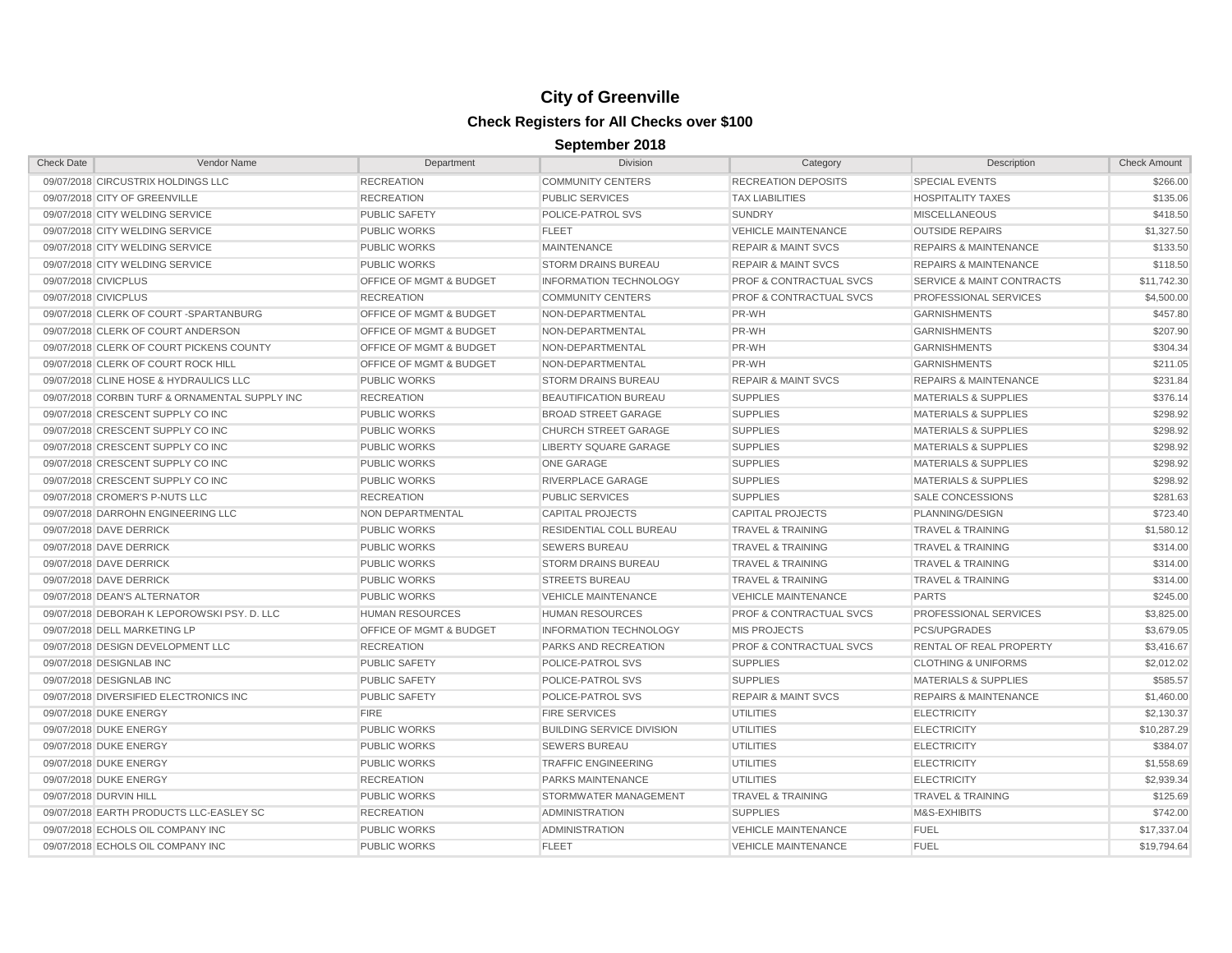# City of Greenville

## Check Registers for All Checks over $100

### September 2018

| Check Date | Vendor Name | Department | Division | Category | Description | Check Amount |
|---|---|---|---|---|---|---|
| 09/07/2018 | CIRCUSTRIX HOLDINGS LLC | RECREATION | COMMUNITY CENTERS | RECREATION DEPOSITS | SPECIAL EVENTS | $266.00 |
| 09/07/2018 | CITY OF GREENVILLE | RECREATION | PUBLIC SERVICES | TAX LIABILITIES | HOSPITALITY TAXES | $135.06 |
| 09/07/2018 | CITY WELDING SERVICE | PUBLIC SAFETY | POLICE-PATROL SVS | SUNDRY | MISCELLANEOUS | $418.50 |
| 09/07/2018 | CITY WELDING SERVICE | PUBLIC WORKS | FLEET | VEHICLE MAINTENANCE | OUTSIDE REPAIRS | $1,327.50 |
| 09/07/2018 | CITY WELDING SERVICE | PUBLIC WORKS | MAINTENANCE | REPAIR & MAINT SVCS | REPAIRS & MAINTENANCE | $133.50 |
| 09/07/2018 | CITY WELDING SERVICE | PUBLIC WORKS | STORM DRAINS BUREAU | REPAIR & MAINT SVCS | REPAIRS & MAINTENANCE | $118.50 |
| 09/07/2018 | CIVICPLUS | OFFICE OF MGMT & BUDGET | INFORMATION TECHNOLOGY | PROF & CONTRACTUAL SVCS | SERVICE & MAINT CONTRACTS | $11,742.30 |
| 09/07/2018 | CIVICPLUS | RECREATION | COMMUNITY CENTERS | PROF & CONTRACTUAL SVCS | PROFESSIONAL SERVICES | $4,500.00 |
| 09/07/2018 | CLERK OF COURT -SPARTANBURG | OFFICE OF MGMT & BUDGET | NON-DEPARTMENTAL | PR-WH | GARNISHMENTS | $457.80 |
| 09/07/2018 | CLERK OF COURT ANDERSON | OFFICE OF MGMT & BUDGET | NON-DEPARTMENTAL | PR-WH | GARNISHMENTS | $207.90 |
| 09/07/2018 | CLERK OF COURT PICKENS COUNTY | OFFICE OF MGMT & BUDGET | NON-DEPARTMENTAL | PR-WH | GARNISHMENTS | $304.34 |
| 09/07/2018 | CLERK OF COURT ROCK HILL | OFFICE OF MGMT & BUDGET | NON-DEPARTMENTAL | PR-WH | GARNISHMENTS | $211.05 |
| 09/07/2018 | CLINE HOSE & HYDRAULICS LLC | PUBLIC WORKS | STORM DRAINS BUREAU | REPAIR & MAINT SVCS | REPAIRS & MAINTENANCE | $231.84 |
| 09/07/2018 | CORBIN TURF & ORNAMENTAL SUPPLY INC | RECREATION | BEAUTIFICATION BUREAU | SUPPLIES | MATERIALS & SUPPLIES | $376.14 |
| 09/07/2018 | CRESCENT SUPPLY CO INC | PUBLIC WORKS | BROAD STREET GARAGE | SUPPLIES | MATERIALS & SUPPLIES | $298.92 |
| 09/07/2018 | CRESCENT SUPPLY CO INC | PUBLIC WORKS | CHURCH STREET GARAGE | SUPPLIES | MATERIALS & SUPPLIES | $298.92 |
| 09/07/2018 | CRESCENT SUPPLY CO INC | PUBLIC WORKS | LIBERTY SQUARE GARAGE | SUPPLIES | MATERIALS & SUPPLIES | $298.92 |
| 09/07/2018 | CRESCENT SUPPLY CO INC | PUBLIC WORKS | ONE GARAGE | SUPPLIES | MATERIALS & SUPPLIES | $298.92 |
| 09/07/2018 | CRESCENT SUPPLY CO INC | PUBLIC WORKS | RIVERPLACE GARAGE | SUPPLIES | MATERIALS & SUPPLIES | $298.92 |
| 09/07/2018 | CROMER'S P-NUTS LLC | RECREATION | PUBLIC SERVICES | SUPPLIES | SALE CONCESSIONS | $281.63 |
| 09/07/2018 | DARROHN ENGINEERING LLC | NON DEPARTMENTAL | CAPITAL PROJECTS | CAPITAL PROJECTS | PLANNING/DESIGN | $723.40 |
| 09/07/2018 | DAVE DERRICK | PUBLIC WORKS | RESIDENTIAL COLL BUREAU | TRAVEL & TRAINING | TRAVEL & TRAINING | $1,580.12 |
| 09/07/2018 | DAVE DERRICK | PUBLIC WORKS | SEWERS BUREAU | TRAVEL & TRAINING | TRAVEL & TRAINING | $314.00 |
| 09/07/2018 | DAVE DERRICK | PUBLIC WORKS | STORM DRAINS BUREAU | TRAVEL & TRAINING | TRAVEL & TRAINING | $314.00 |
| 09/07/2018 | DAVE DERRICK | PUBLIC WORKS | STREETS BUREAU | TRAVEL & TRAINING | TRAVEL & TRAINING | $314.00 |
| 09/07/2018 | DEAN'S ALTERNATOR | PUBLIC WORKS | VEHICLE MAINTENANCE | VEHICLE MAINTENANCE | PARTS | $245.00 |
| 09/07/2018 | DEBORAH K LEPOROWSKI PSY. D. LLC | HUMAN RESOURCES | HUMAN RESOURCES | PROF & CONTRACTUAL SVCS | PROFESSIONAL SERVICES | $3,825.00 |
| 09/07/2018 | DELL MARKETING LP | OFFICE OF MGMT & BUDGET | INFORMATION TECHNOLOGY | MIS PROJECTS | PCS/UPGRADES | $3,679.05 |
| 09/07/2018 | DESIGN DEVELOPMENT LLC | RECREATION | PARKS AND RECREATION | PROF & CONTRACTUAL SVCS | RENTAL OF REAL PROPERTY | $3,416.67 |
| 09/07/2018 | DESIGNLAB INC | PUBLIC SAFETY | POLICE-PATROL SVS | SUPPLIES | CLOTHING & UNIFORMS | $2,012.02 |
| 09/07/2018 | DESIGNLAB INC | PUBLIC SAFETY | POLICE-PATROL SVS | SUPPLIES | MATERIALS & SUPPLIES | $585.57 |
| 09/07/2018 | DIVERSIFIED ELECTRONICS INC | PUBLIC SAFETY | POLICE-PATROL SVS | REPAIR & MAINT SVCS | REPAIRS & MAINTENANCE | $1,460.00 |
| 09/07/2018 | DUKE ENERGY | FIRE | FIRE SERVICES | UTILITIES | ELECTRICITY | $2,130.37 |
| 09/07/2018 | DUKE ENERGY | PUBLIC WORKS | BUILDING SERVICE DIVISION | UTILITIES | ELECTRICITY | $10,287.29 |
| 09/07/2018 | DUKE ENERGY | PUBLIC WORKS | SEWERS BUREAU | UTILITIES | ELECTRICITY | $384.07 |
| 09/07/2018 | DUKE ENERGY | PUBLIC WORKS | TRAFFIC ENGINEERING | UTILITIES | ELECTRICITY | $1,558.69 |
| 09/07/2018 | DUKE ENERGY | RECREATION | PARKS MAINTENANCE | UTILITIES | ELECTRICITY | $2,939.34 |
| 09/07/2018 | DURVIN HILL | PUBLIC WORKS | STORMWATER MANAGEMENT | TRAVEL & TRAINING | TRAVEL & TRAINING | $125.69 |
| 09/07/2018 | EARTH PRODUCTS LLC-EASLEY SC | RECREATION | ADMINISTRATION | SUPPLIES | M&S-EXHIBITS | $742.00 |
| 09/07/2018 | ECHOLS OIL COMPANY INC | PUBLIC WORKS | ADMINISTRATION | VEHICLE MAINTENANCE | FUEL | $17,337.04 |
| 09/07/2018 | ECHOLS OIL COMPANY INC | PUBLIC WORKS | FLEET | VEHICLE MAINTENANCE | FUEL | $19,794.64 |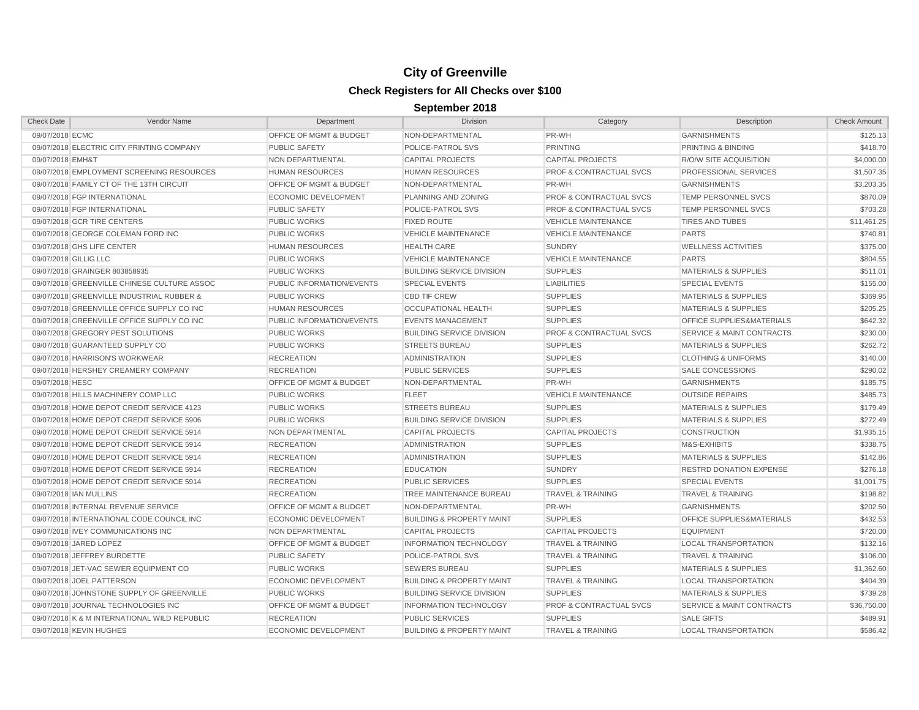# City of Greenville

## Check Registers for All Checks over $100

### September 2018

| Check Date | Vendor Name | Department | Division | Category | Description | Check Amount |
|---|---|---|---|---|---|---|
| 09/07/2018 | ECMC | OFFICE OF MGMT & BUDGET | NON-DEPARTMENTAL | PR-WH | GARNISHMENTS | $125.13 |
| 09/07/2018 | ELECTRIC CITY PRINTING COMPANY | PUBLIC SAFETY | POLICE-PATROL SVS | PRINTING | PRINTING & BINDING | $418.70 |
| 09/07/2018 | EMH&T | NON DEPARTMENTAL | CAPITAL PROJECTS | CAPITAL PROJECTS | R/O/W SITE ACQUISITION | $4,000.00 |
| 09/07/2018 | EMPLOYMENT SCREENING RESOURCES | HUMAN RESOURCES | HUMAN RESOURCES | PROF & CONTRACTUAL SVCS | PROFESSIONAL SERVICES | $1,507.35 |
| 09/07/2018 | FAMILY CT OF THE 13TH CIRCUIT | OFFICE OF MGMT & BUDGET | NON-DEPARTMENTAL | PR-WH | GARNISHMENTS | $3,203.35 |
| 09/07/2018 | FGP INTERNATIONAL | ECONOMIC DEVELOPMENT | PLANNING AND ZONING | PROF & CONTRACTUAL SVCS | TEMP PERSONNEL SVCS | $870.09 |
| 09/07/2018 | FGP INTERNATIONAL | PUBLIC SAFETY | POLICE-PATROL SVS | PROF & CONTRACTUAL SVCS | TEMP PERSONNEL SVCS | $703.28 |
| 09/07/2018 | GCR TIRE CENTERS | PUBLIC WORKS | FIXED ROUTE | VEHICLE MAINTENANCE | TIRES AND TUBES | $11,461.25 |
| 09/07/2018 | GEORGE COLEMAN FORD INC | PUBLIC WORKS | VEHICLE MAINTENANCE | VEHICLE MAINTENANCE | PARTS | $740.81 |
| 09/07/2018 | GHS LIFE CENTER | HUMAN RESOURCES | HEALTH CARE | SUNDRY | WELLNESS ACTIVITIES | $375.00 |
| 09/07/2018 | GILLIG LLC | PUBLIC WORKS | VEHICLE MAINTENANCE | VEHICLE MAINTENANCE | PARTS | $804.55 |
| 09/07/2018 | GRAINGER 803858935 | PUBLIC WORKS | BUILDING SERVICE DIVISION | SUPPLIES | MATERIALS & SUPPLIES | $511.01 |
| 09/07/2018 | GREENVILLE CHINESE CULTURE ASSOC | PUBLIC INFORMATION/EVENTS | SPECIAL EVENTS | LIABILITIES | SPECIAL EVENTS | $155.00 |
| 09/07/2018 | GREENVILLE INDUSTRIAL RUBBER & | PUBLIC WORKS | CBD TIF CREW | SUPPLIES | MATERIALS & SUPPLIES | $369.95 |
| 09/07/2018 | GREENVILLE OFFICE SUPPLY CO INC | HUMAN RESOURCES | OCCUPATIONAL HEALTH | SUPPLIES | MATERIALS & SUPPLIES | $205.25 |
| 09/07/2018 | GREENVILLE OFFICE SUPPLY CO INC | PUBLIC INFORMATION/EVENTS | EVENTS MANAGEMENT | SUPPLIES | OFFICE SUPPLIES&MATERIALS | $642.32 |
| 09/07/2018 | GREGORY PEST SOLUTIONS | PUBLIC WORKS | BUILDING SERVICE DIVISION | PROF & CONTRACTUAL SVCS | SERVICE & MAINT CONTRACTS | $230.00 |
| 09/07/2018 | GUARANTEED SUPPLY CO | PUBLIC WORKS | STREETS BUREAU | SUPPLIES | MATERIALS & SUPPLIES | $262.72 |
| 09/07/2018 | HARRISON'S WORKWEAR | RECREATION | ADMINISTRATION | SUPPLIES | CLOTHING & UNIFORMS | $140.00 |
| 09/07/2018 | HERSHEY CREAMERY COMPANY | RECREATION | PUBLIC SERVICES | SUPPLIES | SALE CONCESSIONS | $290.02 |
| 09/07/2018 | HESC | OFFICE OF MGMT & BUDGET | NON-DEPARTMENTAL | PR-WH | GARNISHMENTS | $185.75 |
| 09/07/2018 | HILLS MACHINERY COMP LLC | PUBLIC WORKS | FLEET | VEHICLE MAINTENANCE | OUTSIDE REPAIRS | $485.73 |
| 09/07/2018 | HOME DEPOT CREDIT SERVICE 4123 | PUBLIC WORKS | STREETS BUREAU | SUPPLIES | MATERIALS & SUPPLIES | $179.49 |
| 09/07/2018 | HOME DEPOT CREDIT SERVICE 5906 | PUBLIC WORKS | BUILDING SERVICE DIVISION | SUPPLIES | MATERIALS & SUPPLIES | $272.49 |
| 09/07/2018 | HOME DEPOT CREDIT SERVICE 5914 | NON DEPARTMENTAL | CAPITAL PROJECTS | CAPITAL PROJECTS | CONSTRUCTION | $1,935.15 |
| 09/07/2018 | HOME DEPOT CREDIT SERVICE 5914 | RECREATION | ADMINISTRATION | SUPPLIES | M&S-EXHIBITS | $338.75 |
| 09/07/2018 | HOME DEPOT CREDIT SERVICE 5914 | RECREATION | ADMINISTRATION | SUPPLIES | MATERIALS & SUPPLIES | $142.86 |
| 09/07/2018 | HOME DEPOT CREDIT SERVICE 5914 | RECREATION | EDUCATION | SUNDRY | RESTRD DONATION EXPENSE | $276.18 |
| 09/07/2018 | HOME DEPOT CREDIT SERVICE 5914 | RECREATION | PUBLIC SERVICES | SUPPLIES | SPECIAL EVENTS | $1,001.75 |
| 09/07/2018 | IAN MULLINS | RECREATION | TREE MAINTENANCE BUREAU | TRAVEL & TRAINING | TRAVEL & TRAINING | $198.82 |
| 09/07/2018 | INTERNAL REVENUE SERVICE | OFFICE OF MGMT & BUDGET | NON-DEPARTMENTAL | PR-WH | GARNISHMENTS | $202.50 |
| 09/07/2018 | INTERNATIONAL CODE COUNCIL INC | ECONOMIC DEVELOPMENT | BUILDING & PROPERTY MAINT | SUPPLIES | OFFICE SUPPLIES&MATERIALS | $432.53 |
| 09/07/2018 | IVEY COMMUNICATIONS INC | NON DEPARTMENTAL | CAPITAL PROJECTS | CAPITAL PROJECTS | EQUIPMENT | $720.00 |
| 09/07/2018 | JARED LOPEZ | OFFICE OF MGMT & BUDGET | INFORMATION TECHNOLOGY | TRAVEL & TRAINING | LOCAL TRANSPORTATION | $132.16 |
| 09/07/2018 | JEFFREY BURDETTE | PUBLIC SAFETY | POLICE-PATROL SVS | TRAVEL & TRAINING | TRAVEL & TRAINING | $106.00 |
| 09/07/2018 | JET-VAC SEWER EQUIPMENT CO | PUBLIC WORKS | SEWERS BUREAU | SUPPLIES | MATERIALS & SUPPLIES | $1,362.60 |
| 09/07/2018 | JOEL PATTERSON | ECONOMIC DEVELOPMENT | BUILDING & PROPERTY MAINT | TRAVEL & TRAINING | LOCAL TRANSPORTATION | $404.39 |
| 09/07/2018 | JOHNSTONE SUPPLY OF GREENVILLE | PUBLIC WORKS | BUILDING SERVICE DIVISION | SUPPLIES | MATERIALS & SUPPLIES | $739.28 |
| 09/07/2018 | JOURNAL TECHNOLOGIES INC | OFFICE OF MGMT & BUDGET | INFORMATION TECHNOLOGY | PROF & CONTRACTUAL SVCS | SERVICE & MAINT CONTRACTS | $36,750.00 |
| 09/07/2018 | K & M INTERNATIONAL WILD REPUBLIC | RECREATION | PUBLIC SERVICES | SUPPLIES | SALE GIFTS | $489.91 |
| 09/07/2018 | KEVIN HUGHES | ECONOMIC DEVELOPMENT | BUILDING & PROPERTY MAINT | TRAVEL & TRAINING | LOCAL TRANSPORTATION | $586.42 |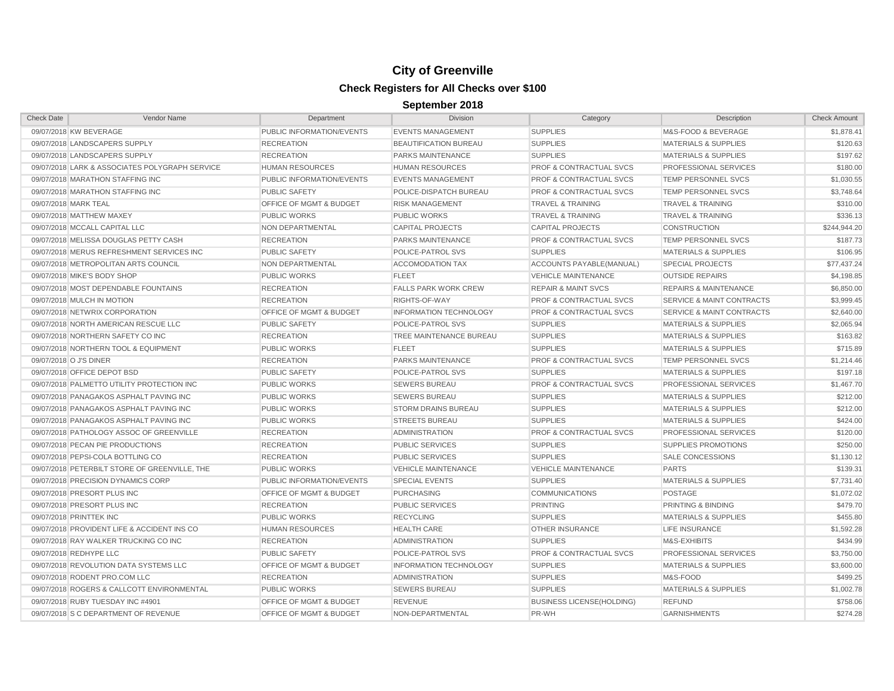# City of Greenville

## Check Registers for All Checks over $100

### September 2018

| Check Date | Vendor Name | Department | Division | Category | Description | Check Amount |
|---|---|---|---|---|---|---|
| 09/07/2018 | KW BEVERAGE | PUBLIC INFORMATION/EVENTS | EVENTS MANAGEMENT | SUPPLIES | M&S-FOOD & BEVERAGE | $1,878.41 |
| 09/07/2018 | LANDSCAPERS SUPPLY | RECREATION | BEAUTIFICATION BUREAU | SUPPLIES | MATERIALS & SUPPLIES | $120.63 |
| 09/07/2018 | LANDSCAPERS SUPPLY | RECREATION | PARKS MAINTENANCE | SUPPLIES | MATERIALS & SUPPLIES | $197.62 |
| 09/07/2018 | LARK & ASSOCIATES POLYGRAPH SERVICE | HUMAN RESOURCES | HUMAN RESOURCES | PROF & CONTRACTUAL SVCS | PROFESSIONAL SERVICES | $180.00 |
| 09/07/2018 | MARATHON STAFFING INC | PUBLIC INFORMATION/EVENTS | EVENTS MANAGEMENT | PROF & CONTRACTUAL SVCS | TEMP PERSONNEL SVCS | $1,030.55 |
| 09/07/2018 | MARATHON STAFFING INC | PUBLIC SAFETY | POLICE-DISPATCH BUREAU | PROF & CONTRACTUAL SVCS | TEMP PERSONNEL SVCS | $3,748.64 |
| 09/07/2018 | MARK TEAL | OFFICE OF MGMT & BUDGET | RISK MANAGEMENT | TRAVEL & TRAINING | TRAVEL & TRAINING | $310.00 |
| 09/07/2018 | MATTHEW MAXEY | PUBLIC WORKS | PUBLIC WORKS | TRAVEL & TRAINING | TRAVEL & TRAINING | $336.13 |
| 09/07/2018 | MCCALL CAPITAL LLC | NON DEPARTMENTAL | CAPITAL PROJECTS | CAPITAL PROJECTS | CONSTRUCTION | $244,944.20 |
| 09/07/2018 | MELISSA DOUGLAS PETTY CASH | RECREATION | PARKS MAINTENANCE | PROF & CONTRACTUAL SVCS | TEMP PERSONNEL SVCS | $187.73 |
| 09/07/2018 | MERUS REFRESHMENT SERVICES INC | PUBLIC SAFETY | POLICE-PATROL SVS | SUPPLIES | MATERIALS & SUPPLIES | $106.95 |
| 09/07/2018 | METROPOLITAN ARTS COUNCIL | NON DEPARTMENTAL | ACCOMODATION TAX | ACCOUNTS PAYABLE(MANUAL) | SPECIAL PROJECTS | $77,437.24 |
| 09/07/2018 | MIKE'S BODY SHOP | PUBLIC WORKS | FLEET | VEHICLE MAINTENANCE | OUTSIDE REPAIRS | $4,198.85 |
| 09/07/2018 | MOST DEPENDABLE FOUNTAINS | RECREATION | FALLS PARK WORK CREW | REPAIR & MAINT SVCS | REPAIRS & MAINTENANCE | $6,850.00 |
| 09/07/2018 | MULCH IN MOTION | RECREATION | RIGHTS-OF-WAY | PROF & CONTRACTUAL SVCS | SERVICE & MAINT CONTRACTS | $3,999.45 |
| 09/07/2018 | NETWRIX CORPORATION | OFFICE OF MGMT & BUDGET | INFORMATION TECHNOLOGY | PROF & CONTRACTUAL SVCS | SERVICE & MAINT CONTRACTS | $2,640.00 |
| 09/07/2018 | NORTH AMERICAN RESCUE LLC | PUBLIC SAFETY | POLICE-PATROL SVS | SUPPLIES | MATERIALS & SUPPLIES | $2,065.94 |
| 09/07/2018 | NORTHERN SAFETY CO INC | RECREATION | TREE MAINTENANCE BUREAU | SUPPLIES | MATERIALS & SUPPLIES | $163.82 |
| 09/07/2018 | NORTHERN TOOL & EQUIPMENT | PUBLIC WORKS | FLEET | SUPPLIES | MATERIALS & SUPPLIES | $715.89 |
| 09/07/2018 | O J'S DINER | RECREATION | PARKS MAINTENANCE | PROF & CONTRACTUAL SVCS | TEMP PERSONNEL SVCS | $1,214.46 |
| 09/07/2018 | OFFICE DEPOT BSD | PUBLIC SAFETY | POLICE-PATROL SVS | SUPPLIES | MATERIALS & SUPPLIES | $197.18 |
| 09/07/2018 | PALMETTO UTILITY PROTECTION INC | PUBLIC WORKS | SEWERS BUREAU | PROF & CONTRACTUAL SVCS | PROFESSIONAL SERVICES | $1,467.70 |
| 09/07/2018 | PANAGAKOS ASPHALT PAVING INC | PUBLIC WORKS | SEWERS BUREAU | SUPPLIES | MATERIALS & SUPPLIES | $212.00 |
| 09/07/2018 | PANAGAKOS ASPHALT PAVING INC | PUBLIC WORKS | STORM DRAINS BUREAU | SUPPLIES | MATERIALS & SUPPLIES | $212.00 |
| 09/07/2018 | PANAGAKOS ASPHALT PAVING INC | PUBLIC WORKS | STREETS BUREAU | SUPPLIES | MATERIALS & SUPPLIES | $424.00 |
| 09/07/2018 | PATHOLOGY ASSOC OF GREENVILLE | RECREATION | ADMINISTRATION | PROF & CONTRACTUAL SVCS | PROFESSIONAL SERVICES | $120.00 |
| 09/07/2018 | PECAN PIE PRODUCTIONS | RECREATION | PUBLIC SERVICES | SUPPLIES | SUPPLIES PROMOTIONS | $250.00 |
| 09/07/2018 | PEPSI-COLA BOTTLING CO | RECREATION | PUBLIC SERVICES | SUPPLIES | SALE CONCESSIONS | $1,130.12 |
| 09/07/2018 | PETERBILT STORE OF GREENVILLE, THE | PUBLIC WORKS | VEHICLE MAINTENANCE | VEHICLE MAINTENANCE | PARTS | $139.31 |
| 09/07/2018 | PRECISION DYNAMICS CORP | PUBLIC INFORMATION/EVENTS | SPECIAL EVENTS | SUPPLIES | MATERIALS & SUPPLIES | $7,731.40 |
| 09/07/2018 | PRESORT PLUS INC | OFFICE OF MGMT & BUDGET | PURCHASING | COMMUNICATIONS | POSTAGE | $1,072.02 |
| 09/07/2018 | PRESORT PLUS INC | RECREATION | PUBLIC SERVICES | PRINTING | PRINTING & BINDING | $479.70 |
| 09/07/2018 | PRINTTEK INC | PUBLIC WORKS | RECYCLING | SUPPLIES | MATERIALS & SUPPLIES | $455.80 |
| 09/07/2018 | PROVIDENT LIFE & ACCIDENT INS CO | HUMAN RESOURCES | HEALTH CARE | OTHER INSURANCE | LIFE INSURANCE | $1,592.28 |
| 09/07/2018 | RAY WALKER TRUCKING CO INC | RECREATION | ADMINISTRATION | SUPPLIES | M&S-EXHIBITS | $434.99 |
| 09/07/2018 | REDHYPE LLC | PUBLIC SAFETY | POLICE-PATROL SVS | PROF & CONTRACTUAL SVCS | PROFESSIONAL SERVICES | $3,750.00 |
| 09/07/2018 | REVOLUTION DATA SYSTEMS LLC | OFFICE OF MGMT & BUDGET | INFORMATION TECHNOLOGY | SUPPLIES | MATERIALS & SUPPLIES | $3,600.00 |
| 09/07/2018 | RODENT PRO.COM LLC | RECREATION | ADMINISTRATION | SUPPLIES | M&S-FOOD | $499.25 |
| 09/07/2018 | ROGERS & CALLCOTT ENVIRONMENTAL | PUBLIC WORKS | SEWERS BUREAU | SUPPLIES | MATERIALS & SUPPLIES | $1,002.78 |
| 09/07/2018 | RUBY TUESDAY INC #4901 | OFFICE OF MGMT & BUDGET | REVENUE | BUSINESS LICENSE(HOLDING) | REFUND | $758.06 |
| 09/07/2018 | S C DEPARTMENT OF REVENUE | OFFICE OF MGMT & BUDGET | NON-DEPARTMENTAL | PR-WH | GARNISHMENTS | $274.28 |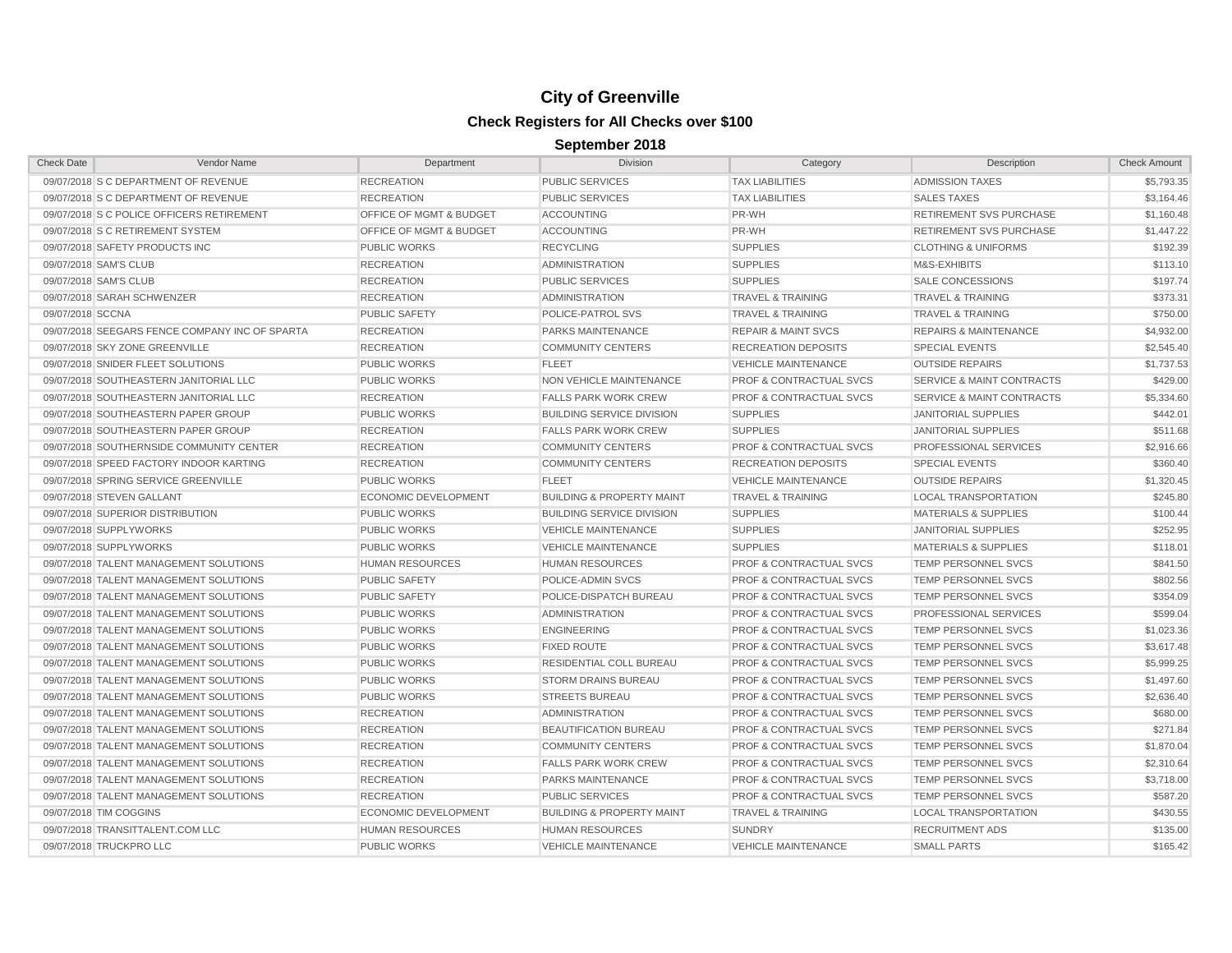# City of Greenville

## Check Registers for All Checks over $100

### September 2018

| Check Date | Vendor Name | Department | Division | Category | Description | Check Amount |
|---|---|---|---|---|---|---|
| 09/07/2018 | S C DEPARTMENT OF REVENUE | RECREATION | PUBLIC SERVICES | TAX LIABILITIES | ADMISSION TAXES | $5,793.35 |
| 09/07/2018 | S C DEPARTMENT OF REVENUE | RECREATION | PUBLIC SERVICES | TAX LIABILITIES | SALES TAXES | $3,164.46 |
| 09/07/2018 | S C POLICE OFFICERS RETIREMENT | OFFICE OF MGMT & BUDGET | ACCOUNTING | PR-WH | RETIREMENT SVS PURCHASE | $1,160.48 |
| 09/07/2018 | S C RETIREMENT SYSTEM | OFFICE OF MGMT & BUDGET | ACCOUNTING | PR-WH | RETIREMENT SVS PURCHASE | $1,447.22 |
| 09/07/2018 | SAFETY PRODUCTS INC | PUBLIC WORKS | RECYCLING | SUPPLIES | CLOTHING & UNIFORMS | $192.39 |
| 09/07/2018 | SAM'S CLUB | RECREATION | ADMINISTRATION | SUPPLIES | M&S-EXHIBITS | $113.10 |
| 09/07/2018 | SAM'S CLUB | RECREATION | PUBLIC SERVICES | SUPPLIES | SALE CONCESSIONS | $197.74 |
| 09/07/2018 | SARAH SCHWENZER | RECREATION | ADMINISTRATION | TRAVEL & TRAINING | TRAVEL & TRAINING | $373.31 |
| 09/07/2018 | SCCNA | PUBLIC SAFETY | POLICE-PATROL SVS | TRAVEL & TRAINING | TRAVEL & TRAINING | $750.00 |
| 09/07/2018 | SEEGARS FENCE COMPANY INC OF SPARTA | RECREATION | PARKS MAINTENANCE | REPAIR & MAINT SVCS | REPAIRS & MAINTENANCE | $4,932.00 |
| 09/07/2018 | SKY ZONE GREENVILLE | RECREATION | COMMUNITY CENTERS | RECREATION DEPOSITS | SPECIAL EVENTS | $2,545.40 |
| 09/07/2018 | SNIDER FLEET SOLUTIONS | PUBLIC WORKS | FLEET | VEHICLE MAINTENANCE | OUTSIDE REPAIRS | $1,737.53 |
| 09/07/2018 | SOUTHEASTERN JANITORIAL LLC | PUBLIC WORKS | NON VEHICLE MAINTENANCE | PROF & CONTRACTUAL SVCS | SERVICE & MAINT CONTRACTS | $429.00 |
| 09/07/2018 | SOUTHEASTERN JANITORIAL LLC | RECREATION | FALLS PARK WORK CREW | PROF & CONTRACTUAL SVCS | SERVICE & MAINT CONTRACTS | $5,334.60 |
| 09/07/2018 | SOUTHEASTERN PAPER GROUP | PUBLIC WORKS | BUILDING SERVICE DIVISION | SUPPLIES | JANITORIAL SUPPLIES | $442.01 |
| 09/07/2018 | SOUTHEASTERN PAPER GROUP | RECREATION | FALLS PARK WORK CREW | SUPPLIES | JANITORIAL SUPPLIES | $511.68 |
| 09/07/2018 | SOUTHERNSIDE COMMUNITY CENTER | RECREATION | COMMUNITY CENTERS | PROF & CONTRACTUAL SVCS | PROFESSIONAL SERVICES | $2,916.66 |
| 09/07/2018 | SPEED FACTORY INDOOR KARTING | RECREATION | COMMUNITY CENTERS | RECREATION DEPOSITS | SPECIAL EVENTS | $360.40 |
| 09/07/2018 | SPRING SERVICE GREENVILLE | PUBLIC WORKS | FLEET | VEHICLE MAINTENANCE | OUTSIDE REPAIRS | $1,320.45 |
| 09/07/2018 | STEVEN GALLANT | ECONOMIC DEVELOPMENT | BUILDING & PROPERTY MAINT | TRAVEL & TRAINING | LOCAL TRANSPORTATION | $245.80 |
| 09/07/2018 | SUPERIOR DISTRIBUTION | PUBLIC WORKS | BUILDING SERVICE DIVISION | SUPPLIES | MATERIALS & SUPPLIES | $100.44 |
| 09/07/2018 | SUPPLYWORKS | PUBLIC WORKS | VEHICLE MAINTENANCE | SUPPLIES | JANITORIAL SUPPLIES | $252.95 |
| 09/07/2018 | SUPPLYWORKS | PUBLIC WORKS | VEHICLE MAINTENANCE | SUPPLIES | MATERIALS & SUPPLIES | $118.01 |
| 09/07/2018 | TALENT MANAGEMENT SOLUTIONS | HUMAN RESOURCES | HUMAN RESOURCES | PROF & CONTRACTUAL SVCS | TEMP PERSONNEL SVCS | $841.50 |
| 09/07/2018 | TALENT MANAGEMENT SOLUTIONS | PUBLIC SAFETY | POLICE-ADMIN SVCS | PROF & CONTRACTUAL SVCS | TEMP PERSONNEL SVCS | $802.56 |
| 09/07/2018 | TALENT MANAGEMENT SOLUTIONS | PUBLIC SAFETY | POLICE-DISPATCH BUREAU | PROF & CONTRACTUAL SVCS | TEMP PERSONNEL SVCS | $354.09 |
| 09/07/2018 | TALENT MANAGEMENT SOLUTIONS | PUBLIC WORKS | ADMINISTRATION | PROF & CONTRACTUAL SVCS | PROFESSIONAL SERVICES | $599.04 |
| 09/07/2018 | TALENT MANAGEMENT SOLUTIONS | PUBLIC WORKS | ENGINEERING | PROF & CONTRACTUAL SVCS | TEMP PERSONNEL SVCS | $1,023.36 |
| 09/07/2018 | TALENT MANAGEMENT SOLUTIONS | PUBLIC WORKS | FIXED ROUTE | PROF & CONTRACTUAL SVCS | TEMP PERSONNEL SVCS | $3,617.48 |
| 09/07/2018 | TALENT MANAGEMENT SOLUTIONS | PUBLIC WORKS | RESIDENTIAL COLL BUREAU | PROF & CONTRACTUAL SVCS | TEMP PERSONNEL SVCS | $5,999.25 |
| 09/07/2018 | TALENT MANAGEMENT SOLUTIONS | PUBLIC WORKS | STORM DRAINS BUREAU | PROF & CONTRACTUAL SVCS | TEMP PERSONNEL SVCS | $1,497.60 |
| 09/07/2018 | TALENT MANAGEMENT SOLUTIONS | PUBLIC WORKS | STREETS BUREAU | PROF & CONTRACTUAL SVCS | TEMP PERSONNEL SVCS | $2,636.40 |
| 09/07/2018 | TALENT MANAGEMENT SOLUTIONS | RECREATION | ADMINISTRATION | PROF & CONTRACTUAL SVCS | TEMP PERSONNEL SVCS | $680.00 |
| 09/07/2018 | TALENT MANAGEMENT SOLUTIONS | RECREATION | BEAUTIFICATION BUREAU | PROF & CONTRACTUAL SVCS | TEMP PERSONNEL SVCS | $271.84 |
| 09/07/2018 | TALENT MANAGEMENT SOLUTIONS | RECREATION | COMMUNITY CENTERS | PROF & CONTRACTUAL SVCS | TEMP PERSONNEL SVCS | $1,870.04 |
| 09/07/2018 | TALENT MANAGEMENT SOLUTIONS | RECREATION | FALLS PARK WORK CREW | PROF & CONTRACTUAL SVCS | TEMP PERSONNEL SVCS | $2,310.64 |
| 09/07/2018 | TALENT MANAGEMENT SOLUTIONS | RECREATION | PARKS MAINTENANCE | PROF & CONTRACTUAL SVCS | TEMP PERSONNEL SVCS | $3,718.00 |
| 09/07/2018 | TALENT MANAGEMENT SOLUTIONS | RECREATION | PUBLIC SERVICES | PROF & CONTRACTUAL SVCS | TEMP PERSONNEL SVCS | $587.20 |
| 09/07/2018 | TIM COGGINS | ECONOMIC DEVELOPMENT | BUILDING & PROPERTY MAINT | TRAVEL & TRAINING | LOCAL TRANSPORTATION | $430.55 |
| 09/07/2018 | TRANSITTALENT.COM LLC | HUMAN RESOURCES | HUMAN RESOURCES | SUNDRY | RECRUITMENT ADS | $135.00 |
| 09/07/2018 | TRUCKPRO LLC | PUBLIC WORKS | VEHICLE MAINTENANCE | VEHICLE MAINTENANCE | SMALL PARTS | $165.42 |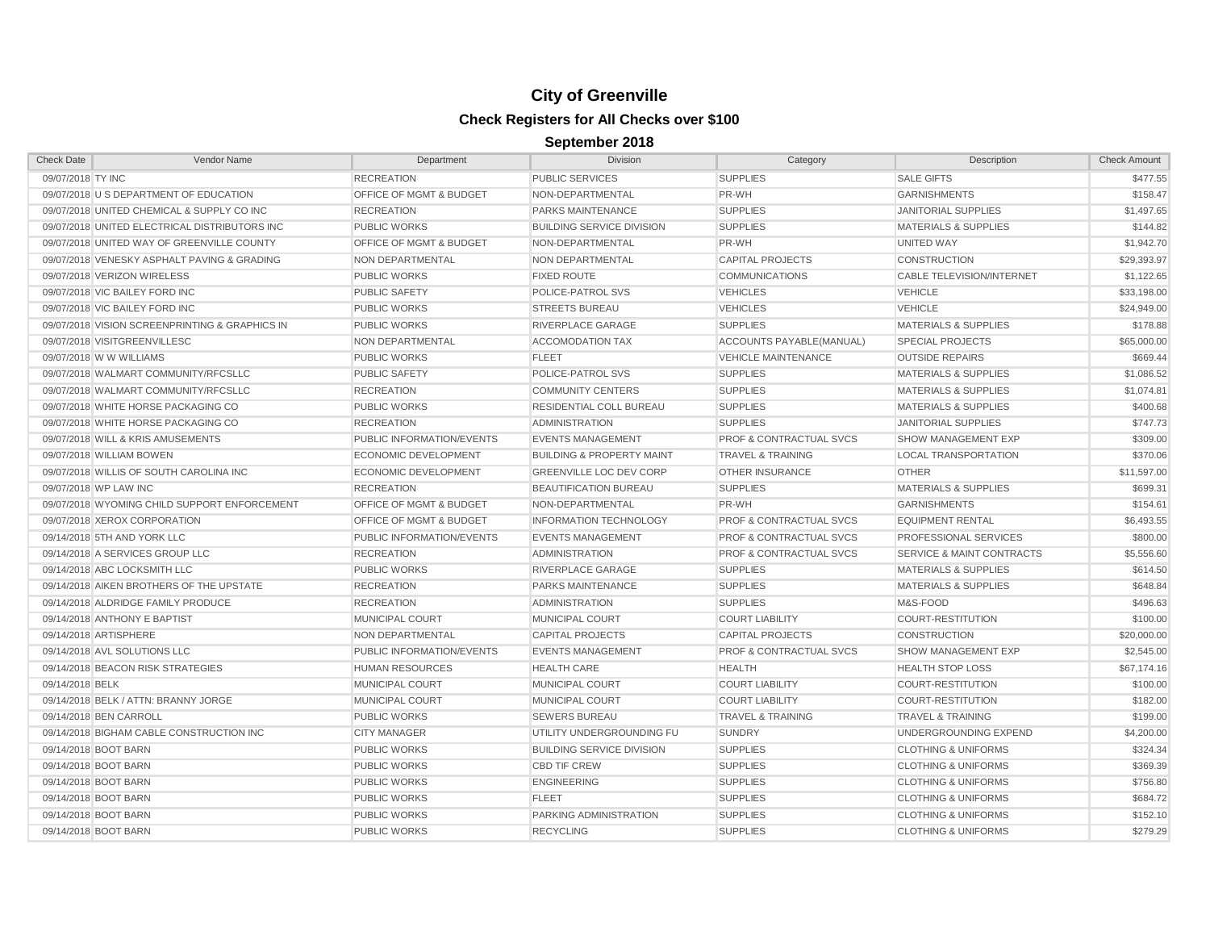# City of Greenville

## Check Registers for All Checks over $100

### September 2018

| Check Date | Vendor Name | Department | Division | Category | Description | Check Amount |
|---|---|---|---|---|---|---|
| 09/07/2018 | TY INC | RECREATION | PUBLIC SERVICES | SUPPLIES | SALE GIFTS | $477.55 |
| 09/07/2018 | U S DEPARTMENT OF EDUCATION | OFFICE OF MGMT & BUDGET | NON-DEPARTMENTAL | PR-WH | GARNISHMENTS | $158.47 |
| 09/07/2018 | UNITED CHEMICAL & SUPPLY CO INC | RECREATION | PARKS MAINTENANCE | SUPPLIES | JANITORIAL SUPPLIES | $1,497.65 |
| 09/07/2018 | UNITED ELECTRICAL DISTRIBUTORS INC | PUBLIC WORKS | BUILDING SERVICE DIVISION | SUPPLIES | MATERIALS & SUPPLIES | $144.82 |
| 09/07/2018 | UNITED WAY OF GREENVILLE COUNTY | OFFICE OF MGMT & BUDGET | NON-DEPARTMENTAL | PR-WH | UNITED WAY | $1,942.70 |
| 09/07/2018 | VENESKY ASPHALT PAVING & GRADING | NON DEPARTMENTAL | NON DEPARTMENTAL | CAPITAL PROJECTS | CONSTRUCTION | $29,393.97 |
| 09/07/2018 | VERIZON WIRELESS | PUBLIC WORKS | FIXED ROUTE | COMMUNICATIONS | CABLE TELEVISION/INTERNET | $1,122.65 |
| 09/07/2018 | VIC BAILEY FORD INC | PUBLIC SAFETY | POLICE-PATROL SVS | VEHICLES | VEHICLE | $33,198.00 |
| 09/07/2018 | VIC BAILEY FORD INC | PUBLIC WORKS | STREETS BUREAU | VEHICLES | VEHICLE | $24,949.00 |
| 09/07/2018 | VISION SCREENPRINTING & GRAPHICS IN | PUBLIC WORKS | RIVERPLACE GARAGE | SUPPLIES | MATERIALS & SUPPLIES | $178.88 |
| 09/07/2018 | VISITGREENVILLESC | NON DEPARTMENTAL | ACCOMODATION TAX | ACCOUNTS PAYABLE(MANUAL) | SPECIAL PROJECTS | $65,000.00 |
| 09/07/2018 | W W WILLIAMS | PUBLIC WORKS | FLEET | VEHICLE MAINTENANCE | OUTSIDE REPAIRS | $669.44 |
| 09/07/2018 | WALMART COMMUNITY/RFCSLLC | PUBLIC SAFETY | POLICE-PATROL SVS | SUPPLIES | MATERIALS & SUPPLIES | $1,086.52 |
| 09/07/2018 | WALMART COMMUNITY/RFCSLLC | RECREATION | COMMUNITY CENTERS | SUPPLIES | MATERIALS & SUPPLIES | $1,074.81 |
| 09/07/2018 | WHITE HORSE PACKAGING CO | PUBLIC WORKS | RESIDENTIAL COLL BUREAU | SUPPLIES | MATERIALS & SUPPLIES | $400.68 |
| 09/07/2018 | WHITE HORSE PACKAGING CO | RECREATION | ADMINISTRATION | SUPPLIES | JANITORIAL SUPPLIES | $747.73 |
| 09/07/2018 | WILL & KRIS AMUSEMENTS | PUBLIC INFORMATION/EVENTS | EVENTS MANAGEMENT | PROF & CONTRACTUAL SVCS | SHOW MANAGEMENT EXP | $309.00 |
| 09/07/2018 | WILLIAM BOWEN | ECONOMIC DEVELOPMENT | BUILDING & PROPERTY MAINT | TRAVEL & TRAINING | LOCAL TRANSPORTATION | $370.06 |
| 09/07/2018 | WILLIS OF SOUTH CAROLINA INC | ECONOMIC DEVELOPMENT | GREENVILLE LOC DEV CORP | OTHER INSURANCE | OTHER | $11,597.00 |
| 09/07/2018 | WP LAW INC | RECREATION | BEAUTIFICATION BUREAU | SUPPLIES | MATERIALS & SUPPLIES | $699.31 |
| 09/07/2018 | WYOMING CHILD SUPPORT ENFORCEMENT | OFFICE OF MGMT & BUDGET | NON-DEPARTMENTAL | PR-WH | GARNISHMENTS | $154.61 |
| 09/07/2018 | XEROX CORPORATION | OFFICE OF MGMT & BUDGET | INFORMATION TECHNOLOGY | PROF & CONTRACTUAL SVCS | EQUIPMENT RENTAL | $6,493.55 |
| 09/14/2018 | 5TH AND YORK LLC | PUBLIC INFORMATION/EVENTS | EVENTS MANAGEMENT | PROF & CONTRACTUAL SVCS | PROFESSIONAL SERVICES | $800.00 |
| 09/14/2018 | A SERVICES GROUP LLC | RECREATION | ADMINISTRATION | PROF & CONTRACTUAL SVCS | SERVICE & MAINT CONTRACTS | $5,556.60 |
| 09/14/2018 | ABC LOCKSMITH LLC | PUBLIC WORKS | RIVERPLACE GARAGE | SUPPLIES | MATERIALS & SUPPLIES | $614.50 |
| 09/14/2018 | AIKEN BROTHERS OF THE UPSTATE | RECREATION | PARKS MAINTENANCE | SUPPLIES | MATERIALS & SUPPLIES | $648.84 |
| 09/14/2018 | ALDRIDGE FAMILY PRODUCE | RECREATION | ADMINISTRATION | SUPPLIES | M&S-FOOD | $496.63 |
| 09/14/2018 | ANTHONY E BAPTIST | MUNICIPAL COURT | MUNICIPAL COURT | COURT LIABILITY | COURT-RESTITUTION | $100.00 |
| 09/14/2018 | ARTISPHERE | NON DEPARTMENTAL | CAPITAL PROJECTS | CAPITAL PROJECTS | CONSTRUCTION | $20,000.00 |
| 09/14/2018 | AVL SOLUTIONS LLC | PUBLIC INFORMATION/EVENTS | EVENTS MANAGEMENT | PROF & CONTRACTUAL SVCS | SHOW MANAGEMENT EXP | $2,545.00 |
| 09/14/2018 | BEACON RISK STRATEGIES | HUMAN RESOURCES | HEALTH CARE | HEALTH | HEALTH STOP LOSS | $67,174.16 |
| 09/14/2018 | BELK | MUNICIPAL COURT | MUNICIPAL COURT | COURT LIABILITY | COURT-RESTITUTION | $100.00 |
| 09/14/2018 | BELK / ATTN: BRANNY JORGE | MUNICIPAL COURT | MUNICIPAL COURT | COURT LIABILITY | COURT-RESTITUTION | $182.00 |
| 09/14/2018 | BEN CARROLL | PUBLIC WORKS | SEWERS BUREAU | TRAVEL & TRAINING | TRAVEL & TRAINING | $199.00 |
| 09/14/2018 | BIGHAM CABLE CONSTRUCTION INC | CITY MANAGER | UTILITY UNDERGROUNDING FU | SUNDRY | UNDERGROUNDING EXPEND | $4,200.00 |
| 09/14/2018 | BOOT BARN | PUBLIC WORKS | BUILDING SERVICE DIVISION | SUPPLIES | CLOTHING & UNIFORMS | $324.34 |
| 09/14/2018 | BOOT BARN | PUBLIC WORKS | CBD TIF CREW | SUPPLIES | CLOTHING & UNIFORMS | $369.39 |
| 09/14/2018 | BOOT BARN | PUBLIC WORKS | ENGINEERING | SUPPLIES | CLOTHING & UNIFORMS | $756.80 |
| 09/14/2018 | BOOT BARN | PUBLIC WORKS | FLEET | SUPPLIES | CLOTHING & UNIFORMS | $684.72 |
| 09/14/2018 | BOOT BARN | PUBLIC WORKS | PARKING ADMINISTRATION | SUPPLIES | CLOTHING & UNIFORMS | $152.10 |
| 09/14/2018 | BOOT BARN | PUBLIC WORKS | RECYCLING | SUPPLIES | CLOTHING & UNIFORMS | $279.29 |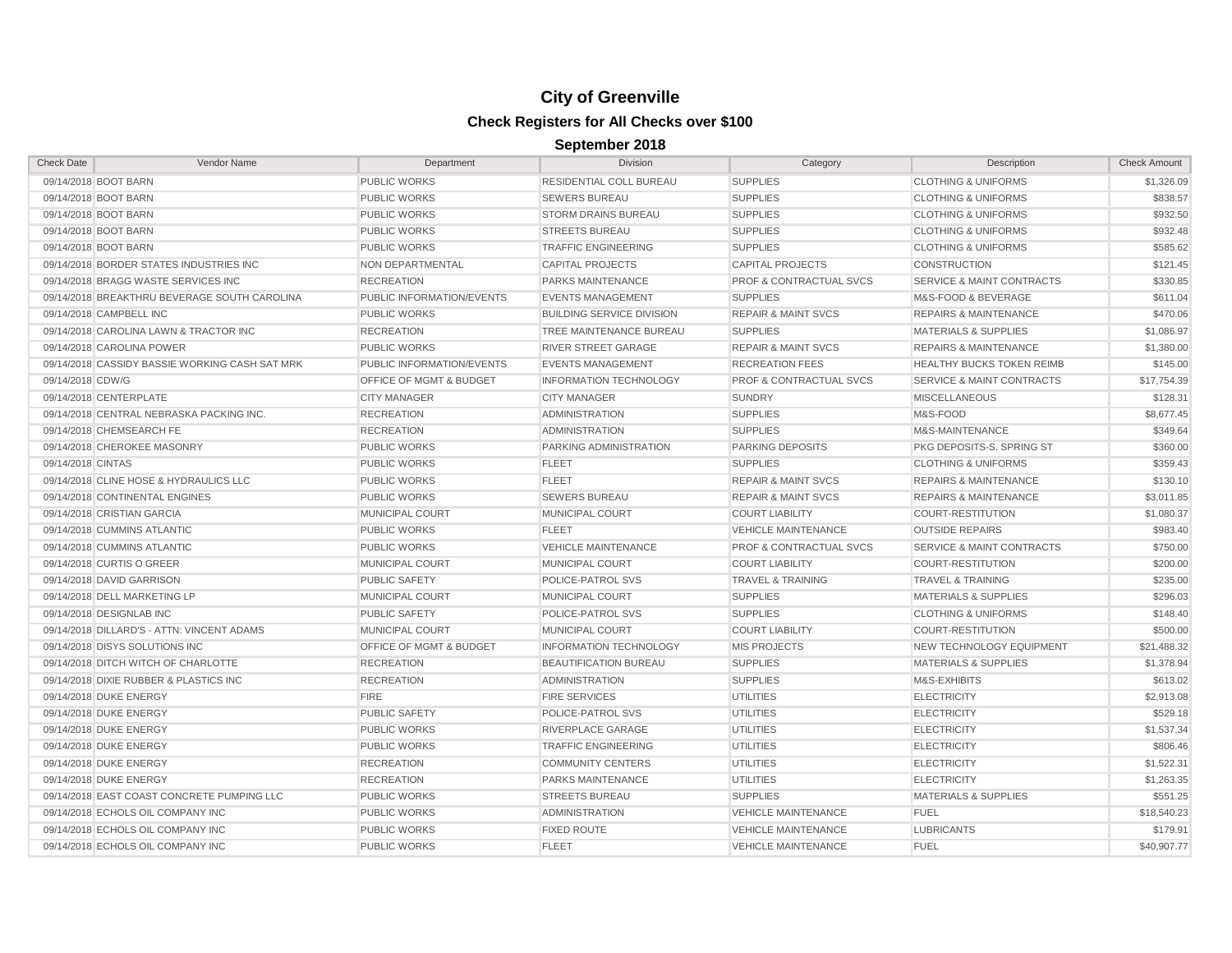# City of Greenville

## Check Registers for All Checks over $100

### September 2018

| Check Date | Vendor Name | Department | Division | Category | Description | Check Amount |
|---|---|---|---|---|---|---|
| 09/14/2018 | BOOT BARN | PUBLIC WORKS | RESIDENTIAL COLL BUREAU | SUPPLIES | CLOTHING & UNIFORMS | $1,326.09 |
| 09/14/2018 | BOOT BARN | PUBLIC WORKS | SEWERS BUREAU | SUPPLIES | CLOTHING & UNIFORMS | $838.57 |
| 09/14/2018 | BOOT BARN | PUBLIC WORKS | STORM DRAINS BUREAU | SUPPLIES | CLOTHING & UNIFORMS | $932.50 |
| 09/14/2018 | BOOT BARN | PUBLIC WORKS | STREETS BUREAU | SUPPLIES | CLOTHING & UNIFORMS | $932.48 |
| 09/14/2018 | BOOT BARN | PUBLIC WORKS | TRAFFIC ENGINEERING | SUPPLIES | CLOTHING & UNIFORMS | $585.62 |
| 09/14/2018 | BORDER STATES INDUSTRIES INC | NON DEPARTMENTAL | CAPITAL PROJECTS | CAPITAL PROJECTS | CONSTRUCTION | $121.45 |
| 09/14/2018 | BRAGG WASTE SERVICES INC | RECREATION | PARKS MAINTENANCE | PROF & CONTRACTUAL SVCS | SERVICE & MAINT CONTRACTS | $330.85 |
| 09/14/2018 | BREAKTHRU BEVERAGE SOUTH CAROLINA | PUBLIC INFORMATION/EVENTS | EVENTS MANAGEMENT | SUPPLIES | M&S-FOOD & BEVERAGE | $611.04 |
| 09/14/2018 | CAMPBELL INC | PUBLIC WORKS | BUILDING SERVICE DIVISION | REPAIR & MAINT SVCS | REPAIRS & MAINTENANCE | $470.06 |
| 09/14/2018 | CAROLINA LAWN & TRACTOR INC | RECREATION | TREE MAINTENANCE BUREAU | SUPPLIES | MATERIALS & SUPPLIES | $1,086.97 |
| 09/14/2018 | CAROLINA POWER | PUBLIC WORKS | RIVER STREET GARAGE | REPAIR & MAINT SVCS | REPAIRS & MAINTENANCE | $1,380.00 |
| 09/14/2018 | CASSIDY BASSIE WORKING CASH SAT MRK | PUBLIC INFORMATION/EVENTS | EVENTS MANAGEMENT | RECREATION FEES | HEALTHY BUCKS TOKEN REIMB | $145.00 |
| 09/14/2018 | CDW/G | OFFICE OF MGMT & BUDGET | INFORMATION TECHNOLOGY | PROF & CONTRACTUAL SVCS | SERVICE & MAINT CONTRACTS | $17,754.39 |
| 09/14/2018 | CENTERPLATE | CITY MANAGER | CITY MANAGER | SUNDRY | MISCELLANEOUS | $128.31 |
| 09/14/2018 | CENTRAL NEBRASKA PACKING INC. | RECREATION | ADMINISTRATION | SUPPLIES | M&S-FOOD | $8,677.45 |
| 09/14/2018 | CHEMSEARCH FE | RECREATION | ADMINISTRATION | SUPPLIES | M&S-MAINTENANCE | $349.64 |
| 09/14/2018 | CHEROKEE MASONRY | PUBLIC WORKS | PARKING ADMINISTRATION | PARKING DEPOSITS | PKG DEPOSITS-S. SPRING ST | $360.00 |
| 09/14/2018 | CINTAS | PUBLIC WORKS | FLEET | SUPPLIES | CLOTHING & UNIFORMS | $359.43 |
| 09/14/2018 | CLINE HOSE & HYDRAULICS LLC | PUBLIC WORKS | FLEET | REPAIR & MAINT SVCS | REPAIRS & MAINTENANCE | $130.10 |
| 09/14/2018 | CONTINENTAL ENGINES | PUBLIC WORKS | SEWERS BUREAU | REPAIR & MAINT SVCS | REPAIRS & MAINTENANCE | $3,011.85 |
| 09/14/2018 | CRISTIAN GARCIA | MUNICIPAL COURT | MUNICIPAL COURT | COURT LIABILITY | COURT-RESTITUTION | $1,080.37 |
| 09/14/2018 | CUMMINS ATLANTIC | PUBLIC WORKS | FLEET | VEHICLE MAINTENANCE | OUTSIDE REPAIRS | $983.40 |
| 09/14/2018 | CUMMINS ATLANTIC | PUBLIC WORKS | VEHICLE MAINTENANCE | PROF & CONTRACTUAL SVCS | SERVICE & MAINT CONTRACTS | $750.00 |
| 09/14/2018 | CURTIS O GREER | MUNICIPAL COURT | MUNICIPAL COURT | COURT LIABILITY | COURT-RESTITUTION | $200.00 |
| 09/14/2018 | DAVID GARRISON | PUBLIC SAFETY | POLICE-PATROL SVS | TRAVEL & TRAINING | TRAVEL & TRAINING | $235.00 |
| 09/14/2018 | DELL MARKETING LP | MUNICIPAL COURT | MUNICIPAL COURT | SUPPLIES | MATERIALS & SUPPLIES | $296.03 |
| 09/14/2018 | DESIGNLAB INC | PUBLIC SAFETY | POLICE-PATROL SVS | SUPPLIES | CLOTHING & UNIFORMS | $148.40 |
| 09/14/2018 | DILLARD'S - ATTN: VINCENT ADAMS | MUNICIPAL COURT | MUNICIPAL COURT | COURT LIABILITY | COURT-RESTITUTION | $500.00 |
| 09/14/2018 | DISYS SOLUTIONS INC | OFFICE OF MGMT & BUDGET | INFORMATION TECHNOLOGY | MIS PROJECTS | NEW TECHNOLOGY EQUIPMENT | $21,488.32 |
| 09/14/2018 | DITCH WITCH OF CHARLOTTE | RECREATION | BEAUTIFICATION BUREAU | SUPPLIES | MATERIALS & SUPPLIES | $1,378.94 |
| 09/14/2018 | DIXIE RUBBER & PLASTICS INC | RECREATION | ADMINISTRATION | SUPPLIES | M&S-EXHIBITS | $613.02 |
| 09/14/2018 | DUKE ENERGY | FIRE | FIRE SERVICES | UTILITIES | ELECTRICITY | $2,913.08 |
| 09/14/2018 | DUKE ENERGY | PUBLIC SAFETY | POLICE-PATROL SVS | UTILITIES | ELECTRICITY | $529.18 |
| 09/14/2018 | DUKE ENERGY | PUBLIC WORKS | RIVERPLACE GARAGE | UTILITIES | ELECTRICITY | $1,537.34 |
| 09/14/2018 | DUKE ENERGY | PUBLIC WORKS | TRAFFIC ENGINEERING | UTILITIES | ELECTRICITY | $806.46 |
| 09/14/2018 | DUKE ENERGY | RECREATION | COMMUNITY CENTERS | UTILITIES | ELECTRICITY | $1,522.31 |
| 09/14/2018 | DUKE ENERGY | RECREATION | PARKS MAINTENANCE | UTILITIES | ELECTRICITY | $1,263.35 |
| 09/14/2018 | EAST COAST CONCRETE PUMPING LLC | PUBLIC WORKS | STREETS BUREAU | SUPPLIES | MATERIALS & SUPPLIES | $551.25 |
| 09/14/2018 | ECHOLS OIL COMPANY INC | PUBLIC WORKS | ADMINISTRATION | VEHICLE MAINTENANCE | FUEL | $18,540.23 |
| 09/14/2018 | ECHOLS OIL COMPANY INC | PUBLIC WORKS | FIXED ROUTE | VEHICLE MAINTENANCE | LUBRICANTS | $179.91 |
| 09/14/2018 | ECHOLS OIL COMPANY INC | PUBLIC WORKS | FLEET | VEHICLE MAINTENANCE | FUEL | $40,907.77 |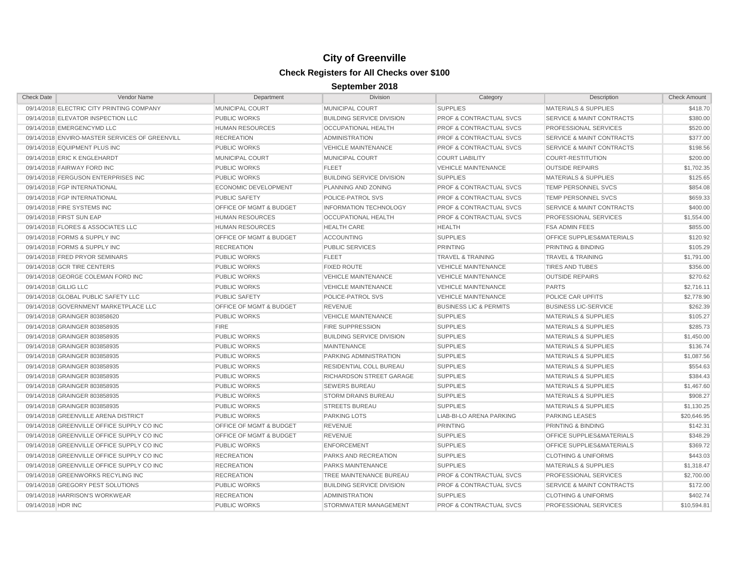# City of Greenville

## Check Registers for All Checks over $100

### September 2018

| Check Date | Vendor Name | Department | Division | Category | Description | Check Amount |
|---|---|---|---|---|---|---|
| 09/14/2018 | ELECTRIC CITY PRINTING COMPANY | MUNICIPAL COURT | MUNICIPAL COURT | SUPPLIES | MATERIALS & SUPPLIES | $418.70 |
| 09/14/2018 | ELEVATOR INSPECTION LLC | PUBLIC WORKS | BUILDING SERVICE DIVISION | PROF & CONTRACTUAL SVCS | SERVICE & MAINT CONTRACTS | $380.00 |
| 09/14/2018 | EMERGENCYMD LLC | HUMAN RESOURCES | OCCUPATIONAL HEALTH | PROF & CONTRACTUAL SVCS | PROFESSIONAL SERVICES | $520.00 |
| 09/14/2018 | ENVIRO-MASTER SERVICES OF GREENVILL | RECREATION | ADMINISTRATION | PROF & CONTRACTUAL SVCS | SERVICE & MAINT CONTRACTS | $377.00 |
| 09/14/2018 | EQUIPMENT PLUS INC | PUBLIC WORKS | VEHICLE MAINTENANCE | PROF & CONTRACTUAL SVCS | SERVICE & MAINT CONTRACTS | $198.56 |
| 09/14/2018 | ERIC K ENGLEHARDT | MUNICIPAL COURT | MUNICIPAL COURT | COURT LIABILITY | COURT-RESTITUTION | $200.00 |
| 09/14/2018 | FAIRWAY FORD INC | PUBLIC WORKS | FLEET | VEHICLE MAINTENANCE | OUTSIDE REPAIRS | $1,702.35 |
| 09/14/2018 | FERGUSON ENTERPRISES INC | PUBLIC WORKS | BUILDING SERVICE DIVISION | SUPPLIES | MATERIALS & SUPPLIES | $125.65 |
| 09/14/2018 | FGP INTERNATIONAL | ECONOMIC DEVELOPMENT | PLANNING AND ZONING | PROF & CONTRACTUAL SVCS | TEMP PERSONNEL SVCS | $854.08 |
| 09/14/2018 | FGP INTERNATIONAL | PUBLIC SAFETY | POLICE-PATROL SVS | PROF & CONTRACTUAL SVCS | TEMP PERSONNEL SVCS | $659.33 |
| 09/14/2018 | FIRE SYSTEMS INC | OFFICE OF MGMT & BUDGET | INFORMATION TECHNOLOGY | PROF & CONTRACTUAL SVCS | SERVICE & MAINT CONTRACTS | $400.00 |
| 09/14/2018 | FIRST SUN EAP | HUMAN RESOURCES | OCCUPATIONAL HEALTH | PROF & CONTRACTUAL SVCS | PROFESSIONAL SERVICES | $1,554.00 |
| 09/14/2018 | FLORES & ASSOCIATES LLC | HUMAN RESOURCES | HEALTH CARE | HEALTH | FSA ADMIN FEES | $855.00 |
| 09/14/2018 | FORMS & SUPPLY INC | OFFICE OF MGMT & BUDGET | ACCOUNTING | SUPPLIES | OFFICE SUPPLIES&MATERIALS | $120.92 |
| 09/14/2018 | FORMS & SUPPLY INC | RECREATION | PUBLIC SERVICES | PRINTING | PRINTING & BINDING | $105.29 |
| 09/14/2018 | FRED PRYOR SEMINARS | PUBLIC WORKS | FLEET | TRAVEL & TRAINING | TRAVEL & TRAINING | $1,791.00 |
| 09/14/2018 | GCR TIRE CENTERS | PUBLIC WORKS | FIXED ROUTE | VEHICLE MAINTENANCE | TIRES AND TUBES | $356.00 |
| 09/14/2018 | GEORGE COLEMAN FORD INC | PUBLIC WORKS | VEHICLE MAINTENANCE | VEHICLE MAINTENANCE | OUTSIDE REPAIRS | $270.62 |
| 09/14/2018 | GILLIG LLC | PUBLIC WORKS | VEHICLE MAINTENANCE | VEHICLE MAINTENANCE | PARTS | $2,716.11 |
| 09/14/2018 | GLOBAL PUBLIC SAFETY LLC | PUBLIC SAFETY | POLICE-PATROL SVS | VEHICLE MAINTENANCE | POLICE CAR UPFITS | $2,778.90 |
| 09/14/2018 | GOVERNMENT MARKETPLACE LLC | OFFICE OF MGMT & BUDGET | REVENUE | BUSINESS LIC & PERMITS | BUSINESS LIC-SERVICE | $262.39 |
| 09/14/2018 | GRAINGER 803858620 | PUBLIC WORKS | VEHICLE MAINTENANCE | SUPPLIES | MATERIALS & SUPPLIES | $105.27 |
| 09/14/2018 | GRAINGER 803858935 | FIRE | FIRE SUPPRESSION | SUPPLIES | MATERIALS & SUPPLIES | $285.73 |
| 09/14/2018 | GRAINGER 803858935 | PUBLIC WORKS | BUILDING SERVICE DIVISION | SUPPLIES | MATERIALS & SUPPLIES | $1,450.00 |
| 09/14/2018 | GRAINGER 803858935 | PUBLIC WORKS | MAINTENANCE | SUPPLIES | MATERIALS & SUPPLIES | $136.74 |
| 09/14/2018 | GRAINGER 803858935 | PUBLIC WORKS | PARKING ADMINISTRATION | SUPPLIES | MATERIALS & SUPPLIES | $1,087.56 |
| 09/14/2018 | GRAINGER 803858935 | PUBLIC WORKS | RESIDENTIAL COLL BUREAU | SUPPLIES | MATERIALS & SUPPLIES | $554.63 |
| 09/14/2018 | GRAINGER 803858935 | PUBLIC WORKS | RICHARDSON STREET GARAGE | SUPPLIES | MATERIALS & SUPPLIES | $384.43 |
| 09/14/2018 | GRAINGER 803858935 | PUBLIC WORKS | SEWERS BUREAU | SUPPLIES | MATERIALS & SUPPLIES | $1,467.60 |
| 09/14/2018 | GRAINGER 803858935 | PUBLIC WORKS | STORM DRAINS BUREAU | SUPPLIES | MATERIALS & SUPPLIES | $908.27 |
| 09/14/2018 | GRAINGER 803858935 | PUBLIC WORKS | STREETS BUREAU | SUPPLIES | MATERIALS & SUPPLIES | $1,130.25 |
| 09/14/2018 | GREENVILLE ARENA DISTRICT | PUBLIC WORKS | PARKING LOTS | LIAB-BI-LO ARENA PARKING | PARKING LEASES | $20,646.95 |
| 09/14/2018 | GREENVILLE OFFICE SUPPLY CO INC | OFFICE OF MGMT & BUDGET | REVENUE | PRINTING | PRINTING & BINDING | $142.31 |
| 09/14/2018 | GREENVILLE OFFICE SUPPLY CO INC | OFFICE OF MGMT & BUDGET | REVENUE | SUPPLIES | OFFICE SUPPLIES&MATERIALS | $348.29 |
| 09/14/2018 | GREENVILLE OFFICE SUPPLY CO INC | PUBLIC WORKS | ENFORCEMENT | SUPPLIES | OFFICE SUPPLIES&MATERIALS | $369.72 |
| 09/14/2018 | GREENVILLE OFFICE SUPPLY CO INC | RECREATION | PARKS AND RECREATION | SUPPLIES | CLOTHING & UNIFORMS | $443.03 |
| 09/14/2018 | GREENVILLE OFFICE SUPPLY CO INC | RECREATION | PARKS MAINTENANCE | SUPPLIES | MATERIALS & SUPPLIES | $1,318.47 |
| 09/14/2018 | GREENWORKS RECYLING INC | RECREATION | TREE MAINTENANCE BUREAU | PROF & CONTRACTUAL SVCS | PROFESSIONAL SERVICES | $2,700.00 |
| 09/14/2018 | GREGORY PEST SOLUTIONS | PUBLIC WORKS | BUILDING SERVICE DIVISION | PROF & CONTRACTUAL SVCS | SERVICE & MAINT CONTRACTS | $172.00 |
| 09/14/2018 | HARRISON'S WORKWEAR | RECREATION | ADMINISTRATION | SUPPLIES | CLOTHING & UNIFORMS | $402.74 |
| 09/14/2018 | HDR INC | PUBLIC WORKS | STORMWATER MANAGEMENT | PROF & CONTRACTUAL SVCS | PROFESSIONAL SERVICES | $10,594.81 |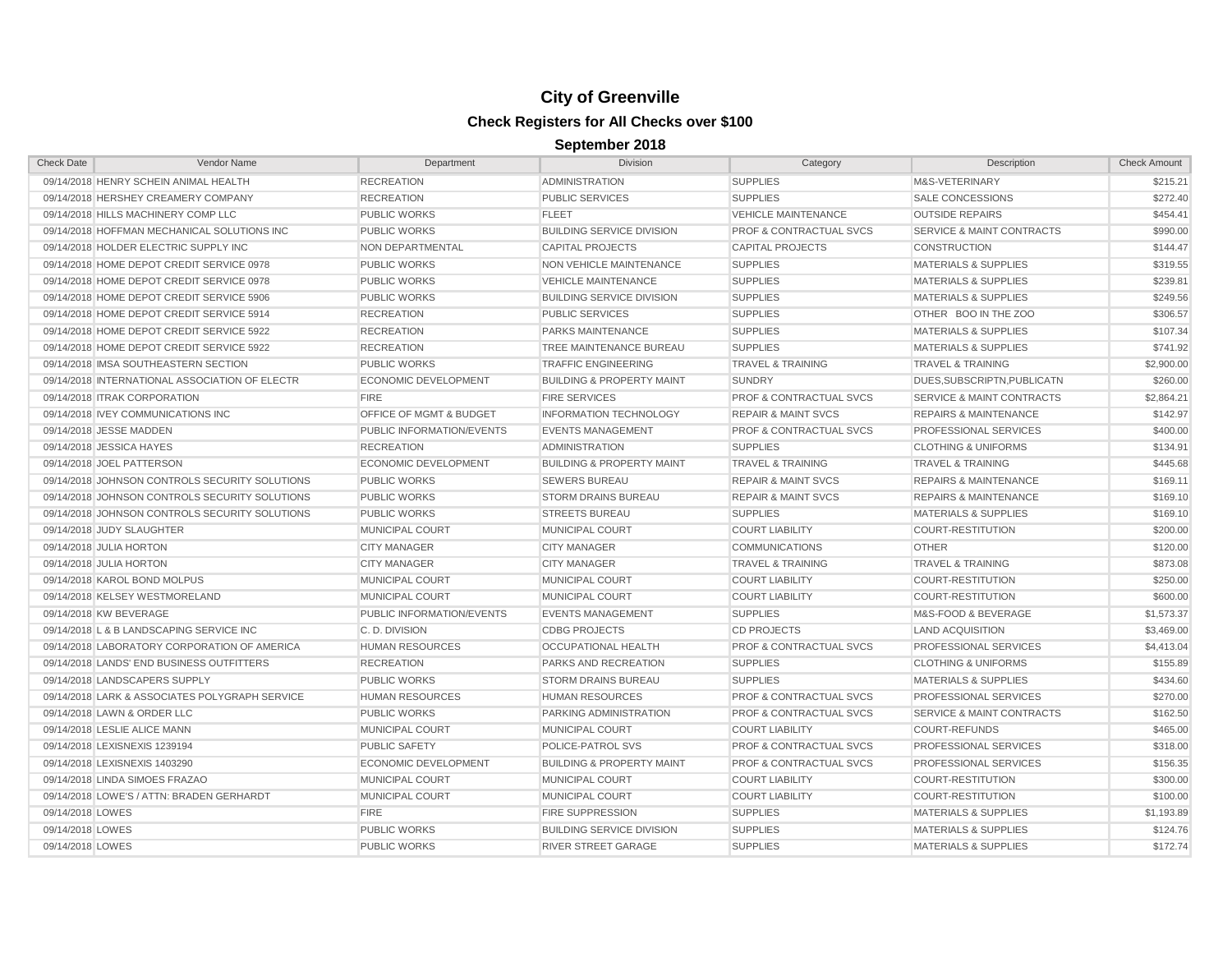# City of Greenville

## Check Registers for All Checks over $100

### September 2018

| Check Date | Vendor Name | Department | Division | Category | Description | Check Amount |
|---|---|---|---|---|---|---|
| 09/14/2018 | HENRY SCHEIN ANIMAL HEALTH | RECREATION | ADMINISTRATION | SUPPLIES | M&S-VETERINARY | $215.21 |
| 09/14/2018 | HERSHEY CREAMERY COMPANY | RECREATION | PUBLIC SERVICES | SUPPLIES | SALE CONCESSIONS | $272.40 |
| 09/14/2018 | HILLS MACHINERY COMP LLC | PUBLIC WORKS | FLEET | VEHICLE MAINTENANCE | OUTSIDE REPAIRS | $454.41 |
| 09/14/2018 | HOFFMAN MECHANICAL SOLUTIONS INC | PUBLIC WORKS | BUILDING SERVICE DIVISION | PROF & CONTRACTUAL SVCS | SERVICE & MAINT CONTRACTS | $990.00 |
| 09/14/2018 | HOLDER ELECTRIC SUPPLY INC | NON DEPARTMENTAL | CAPITAL PROJECTS | CAPITAL PROJECTS | CONSTRUCTION | $144.47 |
| 09/14/2018 | HOME DEPOT CREDIT SERVICE 0978 | PUBLIC WORKS | NON VEHICLE MAINTENANCE | SUPPLIES | MATERIALS & SUPPLIES | $319.55 |
| 09/14/2018 | HOME DEPOT CREDIT SERVICE 0978 | PUBLIC WORKS | VEHICLE MAINTENANCE | SUPPLIES | MATERIALS & SUPPLIES | $239.81 |
| 09/14/2018 | HOME DEPOT CREDIT SERVICE 5906 | PUBLIC WORKS | BUILDING SERVICE DIVISION | SUPPLIES | MATERIALS & SUPPLIES | $249.56 |
| 09/14/2018 | HOME DEPOT CREDIT SERVICE 5914 | RECREATION | PUBLIC SERVICES | SUPPLIES | OTHER BOO IN THE ZOO | $306.57 |
| 09/14/2018 | HOME DEPOT CREDIT SERVICE 5922 | RECREATION | PARKS MAINTENANCE | SUPPLIES | MATERIALS & SUPPLIES | $107.34 |
| 09/14/2018 | HOME DEPOT CREDIT SERVICE 5922 | RECREATION | TREE MAINTENANCE BUREAU | SUPPLIES | MATERIALS & SUPPLIES | $741.92 |
| 09/14/2018 | IMSA SOUTHEASTERN SECTION | PUBLIC WORKS | TRAFFIC ENGINEERING | TRAVEL & TRAINING | TRAVEL & TRAINING | $2,900.00 |
| 09/14/2018 | INTERNATIONAL ASSOCIATION OF ELECTR | ECONOMIC DEVELOPMENT | BUILDING & PROPERTY MAINT | SUNDRY | DUES,SUBSCRIPTN,PUBLICATN | $260.00 |
| 09/14/2018 | ITRAK CORPORATION | FIRE | FIRE SERVICES | PROF & CONTRACTUAL SVCS | SERVICE & MAINT CONTRACTS | $2,864.21 |
| 09/14/2018 | IVEY COMMUNICATIONS INC | OFFICE OF MGMT & BUDGET | INFORMATION TECHNOLOGY | REPAIR & MAINT SVCS | REPAIRS & MAINTENANCE | $142.97 |
| 09/14/2018 | JESSE MADDEN | PUBLIC INFORMATION/EVENTS | EVENTS MANAGEMENT | PROF & CONTRACTUAL SVCS | PROFESSIONAL SERVICES | $400.00 |
| 09/14/2018 | JESSICA HAYES | RECREATION | ADMINISTRATION | SUPPLIES | CLOTHING & UNIFORMS | $134.91 |
| 09/14/2018 | JOEL PATTERSON | ECONOMIC DEVELOPMENT | BUILDING & PROPERTY MAINT | TRAVEL & TRAINING | TRAVEL & TRAINING | $445.68 |
| 09/14/2018 | JOHNSON CONTROLS SECURITY SOLUTIONS | PUBLIC WORKS | SEWERS BUREAU | REPAIR & MAINT SVCS | REPAIRS & MAINTENANCE | $169.11 |
| 09/14/2018 | JOHNSON CONTROLS SECURITY SOLUTIONS | PUBLIC WORKS | STORM DRAINS BUREAU | REPAIR & MAINT SVCS | REPAIRS & MAINTENANCE | $169.10 |
| 09/14/2018 | JOHNSON CONTROLS SECURITY SOLUTIONS | PUBLIC WORKS | STREETS BUREAU | SUPPLIES | MATERIALS & SUPPLIES | $169.10 |
| 09/14/2018 | JUDY SLAUGHTER | MUNICIPAL COURT | MUNICIPAL COURT | COURT LIABILITY | COURT-RESTITUTION | $200.00 |
| 09/14/2018 | JULIA HORTON | CITY MANAGER | CITY MANAGER | COMMUNICATIONS | OTHER | $120.00 |
| 09/14/2018 | JULIA HORTON | CITY MANAGER | CITY MANAGER | TRAVEL & TRAINING | TRAVEL & TRAINING | $873.08 |
| 09/14/2018 | KAROL BOND MOLPUS | MUNICIPAL COURT | MUNICIPAL COURT | COURT LIABILITY | COURT-RESTITUTION | $250.00 |
| 09/14/2018 | KELSEY WESTMORELAND | MUNICIPAL COURT | MUNICIPAL COURT | COURT LIABILITY | COURT-RESTITUTION | $600.00 |
| 09/14/2018 | KW BEVERAGE | PUBLIC INFORMATION/EVENTS | EVENTS MANAGEMENT | SUPPLIES | M&S-FOOD & BEVERAGE | $1,573.37 |
| 09/14/2018 | L & B LANDSCAPING SERVICE INC | C. D. DIVISION | CDBG PROJECTS | CD PROJECTS | LAND ACQUISITION | $3,469.00 |
| 09/14/2018 | LABORATORY CORPORATION OF AMERICA | HUMAN RESOURCES | OCCUPATIONAL HEALTH | PROF & CONTRACTUAL SVCS | PROFESSIONAL SERVICES | $4,413.04 |
| 09/14/2018 | LANDS' END BUSINESS OUTFITTERS | RECREATION | PARKS AND RECREATION | SUPPLIES | CLOTHING & UNIFORMS | $155.89 |
| 09/14/2018 | LANDSCAPERS SUPPLY | PUBLIC WORKS | STORM DRAINS BUREAU | SUPPLIES | MATERIALS & SUPPLIES | $434.60 |
| 09/14/2018 | LARK & ASSOCIATES POLYGRAPH SERVICE | HUMAN RESOURCES | HUMAN RESOURCES | PROF & CONTRACTUAL SVCS | PROFESSIONAL SERVICES | $270.00 |
| 09/14/2018 | LAWN & ORDER LLC | PUBLIC WORKS | PARKING ADMINISTRATION | PROF & CONTRACTUAL SVCS | SERVICE & MAINT CONTRACTS | $162.50 |
| 09/14/2018 | LESLIE ALICE MANN | MUNICIPAL COURT | MUNICIPAL COURT | COURT LIABILITY | COURT-REFUNDS | $465.00 |
| 09/14/2018 | LEXISNEXIS 1239194 | PUBLIC SAFETY | POLICE-PATROL SVS | PROF & CONTRACTUAL SVCS | PROFESSIONAL SERVICES | $318.00 |
| 09/14/2018 | LEXISNEXIS 1403290 | ECONOMIC DEVELOPMENT | BUILDING & PROPERTY MAINT | PROF & CONTRACTUAL SVCS | PROFESSIONAL SERVICES | $156.35 |
| 09/14/2018 | LINDA SIMOES FRAZAO | MUNICIPAL COURT | MUNICIPAL COURT | COURT LIABILITY | COURT-RESTITUTION | $300.00 |
| 09/14/2018 | LOWE'S / ATTN: BRADEN GERHARDT | MUNICIPAL COURT | MUNICIPAL COURT | COURT LIABILITY | COURT-RESTITUTION | $100.00 |
| 09/14/2018 | LOWES | FIRE | FIRE SUPPRESSION | SUPPLIES | MATERIALS & SUPPLIES | $1,193.89 |
| 09/14/2018 | LOWES | PUBLIC WORKS | BUILDING SERVICE DIVISION | SUPPLIES | MATERIALS & SUPPLIES | $124.76 |
| 09/14/2018 | LOWES | PUBLIC WORKS | RIVER STREET GARAGE | SUPPLIES | MATERIALS & SUPPLIES | $172.74 |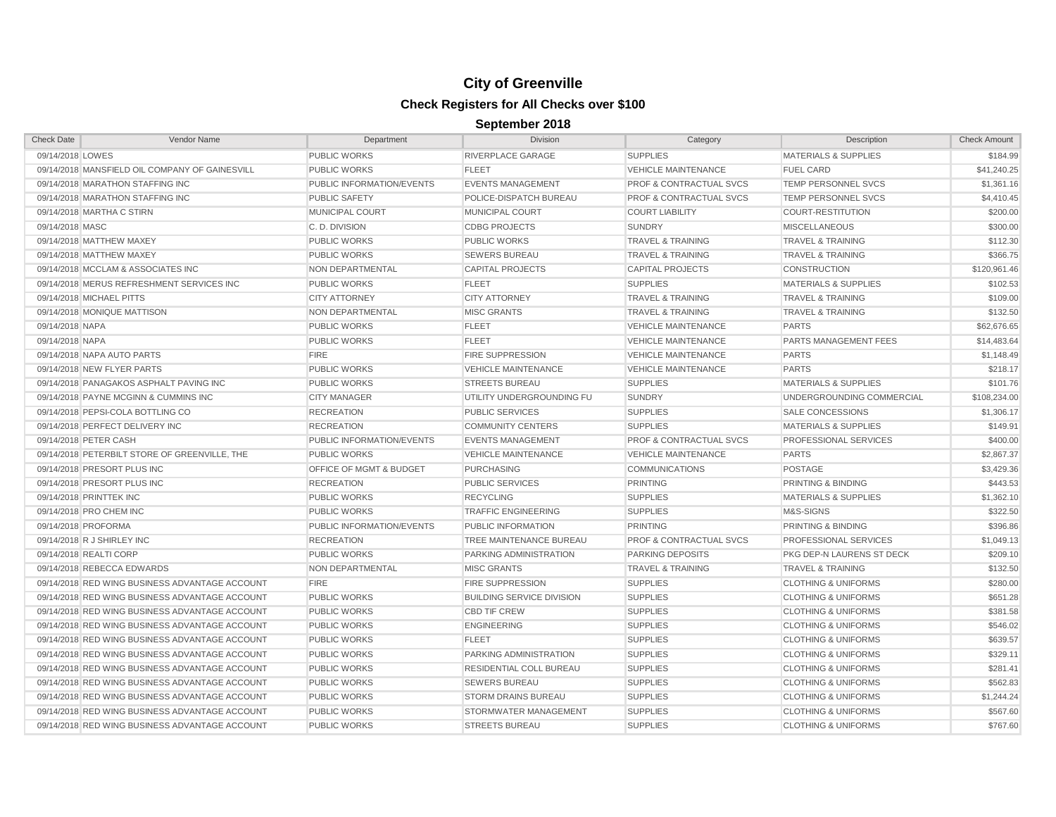# City of Greenville

## Check Registers for All Checks over $100

### September 2018

| Check Date | Vendor Name | Department | Division | Category | Description | Check Amount |
|---|---|---|---|---|---|---|
| 09/14/2018 | LOWES | PUBLIC WORKS | RIVERPLACE GARAGE | SUPPLIES | MATERIALS & SUPPLIES | $184.99 |
| 09/14/2018 | MANSFIELD OIL COMPANY OF GAINESVILL | PUBLIC WORKS | FLEET | VEHICLE MAINTENANCE | FUEL CARD | $41,240.25 |
| 09/14/2018 | MARATHON STAFFING INC | PUBLIC INFORMATION/EVENTS | EVENTS MANAGEMENT | PROF & CONTRACTUAL SVCS | TEMP PERSONNEL SVCS | $1,361.16 |
| 09/14/2018 | MARATHON STAFFING INC | PUBLIC SAFETY | POLICE-DISPATCH BUREAU | PROF & CONTRACTUAL SVCS | TEMP PERSONNEL SVCS | $4,410.45 |
| 09/14/2018 | MARTHA C STIRN | MUNICIPAL COURT | MUNICIPAL COURT | COURT LIABILITY | COURT-RESTITUTION | $200.00 |
| 09/14/2018 | MASC | C. D. DIVISION | CDBG PROJECTS | SUNDRY | MISCELLANEOUS | $300.00 |
| 09/14/2018 | MATTHEW MAXEY | PUBLIC WORKS | PUBLIC WORKS | TRAVEL & TRAINING | TRAVEL & TRAINING | $112.30 |
| 09/14/2018 | MATTHEW MAXEY | PUBLIC WORKS | SEWERS BUREAU | TRAVEL & TRAINING | TRAVEL & TRAINING | $366.75 |
| 09/14/2018 | MCCLAM & ASSOCIATES INC | NON DEPARTMENTAL | CAPITAL PROJECTS | CAPITAL PROJECTS | CONSTRUCTION | $120,961.46 |
| 09/14/2018 | MERUS REFRESHMENT SERVICES INC | PUBLIC WORKS | FLEET | SUPPLIES | MATERIALS & SUPPLIES | $102.53 |
| 09/14/2018 | MICHAEL PITTS | CITY ATTORNEY | CITY ATTORNEY | TRAVEL & TRAINING | TRAVEL & TRAINING | $109.00 |
| 09/14/2018 | MONIQUE MATTISON | NON DEPARTMENTAL | MISC GRANTS | TRAVEL & TRAINING | TRAVEL & TRAINING | $132.50 |
| 09/14/2018 | NAPA | PUBLIC WORKS | FLEET | VEHICLE MAINTENANCE | PARTS | $62,676.65 |
| 09/14/2018 | NAPA | PUBLIC WORKS | FLEET | VEHICLE MAINTENANCE | PARTS MANAGEMENT FEES | $14,483.64 |
| 09/14/2018 | NAPA AUTO PARTS | FIRE | FIRE SUPPRESSION | VEHICLE MAINTENANCE | PARTS | $1,148.49 |
| 09/14/2018 | NEW FLYER PARTS | PUBLIC WORKS | VEHICLE MAINTENANCE | VEHICLE MAINTENANCE | PARTS | $218.17 |
| 09/14/2018 | PANAGAKOS ASPHALT PAVING INC | PUBLIC WORKS | STREETS BUREAU | SUPPLIES | MATERIALS & SUPPLIES | $101.76 |
| 09/14/2018 | PAYNE MCGINN & CUMMINS INC | CITY MANAGER | UTILITY UNDERGROUNDING FU | SUNDRY | UNDERGROUNDING COMMERCIAL | $108,234.00 |
| 09/14/2018 | PEPSI-COLA BOTTLING CO | RECREATION | PUBLIC SERVICES | SUPPLIES | SALE CONCESSIONS | $1,306.17 |
| 09/14/2018 | PERFECT DELIVERY INC | RECREATION | COMMUNITY CENTERS | SUPPLIES | MATERIALS & SUPPLIES | $149.91 |
| 09/14/2018 | PETER CASH | PUBLIC INFORMATION/EVENTS | EVENTS MANAGEMENT | PROF & CONTRACTUAL SVCS | PROFESSIONAL SERVICES | $400.00 |
| 09/14/2018 | PETERBILT STORE OF GREENVILLE, THE | PUBLIC WORKS | VEHICLE MAINTENANCE | VEHICLE MAINTENANCE | PARTS | $2,867.37 |
| 09/14/2018 | PRESORT PLUS INC | OFFICE OF MGMT & BUDGET | PURCHASING | COMMUNICATIONS | POSTAGE | $3,429.36 |
| 09/14/2018 | PRESORT PLUS INC | RECREATION | PUBLIC SERVICES | PRINTING | PRINTING & BINDING | $443.53 |
| 09/14/2018 | PRINTTEK INC | PUBLIC WORKS | RECYCLING | SUPPLIES | MATERIALS & SUPPLIES | $1,362.10 |
| 09/14/2018 | PRO CHEM INC | PUBLIC WORKS | TRAFFIC ENGINEERING | SUPPLIES | M&S-SIGNS | $322.50 |
| 09/14/2018 | PROFORMA | PUBLIC INFORMATION/EVENTS | PUBLIC INFORMATION | PRINTING | PRINTING & BINDING | $396.86 |
| 09/14/2018 | R J SHIRLEY INC | RECREATION | TREE MAINTENANCE BUREAU | PROF & CONTRACTUAL SVCS | PROFESSIONAL SERVICES | $1,049.13 |
| 09/14/2018 | REALTI CORP | PUBLIC WORKS | PARKING ADMINISTRATION | PARKING DEPOSITS | PKG DEP-N LAURENS ST DECK | $209.10 |
| 09/14/2018 | REBECCA EDWARDS | NON DEPARTMENTAL | MISC GRANTS | TRAVEL & TRAINING | TRAVEL & TRAINING | $132.50 |
| 09/14/2018 | RED WING BUSINESS ADVANTAGE ACCOUNT | FIRE | FIRE SUPPRESSION | SUPPLIES | CLOTHING & UNIFORMS | $280.00 |
| 09/14/2018 | RED WING BUSINESS ADVANTAGE ACCOUNT | PUBLIC WORKS | BUILDING SERVICE DIVISION | SUPPLIES | CLOTHING & UNIFORMS | $651.28 |
| 09/14/2018 | RED WING BUSINESS ADVANTAGE ACCOUNT | PUBLIC WORKS | CBD TIF CREW | SUPPLIES | CLOTHING & UNIFORMS | $381.58 |
| 09/14/2018 | RED WING BUSINESS ADVANTAGE ACCOUNT | PUBLIC WORKS | ENGINEERING | SUPPLIES | CLOTHING & UNIFORMS | $546.02 |
| 09/14/2018 | RED WING BUSINESS ADVANTAGE ACCOUNT | PUBLIC WORKS | FLEET | SUPPLIES | CLOTHING & UNIFORMS | $639.57 |
| 09/14/2018 | RED WING BUSINESS ADVANTAGE ACCOUNT | PUBLIC WORKS | PARKING ADMINISTRATION | SUPPLIES | CLOTHING & UNIFORMS | $329.11 |
| 09/14/2018 | RED WING BUSINESS ADVANTAGE ACCOUNT | PUBLIC WORKS | RESIDENTIAL COLL BUREAU | SUPPLIES | CLOTHING & UNIFORMS | $281.41 |
| 09/14/2018 | RED WING BUSINESS ADVANTAGE ACCOUNT | PUBLIC WORKS | SEWERS BUREAU | SUPPLIES | CLOTHING & UNIFORMS | $562.83 |
| 09/14/2018 | RED WING BUSINESS ADVANTAGE ACCOUNT | PUBLIC WORKS | STORM DRAINS BUREAU | SUPPLIES | CLOTHING & UNIFORMS | $1,244.24 |
| 09/14/2018 | RED WING BUSINESS ADVANTAGE ACCOUNT | PUBLIC WORKS | STORMWATER MANAGEMENT | SUPPLIES | CLOTHING & UNIFORMS | $567.60 |
| 09/14/2018 | RED WING BUSINESS ADVANTAGE ACCOUNT | PUBLIC WORKS | STREETS BUREAU | SUPPLIES | CLOTHING & UNIFORMS | $767.60 |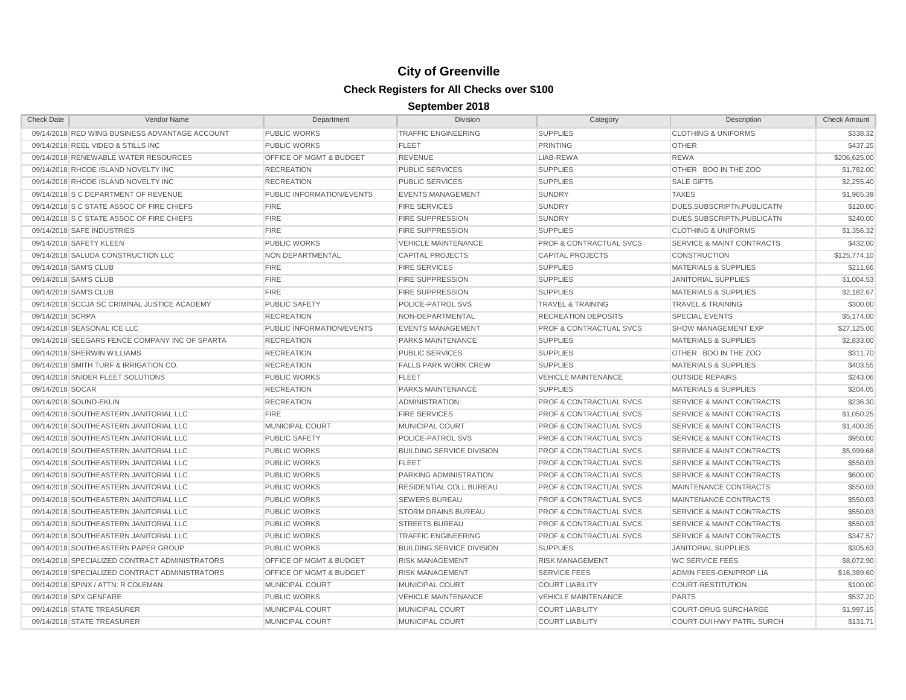# City of Greenville

## Check Registers for All Checks over $100

### September 2018

| Check Date | Vendor Name | Department | Division | Category | Description | Check Amount |
|---|---|---|---|---|---|---|
| 09/14/2018 | RED WING BUSINESS ADVANTAGE ACCOUNT | PUBLIC WORKS | TRAFFIC ENGINEERING | SUPPLIES | CLOTHING & UNIFORMS | $338.32 |
| 09/14/2018 | REEL VIDEO & STILLS INC | PUBLIC WORKS | FLEET | PRINTING | OTHER | $437.25 |
| 09/14/2018 | RENEWABLE WATER RESOURCES | OFFICE OF MGMT & BUDGET | REVENUE | LIAB-REWA | REWA | $206,625.00 |
| 09/14/2018 | RHODE ISLAND NOVELTY INC | RECREATION | PUBLIC SERVICES | SUPPLIES | OTHER BOO IN THE ZOO | $1,782.00 |
| 09/14/2018 | RHODE ISLAND NOVELTY INC | RECREATION | PUBLIC SERVICES | SUPPLIES | SALE GIFTS | $2,255.40 |
| 09/14/2018 | S C DEPARTMENT OF REVENUE | PUBLIC INFORMATION/EVENTS | EVENTS MANAGEMENT | SUNDRY | TAXES | $1,965.39 |
| 09/14/2018 | S C STATE ASSOC OF FIRE CHIEFS | FIRE | FIRE SERVICES | SUNDRY | DUES,SUBSCRIPTN,PUBLICATN | $120.00 |
| 09/14/2018 | S C STATE ASSOC OF FIRE CHIEFS | FIRE | FIRE SUPPRESSION | SUNDRY | DUES,SUBSCRIPTN,PUBLICATN | $240.00 |
| 09/14/2018 | SAFE INDUSTRIES | FIRE | FIRE SUPPRESSION | SUPPLIES | CLOTHING & UNIFORMS | $1,356.32 |
| 09/14/2018 | SAFETY KLEEN | PUBLIC WORKS | VEHICLE MAINTENANCE | PROF & CONTRACTUAL SVCS | SERVICE & MAINT CONTRACTS | $432.00 |
| 09/14/2018 | SALUDA CONSTRUCTION LLC | NON DEPARTMENTAL | CAPITAL PROJECTS | CAPITAL PROJECTS | CONSTRUCTION | $125,774.10 |
| 09/14/2018 | SAM'S CLUB | FIRE | FIRE SERVICES | SUPPLIES | MATERIALS & SUPPLIES | $211.66 |
| 09/14/2018 | SAM'S CLUB | FIRE | FIRE SUPPRESSION | SUPPLIES | JANITORIAL SUPPLIES | $1,004.53 |
| 09/14/2018 | SAM'S CLUB | FIRE | FIRE SUPPRESSION | SUPPLIES | MATERIALS & SUPPLIES | $2,182.67 |
| 09/14/2018 | SCCJA SC CRIMINAL JUSTICE ACADEMY | PUBLIC SAFETY | POLICE-PATROL SVS | TRAVEL & TRAINING | TRAVEL & TRAINING | $300.00 |
| 09/14/2018 | SCRPA | RECREATION | NON-DEPARTMENTAL | RECREATION DEPOSITS | SPECIAL EVENTS | $5,174.00 |
| 09/14/2018 | SEASONAL ICE LLC | PUBLIC INFORMATION/EVENTS | EVENTS MANAGEMENT | PROF & CONTRACTUAL SVCS | SHOW MANAGEMENT EXP | $27,125.00 |
| 09/14/2018 | SEEGARS FENCE COMPANY INC OF SPARTA | RECREATION | PARKS MAINTENANCE | SUPPLIES | MATERIALS & SUPPLIES | $2,833.00 |
| 09/14/2018 | SHERWIN WILLIAMS | RECREATION | PUBLIC SERVICES | SUPPLIES | OTHER BOO IN THE ZOO | $311.70 |
| 09/14/2018 | SMITH TURF & IRRIGATION CO. | RECREATION | FALLS PARK WORK CREW | SUPPLIES | MATERIALS & SUPPLIES | $403.55 |
| 09/14/2018 | SNIDER FLEET SOLUTIONS | PUBLIC WORKS | FLEET | VEHICLE MAINTENANCE | OUTSIDE REPAIRS | $243.06 |
| 09/14/2018 | SOCAR | RECREATION | PARKS MAINTENANCE | SUPPLIES | MATERIALS & SUPPLIES | $204.05 |
| 09/14/2018 | SOUND-EKLIN | RECREATION | ADMINISTRATION | PROF & CONTRACTUAL SVCS | SERVICE & MAINT CONTRACTS | $236.30 |
| 09/14/2018 | SOUTHEASTERN JANITORIAL LLC | FIRE | FIRE SERVICES | PROF & CONTRACTUAL SVCS | SERVICE & MAINT CONTRACTS | $1,050.25 |
| 09/14/2018 | SOUTHEASTERN JANITORIAL LLC | MUNICIPAL COURT | MUNICIPAL COURT | PROF & CONTRACTUAL SVCS | SERVICE & MAINT CONTRACTS | $1,400.35 |
| 09/14/2018 | SOUTHEASTERN JANITORIAL LLC | PUBLIC SAFETY | POLICE-PATROL SVS | PROF & CONTRACTUAL SVCS | SERVICE & MAINT CONTRACTS | $950.00 |
| 09/14/2018 | SOUTHEASTERN JANITORIAL LLC | PUBLIC WORKS | BUILDING SERVICE DIVISION | PROF & CONTRACTUAL SVCS | SERVICE & MAINT CONTRACTS | $5,999.68 |
| 09/14/2018 | SOUTHEASTERN JANITORIAL LLC | PUBLIC WORKS | FLEET | PROF & CONTRACTUAL SVCS | SERVICE & MAINT CONTRACTS | $550.03 |
| 09/14/2018 | SOUTHEASTERN JANITORIAL LLC | PUBLIC WORKS | PARKING ADMINISTRATION | PROF & CONTRACTUAL SVCS | SERVICE & MAINT CONTRACTS | $600.00 |
| 09/14/2018 | SOUTHEASTERN JANITORIAL LLC | PUBLIC WORKS | RESIDENTIAL COLL BUREAU | PROF & CONTRACTUAL SVCS | MAINTENANCE CONTRACTS | $550.03 |
| 09/14/2018 | SOUTHEASTERN JANITORIAL LLC | PUBLIC WORKS | SEWERS BUREAU | PROF & CONTRACTUAL SVCS | MAINTENANCE CONTRACTS | $550.03 |
| 09/14/2018 | SOUTHEASTERN JANITORIAL LLC | PUBLIC WORKS | STORM DRAINS BUREAU | PROF & CONTRACTUAL SVCS | SERVICE & MAINT CONTRACTS | $550.03 |
| 09/14/2018 | SOUTHEASTERN JANITORIAL LLC | PUBLIC WORKS | STREETS BUREAU | PROF & CONTRACTUAL SVCS | SERVICE & MAINT CONTRACTS | $550.03 |
| 09/14/2018 | SOUTHEASTERN JANITORIAL LLC | PUBLIC WORKS | TRAFFIC ENGINEERING | PROF & CONTRACTUAL SVCS | SERVICE & MAINT CONTRACTS | $347.57 |
| 09/14/2018 | SOUTHEASTERN PAPER GROUP | PUBLIC WORKS | BUILDING SERVICE DIVISION | SUPPLIES | JANITORIAL SUPPLIES | $305.63 |
| 09/14/2018 | SPECIALIZED CONTRACT ADMINISTRATORS | OFFICE OF MGMT & BUDGET | RISK MANAGEMENT | RISK MANAGEMENT | WC SERVICE FEES | $8,072.90 |
| 09/14/2018 | SPECIALIZED CONTRACT ADMINISTRATORS | OFFICE OF MGMT & BUDGET | RISK MANAGEMENT | SERVICE FEES | ADMIN FEES-GEN/PROP LIA | $16,389.60 |
| 09/14/2018 | SPINX / ATTN: R COLEMAN | MUNICIPAL COURT | MUNICIPAL COURT | COURT LIABILITY | COURT-RESTITUTION | $100.00 |
| 09/14/2018 | SPX GENFARE | PUBLIC WORKS | VEHICLE MAINTENANCE | VEHICLE MAINTENANCE | PARTS | $537.20 |
| 09/14/2018 | STATE TREASURER | MUNICIPAL COURT | MUNICIPAL COURT | COURT LIABILITY | COURT-DRUG SURCHARGE | $1,997.15 |
| 09/14/2018 | STATE TREASURER | MUNICIPAL COURT | MUNICIPAL COURT | COURT LIABILITY | COURT-DUI HWY PATRL SURCH | $131.71 |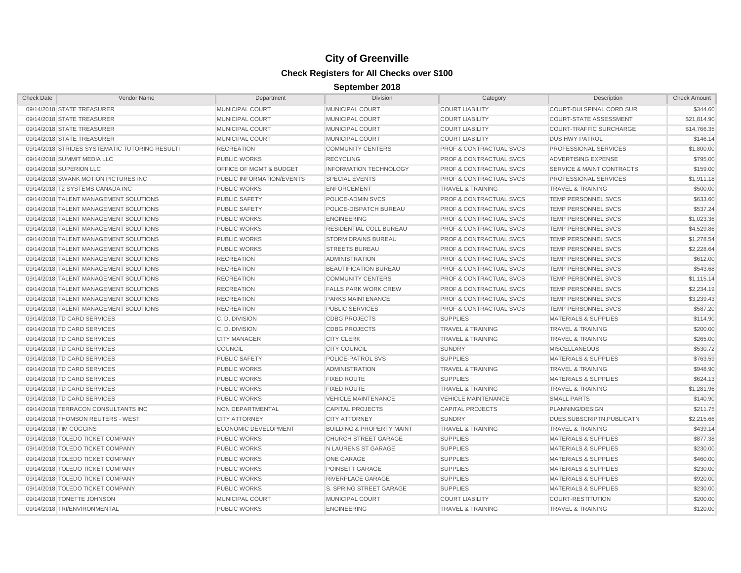# City of Greenville

## Check Registers for All Checks over $100

### September 2018

| Check Date | Vendor Name | Department | Division | Category | Description | Check Amount |
|---|---|---|---|---|---|---|
| 09/14/2018 | STATE TREASURER | MUNICIPAL COURT | MUNICIPAL COURT | COURT LIABILITY | COURT-DUI SPINAL CORD SUR | $344.60 |
| 09/14/2018 | STATE TREASURER | MUNICIPAL COURT | MUNICIPAL COURT | COURT LIABILITY | COURT-STATE ASSESSMENT | $21,814.90 |
| 09/14/2018 | STATE TREASURER | MUNICIPAL COURT | MUNICIPAL COURT | COURT LIABILITY | COURT-TRAFFIC SURCHARGE | $14,766.35 |
| 09/14/2018 | STATE TREASURER | MUNICIPAL COURT | MUNICIPAL COURT | COURT LIABILITY | DUS HWY PATROL | $146.14 |
| 09/14/2018 | STRIDES SYSTEMATIC TUTORING RESULTI | RECREATION | COMMUNITY CENTERS | PROF & CONTRACTUAL SVCS | PROFESSIONAL SERVICES | $1,800.00 |
| 09/14/2018 | SUMMIT MEDIA LLC | PUBLIC WORKS | RECYCLING | PROF & CONTRACTUAL SVCS | ADVERTISING EXPENSE | $795.00 |
| 09/14/2018 | SUPERION LLC | OFFICE OF MGMT & BUDGET | INFORMATION TECHNOLOGY | PROF & CONTRACTUAL SVCS | SERVICE & MAINT CONTRACTS | $159.00 |
| 09/14/2018 | SWANK MOTION PICTURES INC | PUBLIC INFORMATION/EVENTS | SPECIAL EVENTS | PROF & CONTRACTUAL SVCS | PROFESSIONAL SERVICES | $1,911.18 |
| 09/14/2018 | T2 SYSTEMS CANADA INC | PUBLIC WORKS | ENFORCEMENT | TRAVEL & TRAINING | TRAVEL & TRAINING | $500.00 |
| 09/14/2018 | TALENT MANAGEMENT SOLUTIONS | PUBLIC SAFETY | POLICE-ADMIN SVCS | PROF & CONTRACTUAL SVCS | TEMP PERSONNEL SVCS | $633.60 |
| 09/14/2018 | TALENT MANAGEMENT SOLUTIONS | PUBLIC SAFETY | POLICE-DISPATCH BUREAU | PROF & CONTRACTUAL SVCS | TEMP PERSONNEL SVCS | $537.24 |
| 09/14/2018 | TALENT MANAGEMENT SOLUTIONS | PUBLIC WORKS | ENGINEERING | PROF & CONTRACTUAL SVCS | TEMP PERSONNEL SVCS | $1,023.36 |
| 09/14/2018 | TALENT MANAGEMENT SOLUTIONS | PUBLIC WORKS | RESIDENTIAL COLL BUREAU | PROF & CONTRACTUAL SVCS | TEMP PERSONNEL SVCS | $4,529.86 |
| 09/14/2018 | TALENT MANAGEMENT SOLUTIONS | PUBLIC WORKS | STORM DRAINS BUREAU | PROF & CONTRACTUAL SVCS | TEMP PERSONNEL SVCS | $1,278.54 |
| 09/14/2018 | TALENT MANAGEMENT SOLUTIONS | PUBLIC WORKS | STREETS BUREAU | PROF & CONTRACTUAL SVCS | TEMP PERSONNEL SVCS | $2,228.64 |
| 09/14/2018 | TALENT MANAGEMENT SOLUTIONS | RECREATION | ADMINISTRATION | PROF & CONTRACTUAL SVCS | TEMP PERSONNEL SVCS | $612.00 |
| 09/14/2018 | TALENT MANAGEMENT SOLUTIONS | RECREATION | BEAUTIFICATION BUREAU | PROF & CONTRACTUAL SVCS | TEMP PERSONNEL SVCS | $543.68 |
| 09/14/2018 | TALENT MANAGEMENT SOLUTIONS | RECREATION | COMMUNITY CENTERS | PROF & CONTRACTUAL SVCS | TEMP PERSONNEL SVCS | $1,115.14 |
| 09/14/2018 | TALENT MANAGEMENT SOLUTIONS | RECREATION | FALLS PARK WORK CREW | PROF & CONTRACTUAL SVCS | TEMP PERSONNEL SVCS | $2,234.19 |
| 09/14/2018 | TALENT MANAGEMENT SOLUTIONS | RECREATION | PARKS MAINTENANCE | PROF & CONTRACTUAL SVCS | TEMP PERSONNEL SVCS | $3,239.43 |
| 09/14/2018 | TALENT MANAGEMENT SOLUTIONS | RECREATION | PUBLIC SERVICES | PROF & CONTRACTUAL SVCS | TEMP PERSONNEL SVCS | $587.20 |
| 09/14/2018 | TD CARD SERVICES | C. D. DIVISION | CDBG PROJECTS | SUPPLIES | MATERIALS & SUPPLIES | $114.90 |
| 09/14/2018 | TD CARD SERVICES | C. D. DIVISION | CDBG PROJECTS | TRAVEL & TRAINING | TRAVEL & TRAINING | $200.00 |
| 09/14/2018 | TD CARD SERVICES | CITY MANAGER | CITY CLERK | TRAVEL & TRAINING | TRAVEL & TRAINING | $265.00 |
| 09/14/2018 | TD CARD SERVICES | COUNCIL | CITY COUNCIL | SUNDRY | MISCELLANEOUS | $530.72 |
| 09/14/2018 | TD CARD SERVICES | PUBLIC SAFETY | POLICE-PATROL SVS | SUPPLIES | MATERIALS & SUPPLIES | $763.59 |
| 09/14/2018 | TD CARD SERVICES | PUBLIC WORKS | ADMINISTRATION | TRAVEL & TRAINING | TRAVEL & TRAINING | $948.90 |
| 09/14/2018 | TD CARD SERVICES | PUBLIC WORKS | FIXED ROUTE | SUPPLIES | MATERIALS & SUPPLIES | $624.13 |
| 09/14/2018 | TD CARD SERVICES | PUBLIC WORKS | FIXED ROUTE | TRAVEL & TRAINING | TRAVEL & TRAINING | $1,281.96 |
| 09/14/2018 | TD CARD SERVICES | PUBLIC WORKS | VEHICLE MAINTENANCE | VEHICLE MAINTENANCE | SMALL PARTS | $140.90 |
| 09/14/2018 | TERRACON CONSULTANTS INC | NON DEPARTMENTAL | CAPITAL PROJECTS | CAPITAL PROJECTS | PLANNING/DESIGN | $211.75 |
| 09/14/2018 | THOMSON REUTERS - WEST | CITY ATTORNEY | CITY ATTORNEY | SUNDRY | DUES,SUBSCRIPTN,PUBLICATN | $2,215.66 |
| 09/14/2018 | TIM COGGINS | ECONOMIC DEVELOPMENT | BUILDING & PROPERTY MAINT | TRAVEL & TRAINING | TRAVEL & TRAINING | $439.14 |
| 09/14/2018 | TOLEDO TICKET COMPANY | PUBLIC WORKS | CHURCH STREET GARAGE | SUPPLIES | MATERIALS & SUPPLIES | $877.38 |
| 09/14/2018 | TOLEDO TICKET COMPANY | PUBLIC WORKS | N LAURENS ST GARAGE | SUPPLIES | MATERIALS & SUPPLIES | $230.00 |
| 09/14/2018 | TOLEDO TICKET COMPANY | PUBLIC WORKS | ONE GARAGE | SUPPLIES | MATERIALS & SUPPLIES | $460.00 |
| 09/14/2018 | TOLEDO TICKET COMPANY | PUBLIC WORKS | POINSETT GARAGE | SUPPLIES | MATERIALS & SUPPLIES | $230.00 |
| 09/14/2018 | TOLEDO TICKET COMPANY | PUBLIC WORKS | RIVERPLACE GARAGE | SUPPLIES | MATERIALS & SUPPLIES | $920.00 |
| 09/14/2018 | TOLEDO TICKET COMPANY | PUBLIC WORKS | S. SPRING STREET GARAGE | SUPPLIES | MATERIALS & SUPPLIES | $230.00 |
| 09/14/2018 | TONETTE JOHNSON | MUNICIPAL COURT | MUNICIPAL COURT | COURT LIABILITY | COURT-RESTITUTION | $200.00 |
| 09/14/2018 | TRI/ENVIRONMENTAL | PUBLIC WORKS | ENGINEERING | TRAVEL & TRAINING | TRAVEL & TRAINING | $120.00 |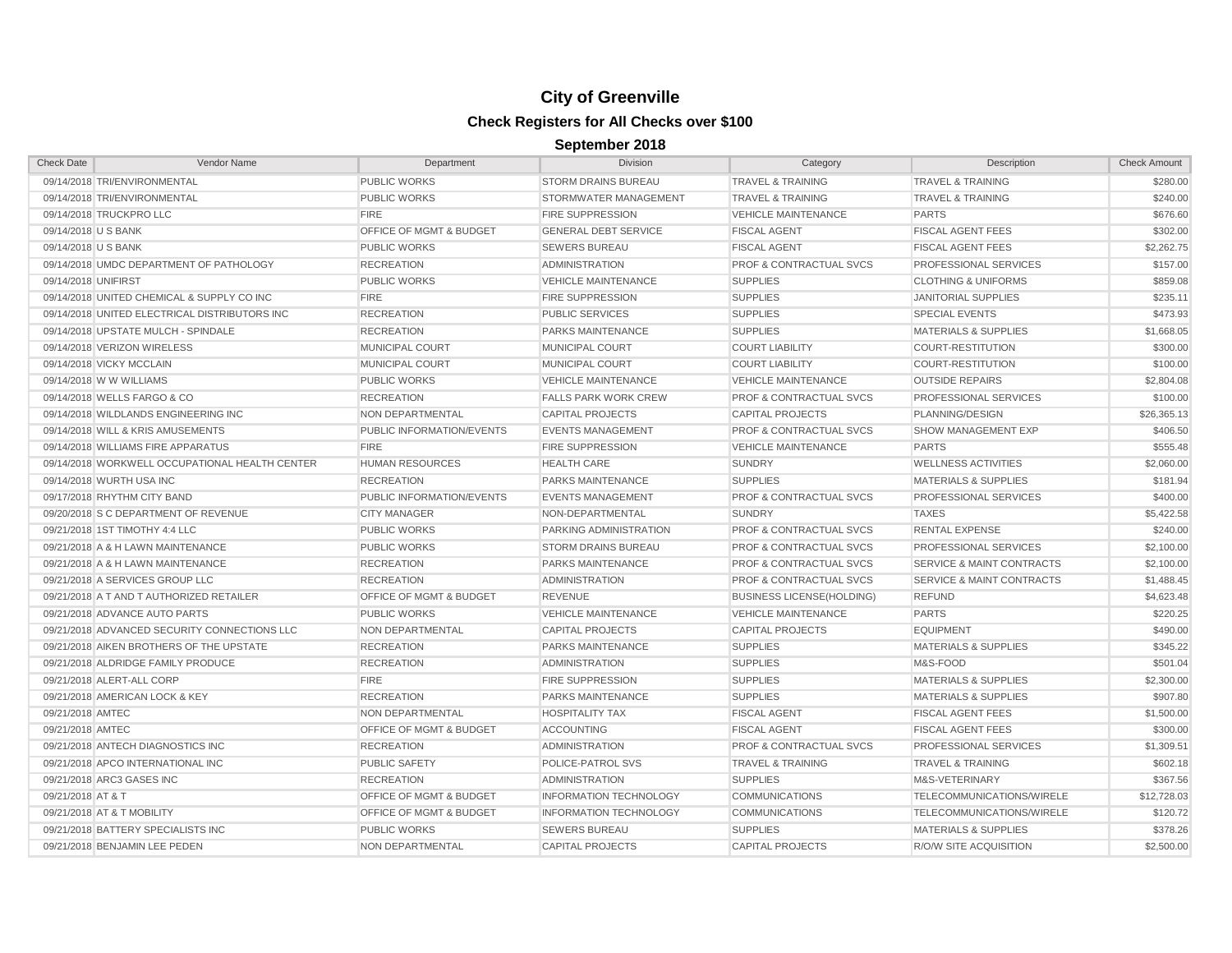# City of Greenville

## Check Registers for All Checks over $100

### September 2018

| Check Date | Vendor Name | Department | Division | Category | Description | Check Amount |
|---|---|---|---|---|---|---|
| 09/14/2018 | TRI/ENVIRONMENTAL | PUBLIC WORKS | STORM DRAINS BUREAU | TRAVEL & TRAINING | TRAVEL & TRAINING | $280.00 |
| 09/14/2018 | TRI/ENVIRONMENTAL | PUBLIC WORKS | STORMWATER MANAGEMENT | TRAVEL & TRAINING | TRAVEL & TRAINING | $240.00 |
| 09/14/2018 | TRUCKPRO LLC | FIRE | FIRE SUPPRESSION | VEHICLE MAINTENANCE | PARTS | $676.60 |
| 09/14/2018 | U S BANK | OFFICE OF MGMT & BUDGET | GENERAL DEBT SERVICE | FISCAL AGENT | FISCAL AGENT FEES | $302.00 |
| 09/14/2018 | U S BANK | PUBLIC WORKS | SEWERS BUREAU | FISCAL AGENT | FISCAL AGENT FEES | $2,262.75 |
| 09/14/2018 | UMDC DEPARTMENT OF PATHOLOGY | RECREATION | ADMINISTRATION | PROF & CONTRACTUAL SVCS | PROFESSIONAL SERVICES | $157.00 |
| 09/14/2018 | UNIFIRST | PUBLIC WORKS | VEHICLE MAINTENANCE | SUPPLIES | CLOTHING & UNIFORMS | $859.08 |
| 09/14/2018 | UNITED CHEMICAL & SUPPLY CO INC | FIRE | FIRE SUPPRESSION | SUPPLIES | JANITORIAL SUPPLIES | $235.11 |
| 09/14/2018 | UNITED ELECTRICAL DISTRIBUTORS INC | RECREATION | PUBLIC SERVICES | SUPPLIES | SPECIAL EVENTS | $473.93 |
| 09/14/2018 | UPSTATE MULCH - SPINDALE | RECREATION | PARKS MAINTENANCE | SUPPLIES | MATERIALS & SUPPLIES | $1,668.05 |
| 09/14/2018 | VERIZON WIRELESS | MUNICIPAL COURT | MUNICIPAL COURT | COURT LIABILITY | COURT-RESTITUTION | $300.00 |
| 09/14/2018 | VICKY MCCLAIN | MUNICIPAL COURT | MUNICIPAL COURT | COURT LIABILITY | COURT-RESTITUTION | $100.00 |
| 09/14/2018 | W W WILLIAMS | PUBLIC WORKS | VEHICLE MAINTENANCE | VEHICLE MAINTENANCE | OUTSIDE REPAIRS | $2,804.08 |
| 09/14/2018 | WELLS FARGO & CO | RECREATION | FALLS PARK WORK CREW | PROF & CONTRACTUAL SVCS | PROFESSIONAL SERVICES | $100.00 |
| 09/14/2018 | WILDLANDS ENGINEERING INC | NON DEPARTMENTAL | CAPITAL PROJECTS | CAPITAL PROJECTS | PLANNING/DESIGN | $26,365.13 |
| 09/14/2018 | WILL & KRIS AMUSEMENTS | PUBLIC INFORMATION/EVENTS | EVENTS MANAGEMENT | PROF & CONTRACTUAL SVCS | SHOW MANAGEMENT EXP | $406.50 |
| 09/14/2018 | WILLIAMS FIRE APPARATUS | FIRE | FIRE SUPPRESSION | VEHICLE MAINTENANCE | PARTS | $555.48 |
| 09/14/2018 | WORKWELL OCCUPATIONAL HEALTH CENTER | HUMAN RESOURCES | HEALTH CARE | SUNDRY | WELLNESS ACTIVITIES | $2,060.00 |
| 09/14/2018 | WURTH USA INC | RECREATION | PARKS MAINTENANCE | SUPPLIES | MATERIALS & SUPPLIES | $181.94 |
| 09/17/2018 | RHYTHM CITY BAND | PUBLIC INFORMATION/EVENTS | EVENTS MANAGEMENT | PROF & CONTRACTUAL SVCS | PROFESSIONAL SERVICES | $400.00 |
| 09/20/2018 | S C DEPARTMENT OF REVENUE | CITY MANAGER | NON-DEPARTMENTAL | SUNDRY | TAXES | $5,422.58 |
| 09/21/2018 | 1ST TIMOTHY 4:4 LLC | PUBLIC WORKS | PARKING ADMINISTRATION | PROF & CONTRACTUAL SVCS | RENTAL EXPENSE | $240.00 |
| 09/21/2018 | A & H LAWN MAINTENANCE | PUBLIC WORKS | STORM DRAINS BUREAU | PROF & CONTRACTUAL SVCS | PROFESSIONAL SERVICES | $2,100.00 |
| 09/21/2018 | A & H LAWN MAINTENANCE | RECREATION | PARKS MAINTENANCE | PROF & CONTRACTUAL SVCS | SERVICE & MAINT CONTRACTS | $2,100.00 |
| 09/21/2018 | A SERVICES GROUP LLC | RECREATION | ADMINISTRATION | PROF & CONTRACTUAL SVCS | SERVICE & MAINT CONTRACTS | $1,488.45 |
| 09/21/2018 | A T AND T AUTHORIZED RETAILER | OFFICE OF MGMT & BUDGET | REVENUE | BUSINESS LICENSE(HOLDING) | REFUND | $4,623.48 |
| 09/21/2018 | ADVANCE AUTO PARTS | PUBLIC WORKS | VEHICLE MAINTENANCE | VEHICLE MAINTENANCE | PARTS | $220.25 |
| 09/21/2018 | ADVANCED SECURITY CONNECTIONS LLC | NON DEPARTMENTAL | CAPITAL PROJECTS | CAPITAL PROJECTS | EQUIPMENT | $490.00 |
| 09/21/2018 | AIKEN BROTHERS OF THE UPSTATE | RECREATION | PARKS MAINTENANCE | SUPPLIES | MATERIALS & SUPPLIES | $345.22 |
| 09/21/2018 | ALDRIDGE FAMILY PRODUCE | RECREATION | ADMINISTRATION | SUPPLIES | M&S-FOOD | $501.04 |
| 09/21/2018 | ALERT-ALL CORP | FIRE | FIRE SUPPRESSION | SUPPLIES | MATERIALS & SUPPLIES | $2,300.00 |
| 09/21/2018 | AMERICAN LOCK & KEY | RECREATION | PARKS MAINTENANCE | SUPPLIES | MATERIALS & SUPPLIES | $907.80 |
| 09/21/2018 | AMTEC | NON DEPARTMENTAL | HOSPITALITY TAX | FISCAL AGENT | FISCAL AGENT FEES | $1,500.00 |
| 09/21/2018 | AMTEC | OFFICE OF MGMT & BUDGET | ACCOUNTING | FISCAL AGENT | FISCAL AGENT FEES | $300.00 |
| 09/21/2018 | ANTECH DIAGNOSTICS INC | RECREATION | ADMINISTRATION | PROF & CONTRACTUAL SVCS | PROFESSIONAL SERVICES | $1,309.51 |
| 09/21/2018 | APCO INTERNATIONAL INC | PUBLIC SAFETY | POLICE-PATROL SVS | TRAVEL & TRAINING | TRAVEL & TRAINING | $602.18 |
| 09/21/2018 | ARC3 GASES INC | RECREATION | ADMINISTRATION | SUPPLIES | M&S-VETERINARY | $367.56 |
| 09/21/2018 | AT & T | OFFICE OF MGMT & BUDGET | INFORMATION TECHNOLOGY | COMMUNICATIONS | TELECOMMUNICATIONS/WIRELE | $12,728.03 |
| 09/21/2018 | AT & T MOBILITY | OFFICE OF MGMT & BUDGET | INFORMATION TECHNOLOGY | COMMUNICATIONS | TELECOMMUNICATIONS/WIRELE | $120.72 |
| 09/21/2018 | BATTERY SPECIALISTS INC | PUBLIC WORKS | SEWERS BUREAU | SUPPLIES | MATERIALS & SUPPLIES | $378.26 |
| 09/21/2018 | BENJAMIN LEE PEDEN | NON DEPARTMENTAL | CAPITAL PROJECTS | CAPITAL PROJECTS | R/O/W SITE ACQUISITION | $2,500.00 |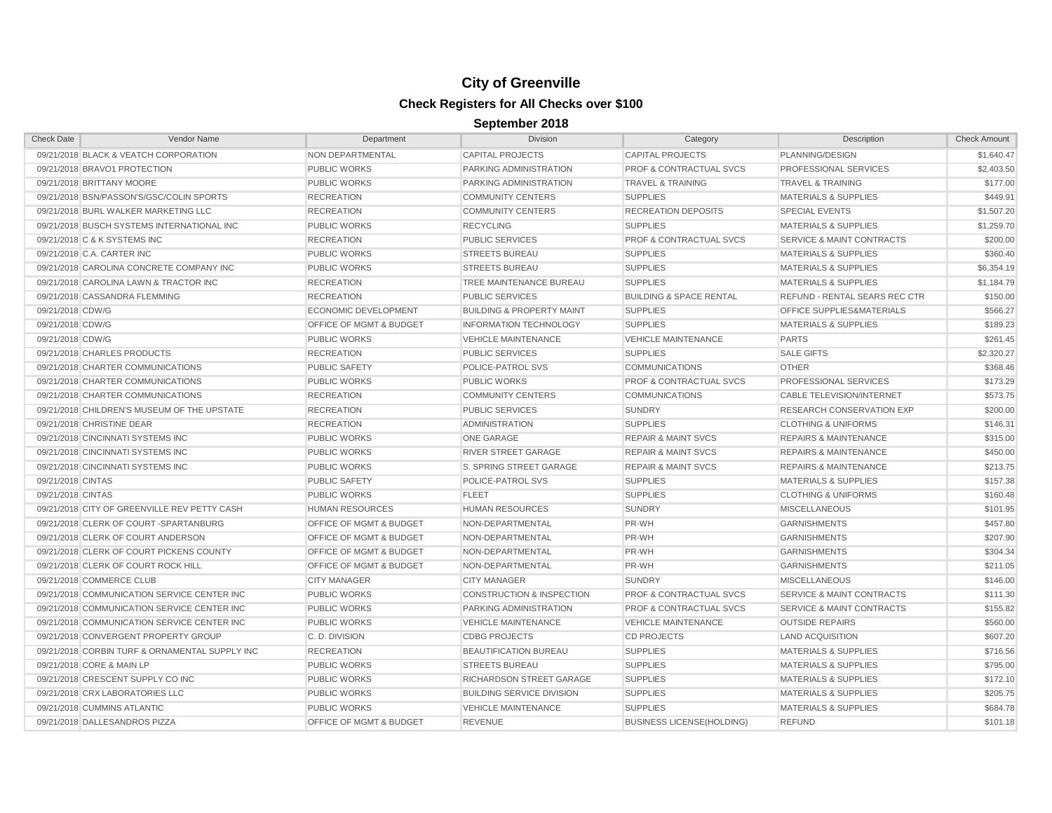# City of Greenville

## Check Registers for All Checks over $100

### September 2018

| Check Date | Vendor Name | Department | Division | Category | Description | Check Amount |
|---|---|---|---|---|---|---|
| 09/21/2018 | BLACK & VEATCH CORPORATION | NON DEPARTMENTAL | CAPITAL PROJECTS | CAPITAL PROJECTS | PLANNING/DESIGN | $1,640.47 |
| 09/21/2018 | BRAVO1 PROTECTION | PUBLIC WORKS | PARKING ADMINISTRATION | PROF & CONTRACTUAL SVCS | PROFESSIONAL SERVICES | $2,403.50 |
| 09/21/2018 | BRITTANY MOORE | PUBLIC WORKS | PARKING ADMINISTRATION | TRAVEL & TRAINING | TRAVEL & TRAINING | $177.00 |
| 09/21/2018 | BSN/PASSON'S/GSC/COLIN SPORTS | RECREATION | COMMUNITY CENTERS | SUPPLIES | MATERIALS & SUPPLIES | $449.91 |
| 09/21/2018 | BURL WALKER MARKETING LLC | RECREATION | COMMUNITY CENTERS | RECREATION DEPOSITS | SPECIAL EVENTS | $1,507.20 |
| 09/21/2018 | BUSCH SYSTEMS INTERNATIONAL INC | PUBLIC WORKS | RECYCLING | SUPPLIES | MATERIALS & SUPPLIES | $1,259.70 |
| 09/21/2018 | C & K SYSTEMS INC | RECREATION | PUBLIC SERVICES | PROF & CONTRACTUAL SVCS | SERVICE & MAINT CONTRACTS | $200.00 |
| 09/21/2018 | C.A. CARTER INC | PUBLIC WORKS | STREETS BUREAU | SUPPLIES | MATERIALS & SUPPLIES | $360.40 |
| 09/21/2018 | CAROLINA CONCRETE COMPANY INC | PUBLIC WORKS | STREETS BUREAU | SUPPLIES | MATERIALS & SUPPLIES | $6,354.19 |
| 09/21/2018 | CAROLINA LAWN & TRACTOR INC | RECREATION | TREE MAINTENANCE BUREAU | SUPPLIES | MATERIALS & SUPPLIES | $1,184.79 |
| 09/21/2018 | CASSANDRA FLEMMING | RECREATION | PUBLIC SERVICES | BUILDING & SPACE RENTAL | REFUND - RENTAL SEARS REC CTR | $150.00 |
| 09/21/2018 | CDW/G | ECONOMIC DEVELOPMENT | BUILDING & PROPERTY MAINT | SUPPLIES | OFFICE SUPPLIES&MATERIALS | $566.27 |
| 09/21/2018 | CDW/G | OFFICE OF MGMT & BUDGET | INFORMATION TECHNOLOGY | SUPPLIES | MATERIALS & SUPPLIES | $189.23 |
| 09/21/2018 | CDW/G | PUBLIC WORKS | VEHICLE MAINTENANCE | VEHICLE MAINTENANCE | PARTS | $261.45 |
| 09/21/2018 | CHARLES PRODUCTS | RECREATION | PUBLIC SERVICES | SUPPLIES | SALE GIFTS | $2,320.27 |
| 09/21/2018 | CHARTER COMMUNICATIONS | PUBLIC SAFETY | POLICE-PATROL SVS | COMMUNICATIONS | OTHER | $368.46 |
| 09/21/2018 | CHARTER COMMUNICATIONS | PUBLIC WORKS | PUBLIC WORKS | PROF & CONTRACTUAL SVCS | PROFESSIONAL SERVICES | $173.29 |
| 09/21/2018 | CHARTER COMMUNICATIONS | RECREATION | COMMUNITY CENTERS | COMMUNICATIONS | CABLE TELEVISION/INTERNET | $573.75 |
| 09/21/2018 | CHILDREN'S MUSEUM OF THE UPSTATE | RECREATION | PUBLIC SERVICES | SUNDRY | RESEARCH CONSERVATION EXP | $200.00 |
| 09/21/2018 | CHRISTINE DEAR | RECREATION | ADMINISTRATION | SUPPLIES | CLOTHING & UNIFORMS | $146.31 |
| 09/21/2018 | CINCINNATI SYSTEMS INC | PUBLIC WORKS | ONE GARAGE | REPAIR & MAINT SVCS | REPAIRS & MAINTENANCE | $315.00 |
| 09/21/2018 | CINCINNATI SYSTEMS INC | PUBLIC WORKS | RIVER STREET GARAGE | REPAIR & MAINT SVCS | REPAIRS & MAINTENANCE | $450.00 |
| 09/21/2018 | CINCINNATI SYSTEMS INC | PUBLIC WORKS | S. SPRING STREET GARAGE | REPAIR & MAINT SVCS | REPAIRS & MAINTENANCE | $213.75 |
| 09/21/2018 | CINTAS | PUBLIC SAFETY | POLICE-PATROL SVS | SUPPLIES | MATERIALS & SUPPLIES | $157.38 |
| 09/21/2018 | CINTAS | PUBLIC WORKS | FLEET | SUPPLIES | CLOTHING & UNIFORMS | $160.48 |
| 09/21/2018 | CITY OF GREENVILLE REV PETTY CASH | HUMAN RESOURCES | HUMAN RESOURCES | SUNDRY | MISCELLANEOUS | $101.95 |
| 09/21/2018 | CLERK OF COURT -SPARTANBURG | OFFICE OF MGMT & BUDGET | NON-DEPARTMENTAL | PR-WH | GARNISHMENTS | $457.80 |
| 09/21/2018 | CLERK OF COURT ANDERSON | OFFICE OF MGMT & BUDGET | NON-DEPARTMENTAL | PR-WH | GARNISHMENTS | $207.90 |
| 09/21/2018 | CLERK OF COURT PICKENS COUNTY | OFFICE OF MGMT & BUDGET | NON-DEPARTMENTAL | PR-WH | GARNISHMENTS | $304.34 |
| 09/21/2018 | CLERK OF COURT ROCK HILL | OFFICE OF MGMT & BUDGET | NON-DEPARTMENTAL | PR-WH | GARNISHMENTS | $211.05 |
| 09/21/2018 | COMMERCE CLUB | CITY MANAGER | CITY MANAGER | SUNDRY | MISCELLANEOUS | $146.00 |
| 09/21/2018 | COMMUNICATION SERVICE CENTER INC | PUBLIC WORKS | CONSTRUCTION & INSPECTION | PROF & CONTRACTUAL SVCS | SERVICE & MAINT CONTRACTS | $111.30 |
| 09/21/2018 | COMMUNICATION SERVICE CENTER INC | PUBLIC WORKS | PARKING ADMINISTRATION | PROF & CONTRACTUAL SVCS | SERVICE & MAINT CONTRACTS | $155.82 |
| 09/21/2018 | COMMUNICATION SERVICE CENTER INC | PUBLIC WORKS | VEHICLE MAINTENANCE | VEHICLE MAINTENANCE | OUTSIDE REPAIRS | $560.00 |
| 09/21/2018 | CONVERGENT PROPERTY GROUP | C. D. DIVISION | CDBG PROJECTS | CD PROJECTS | LAND ACQUISITION | $607.20 |
| 09/21/2018 | CORBIN TURF & ORNAMENTAL SUPPLY INC | RECREATION | BEAUTIFICATION BUREAU | SUPPLIES | MATERIALS & SUPPLIES | $716.56 |
| 09/21/2018 | CORE & MAIN LP | PUBLIC WORKS | STREETS BUREAU | SUPPLIES | MATERIALS & SUPPLIES | $795.00 |
| 09/21/2018 | CRESCENT SUPPLY CO INC | PUBLIC WORKS | RICHARDSON STREET GARAGE | SUPPLIES | MATERIALS & SUPPLIES | $172.10 |
| 09/21/2018 | CRX LABORATORIES LLC | PUBLIC WORKS | BUILDING SERVICE DIVISION | SUPPLIES | MATERIALS & SUPPLIES | $205.75 |
| 09/21/2018 | CUMMINS ATLANTIC | PUBLIC WORKS | VEHICLE MAINTENANCE | SUPPLIES | MATERIALS & SUPPLIES | $684.78 |
| 09/21/2018 | DALLESANDROS PIZZA | OFFICE OF MGMT & BUDGET | REVENUE | BUSINESS LICENSE(HOLDING) | REFUND | $101.18 |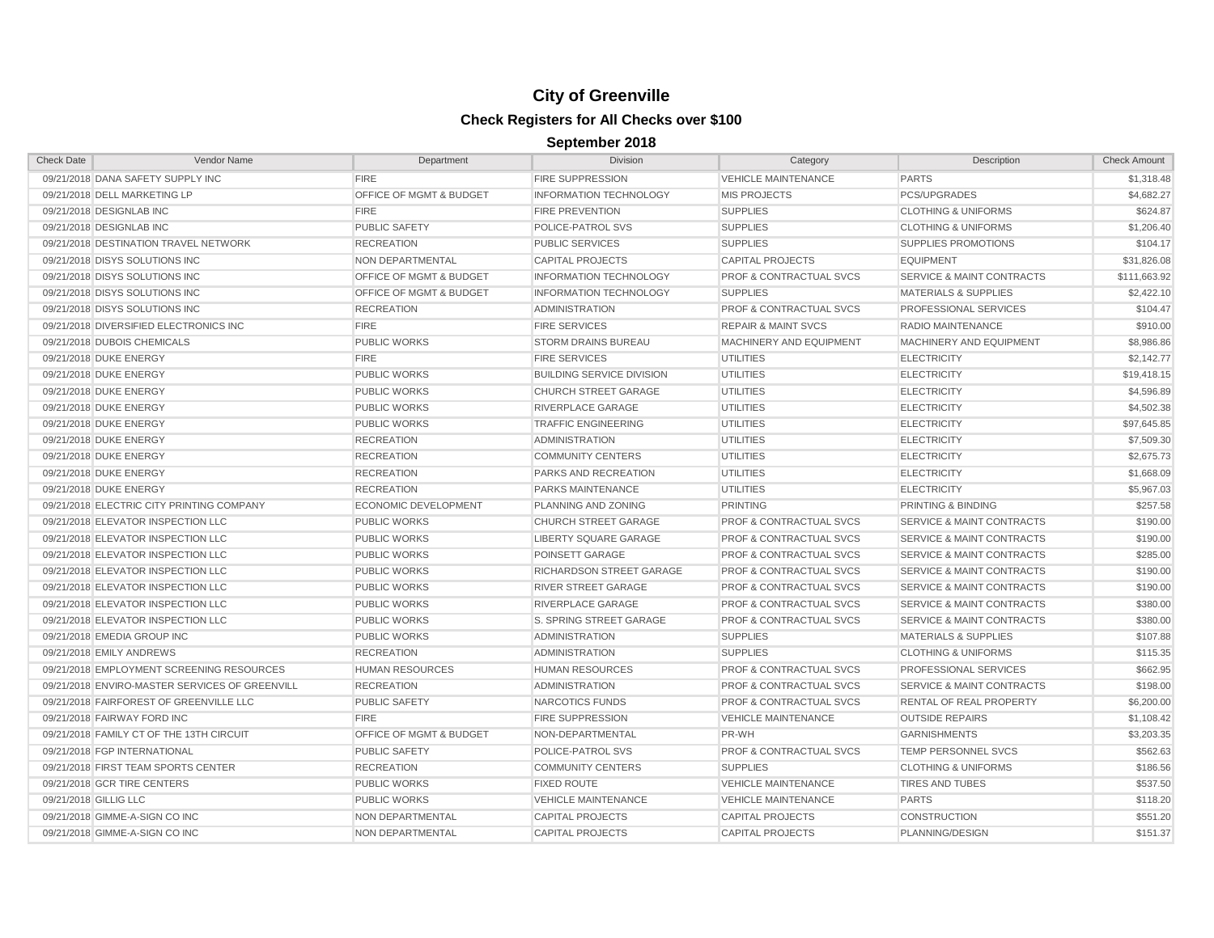# City of Greenville

## Check Registers for All Checks over $100

### September 2018

| Check Date | Vendor Name | Department | Division | Category | Description | Check Amount |
|---|---|---|---|---|---|---|
| 09/21/2018 | DANA SAFETY SUPPLY INC | FIRE | FIRE SUPPRESSION | VEHICLE MAINTENANCE | PARTS | $1,318.48 |
| 09/21/2018 | DELL MARKETING LP | OFFICE OF MGMT & BUDGET | INFORMATION TECHNOLOGY | MIS PROJECTS | PCS/UPGRADES | $4,682.27 |
| 09/21/2018 | DESIGNLAB INC | FIRE | FIRE PREVENTION | SUPPLIES | CLOTHING & UNIFORMS | $624.87 |
| 09/21/2018 | DESIGNLAB INC | PUBLIC SAFETY | POLICE-PATROL SVS | SUPPLIES | CLOTHING & UNIFORMS | $1,206.40 |
| 09/21/2018 | DESTINATION TRAVEL NETWORK | RECREATION | PUBLIC SERVICES | SUPPLIES | SUPPLIES PROMOTIONS | $104.17 |
| 09/21/2018 | DISYS SOLUTIONS INC | NON DEPARTMENTAL | CAPITAL PROJECTS | CAPITAL PROJECTS | EQUIPMENT | $31,826.08 |
| 09/21/2018 | DISYS SOLUTIONS INC | OFFICE OF MGMT & BUDGET | INFORMATION TECHNOLOGY | PROF & CONTRACTUAL SVCS | SERVICE & MAINT CONTRACTS | $111,663.92 |
| 09/21/2018 | DISYS SOLUTIONS INC | OFFICE OF MGMT & BUDGET | INFORMATION TECHNOLOGY | SUPPLIES | MATERIALS & SUPPLIES | $2,422.10 |
| 09/21/2018 | DISYS SOLUTIONS INC | RECREATION | ADMINISTRATION | PROF & CONTRACTUAL SVCS | PROFESSIONAL SERVICES | $104.47 |
| 09/21/2018 | DIVERSIFIED ELECTRONICS INC | FIRE | FIRE SERVICES | REPAIR & MAINT SVCS | RADIO MAINTENANCE | $910.00 |
| 09/21/2018 | DUBOIS CHEMICALS | PUBLIC WORKS | STORM DRAINS BUREAU | MACHINERY AND EQUIPMENT | MACHINERY AND EQUIPMENT | $8,986.86 |
| 09/21/2018 | DUKE ENERGY | FIRE | FIRE SERVICES | UTILITIES | ELECTRICITY | $2,142.77 |
| 09/21/2018 | DUKE ENERGY | PUBLIC WORKS | BUILDING SERVICE DIVISION | UTILITIES | ELECTRICITY | $19,418.15 |
| 09/21/2018 | DUKE ENERGY | PUBLIC WORKS | CHURCH STREET GARAGE | UTILITIES | ELECTRICITY | $4,596.89 |
| 09/21/2018 | DUKE ENERGY | PUBLIC WORKS | RIVERPLACE GARAGE | UTILITIES | ELECTRICITY | $4,502.38 |
| 09/21/2018 | DUKE ENERGY | PUBLIC WORKS | TRAFFIC ENGINEERING | UTILITIES | ELECTRICITY | $97,645.85 |
| 09/21/2018 | DUKE ENERGY | RECREATION | ADMINISTRATION | UTILITIES | ELECTRICITY | $7,509.30 |
| 09/21/2018 | DUKE ENERGY | RECREATION | COMMUNITY CENTERS | UTILITIES | ELECTRICITY | $2,675.73 |
| 09/21/2018 | DUKE ENERGY | RECREATION | PARKS AND RECREATION | UTILITIES | ELECTRICITY | $1,668.09 |
| 09/21/2018 | DUKE ENERGY | RECREATION | PARKS MAINTENANCE | UTILITIES | ELECTRICITY | $5,967.03 |
| 09/21/2018 | ELECTRIC CITY PRINTING COMPANY | ECONOMIC DEVELOPMENT | PLANNING AND ZONING | PRINTING | PRINTING & BINDING | $257.58 |
| 09/21/2018 | ELEVATOR INSPECTION LLC | PUBLIC WORKS | CHURCH STREET GARAGE | PROF & CONTRACTUAL SVCS | SERVICE & MAINT CONTRACTS | $190.00 |
| 09/21/2018 | ELEVATOR INSPECTION LLC | PUBLIC WORKS | LIBERTY SQUARE GARAGE | PROF & CONTRACTUAL SVCS | SERVICE & MAINT CONTRACTS | $190.00 |
| 09/21/2018 | ELEVATOR INSPECTION LLC | PUBLIC WORKS | POINSETT GARAGE | PROF & CONTRACTUAL SVCS | SERVICE & MAINT CONTRACTS | $285.00 |
| 09/21/2018 | ELEVATOR INSPECTION LLC | PUBLIC WORKS | RICHARDSON STREET GARAGE | PROF & CONTRACTUAL SVCS | SERVICE & MAINT CONTRACTS | $190.00 |
| 09/21/2018 | ELEVATOR INSPECTION LLC | PUBLIC WORKS | RIVER STREET GARAGE | PROF & CONTRACTUAL SVCS | SERVICE & MAINT CONTRACTS | $190.00 |
| 09/21/2018 | ELEVATOR INSPECTION LLC | PUBLIC WORKS | RIVERPLACE GARAGE | PROF & CONTRACTUAL SVCS | SERVICE & MAINT CONTRACTS | $380.00 |
| 09/21/2018 | ELEVATOR INSPECTION LLC | PUBLIC WORKS | S. SPRING STREET GARAGE | PROF & CONTRACTUAL SVCS | SERVICE & MAINT CONTRACTS | $380.00 |
| 09/21/2018 | EMEDIA GROUP INC | PUBLIC WORKS | ADMINISTRATION | SUPPLIES | MATERIALS & SUPPLIES | $107.88 |
| 09/21/2018 | EMILY ANDREWS | RECREATION | ADMINISTRATION | SUPPLIES | CLOTHING & UNIFORMS | $115.35 |
| 09/21/2018 | EMPLOYMENT SCREENING RESOURCES | HUMAN RESOURCES | HUMAN RESOURCES | PROF & CONTRACTUAL SVCS | PROFESSIONAL SERVICES | $662.95 |
| 09/21/2018 | ENVIRO-MASTER SERVICES OF GREENVILL | RECREATION | ADMINISTRATION | PROF & CONTRACTUAL SVCS | SERVICE & MAINT CONTRACTS | $198.00 |
| 09/21/2018 | FAIRFOREST OF GREENVILLE LLC | PUBLIC SAFETY | NARCOTICS FUNDS | PROF & CONTRACTUAL SVCS | RENTAL OF REAL PROPERTY | $6,200.00 |
| 09/21/2018 | FAIRWAY FORD INC | FIRE | FIRE SUPPRESSION | VEHICLE MAINTENANCE | OUTSIDE REPAIRS | $1,108.42 |
| 09/21/2018 | FAMILY CT OF THE 13TH CIRCUIT | OFFICE OF MGMT & BUDGET | NON-DEPARTMENTAL | PR-WH | GARNISHMENTS | $3,203.35 |
| 09/21/2018 | FGP INTERNATIONAL | PUBLIC SAFETY | POLICE-PATROL SVS | PROF & CONTRACTUAL SVCS | TEMP PERSONNEL SVCS | $562.63 |
| 09/21/2018 | FIRST TEAM SPORTS CENTER | RECREATION | COMMUNITY CENTERS | SUPPLIES | CLOTHING & UNIFORMS | $186.56 |
| 09/21/2018 | GCR TIRE CENTERS | PUBLIC WORKS | FIXED ROUTE | VEHICLE MAINTENANCE | TIRES AND TUBES | $537.50 |
| 09/21/2018 | GILLIG LLC | PUBLIC WORKS | VEHICLE MAINTENANCE | VEHICLE MAINTENANCE | PARTS | $118.20 |
| 09/21/2018 | GIMME-A-SIGN CO INC | NON DEPARTMENTAL | CAPITAL PROJECTS | CAPITAL PROJECTS | CONSTRUCTION | $551.20 |
| 09/21/2018 | GIMME-A-SIGN CO INC | NON DEPARTMENTAL | CAPITAL PROJECTS | CAPITAL PROJECTS | PLANNING/DESIGN | $151.37 |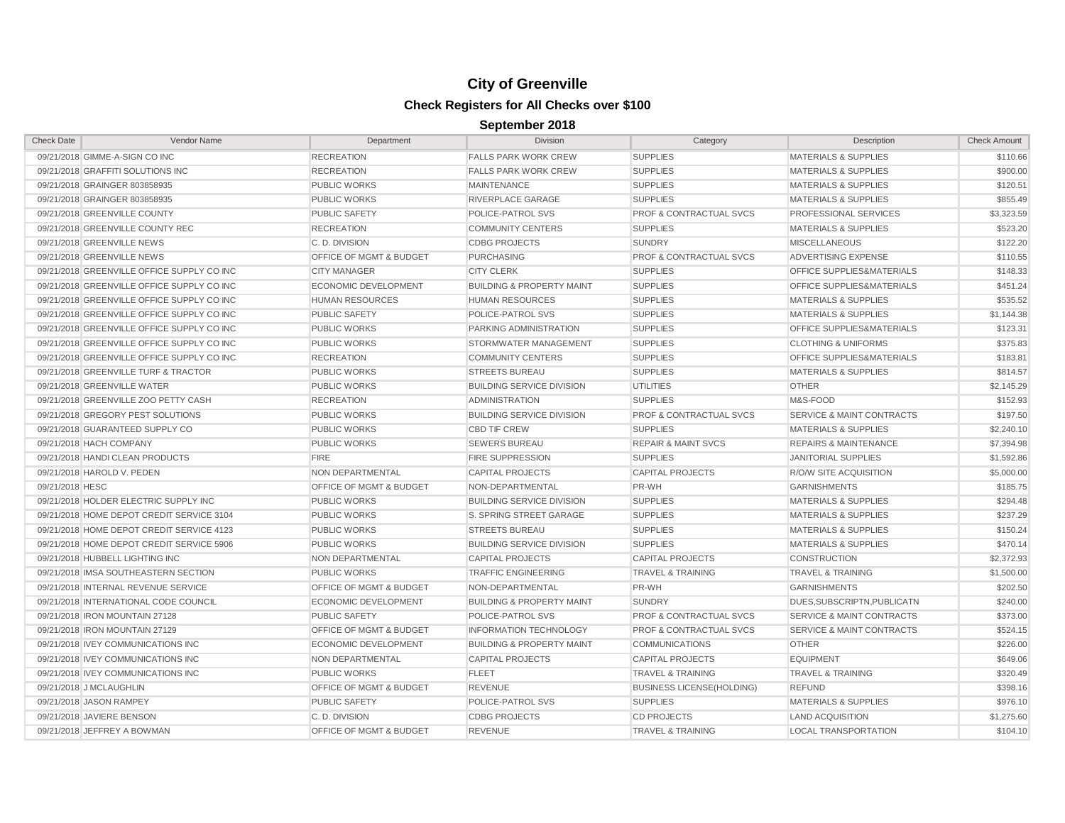# City of Greenville

## Check Registers for All Checks over $100

### September 2018

| Check Date | Vendor Name | Department | Division | Category | Description | Check Amount |
|---|---|---|---|---|---|---|
| 09/21/2018 | GIMME-A-SIGN CO INC | RECREATION | FALLS PARK WORK CREW | SUPPLIES | MATERIALS & SUPPLIES | $110.66 |
| 09/21/2018 | GRAFFITI SOLUTIONS INC | RECREATION | FALLS PARK WORK CREW | SUPPLIES | MATERIALS & SUPPLIES | $900.00 |
| 09/21/2018 | GRAINGER 803858935 | PUBLIC WORKS | MAINTENANCE | SUPPLIES | MATERIALS & SUPPLIES | $120.51 |
| 09/21/2018 | GRAINGER 803858935 | PUBLIC WORKS | RIVERPLACE GARAGE | SUPPLIES | MATERIALS & SUPPLIES | $855.49 |
| 09/21/2018 | GREENVILLE COUNTY | PUBLIC SAFETY | POLICE-PATROL SVS | PROF & CONTRACTUAL SVCS | PROFESSIONAL SERVICES | $3,323.59 |
| 09/21/2018 | GREENVILLE COUNTY REC | RECREATION | COMMUNITY CENTERS | SUPPLIES | MATERIALS & SUPPLIES | $523.20 |
| 09/21/2018 | GREENVILLE NEWS | C. D. DIVISION | CDBG PROJECTS | SUNDRY | MISCELLANEOUS | $122.20 |
| 09/21/2018 | GREENVILLE NEWS | OFFICE OF MGMT & BUDGET | PURCHASING | PROF & CONTRACTUAL SVCS | ADVERTISING EXPENSE | $110.55 |
| 09/21/2018 | GREENVILLE OFFICE SUPPLY CO INC | CITY MANAGER | CITY CLERK | SUPPLIES | OFFICE SUPPLIES&MATERIALS | $148.33 |
| 09/21/2018 | GREENVILLE OFFICE SUPPLY CO INC | ECONOMIC DEVELOPMENT | BUILDING & PROPERTY MAINT | SUPPLIES | OFFICE SUPPLIES&MATERIALS | $451.24 |
| 09/21/2018 | GREENVILLE OFFICE SUPPLY CO INC | HUMAN RESOURCES | HUMAN RESOURCES | SUPPLIES | MATERIALS & SUPPLIES | $535.52 |
| 09/21/2018 | GREENVILLE OFFICE SUPPLY CO INC | PUBLIC SAFETY | POLICE-PATROL SVS | SUPPLIES | MATERIALS & SUPPLIES | $1,144.38 |
| 09/21/2018 | GREENVILLE OFFICE SUPPLY CO INC | PUBLIC WORKS | PARKING ADMINISTRATION | SUPPLIES | OFFICE SUPPLIES&MATERIALS | $123.31 |
| 09/21/2018 | GREENVILLE OFFICE SUPPLY CO INC | PUBLIC WORKS | STORMWATER MANAGEMENT | SUPPLIES | CLOTHING & UNIFORMS | $375.83 |
| 09/21/2018 | GREENVILLE OFFICE SUPPLY CO INC | RECREATION | COMMUNITY CENTERS | SUPPLIES | OFFICE SUPPLIES&MATERIALS | $183.81 |
| 09/21/2018 | GREENVILLE TURF & TRACTOR | PUBLIC WORKS | STREETS BUREAU | SUPPLIES | MATERIALS & SUPPLIES | $814.57 |
| 09/21/2018 | GREENVILLE WATER | PUBLIC WORKS | BUILDING SERVICE DIVISION | UTILITIES | OTHER | $2,145.29 |
| 09/21/2018 | GREENVILLE ZOO PETTY CASH | RECREATION | ADMINISTRATION | SUPPLIES | M&S-FOOD | $152.93 |
| 09/21/2018 | GREGORY PEST SOLUTIONS | PUBLIC WORKS | BUILDING SERVICE DIVISION | PROF & CONTRACTUAL SVCS | SERVICE & MAINT CONTRACTS | $197.50 |
| 09/21/2018 | GUARANTEED SUPPLY CO | PUBLIC WORKS | CBD TIF CREW | SUPPLIES | MATERIALS & SUPPLIES | $2,240.10 |
| 09/21/2018 | HACH COMPANY | PUBLIC WORKS | SEWERS BUREAU | REPAIR & MAINT SVCS | REPAIRS & MAINTENANCE | $7,394.98 |
| 09/21/2018 | HANDI CLEAN PRODUCTS | FIRE | FIRE SUPPRESSION | SUPPLIES | JANITORIAL SUPPLIES | $1,592.86 |
| 09/21/2018 | HAROLD V. PEDEN | NON DEPARTMENTAL | CAPITAL PROJECTS | CAPITAL PROJECTS | R/O/W SITE ACQUISITION | $5,000.00 |
| 09/21/2018 | HESC | OFFICE OF MGMT & BUDGET | NON-DEPARTMENTAL | PR-WH | GARNISHMENTS | $185.75 |
| 09/21/2018 | HOLDER ELECTRIC SUPPLY INC | PUBLIC WORKS | BUILDING SERVICE DIVISION | SUPPLIES | MATERIALS & SUPPLIES | $294.48 |
| 09/21/2018 | HOME DEPOT CREDIT SERVICE 3104 | PUBLIC WORKS | S. SPRING STREET GARAGE | SUPPLIES | MATERIALS & SUPPLIES | $237.29 |
| 09/21/2018 | HOME DEPOT CREDIT SERVICE 4123 | PUBLIC WORKS | STREETS BUREAU | SUPPLIES | MATERIALS & SUPPLIES | $150.24 |
| 09/21/2018 | HOME DEPOT CREDIT SERVICE 5906 | PUBLIC WORKS | BUILDING SERVICE DIVISION | SUPPLIES | MATERIALS & SUPPLIES | $470.14 |
| 09/21/2018 | HUBBELL LIGHTING INC | NON DEPARTMENTAL | CAPITAL PROJECTS | CAPITAL PROJECTS | CONSTRUCTION | $2,372.93 |
| 09/21/2018 | IMSA SOUTHEASTERN SECTION | PUBLIC WORKS | TRAFFIC ENGINEERING | TRAVEL & TRAINING | TRAVEL & TRAINING | $1,500.00 |
| 09/21/2018 | INTERNAL REVENUE SERVICE | OFFICE OF MGMT & BUDGET | NON-DEPARTMENTAL | PR-WH | GARNISHMENTS | $202.50 |
| 09/21/2018 | INTERNATIONAL CODE COUNCIL | ECONOMIC DEVELOPMENT | BUILDING & PROPERTY MAINT | SUNDRY | DUES,SUBSCRIPTN,PUBLICATN | $240.00 |
| 09/21/2018 | IRON MOUNTAIN 27128 | PUBLIC SAFETY | POLICE-PATROL SVS | PROF & CONTRACTUAL SVCS | SERVICE & MAINT CONTRACTS | $373.00 |
| 09/21/2018 | IRON MOUNTAIN 27129 | OFFICE OF MGMT & BUDGET | INFORMATION TECHNOLOGY | PROF & CONTRACTUAL SVCS | SERVICE & MAINT CONTRACTS | $524.15 |
| 09/21/2018 | IVEY COMMUNICATIONS INC | ECONOMIC DEVELOPMENT | BUILDING & PROPERTY MAINT | COMMUNICATIONS | OTHER | $226.00 |
| 09/21/2018 | IVEY COMMUNICATIONS INC | NON DEPARTMENTAL | CAPITAL PROJECTS | CAPITAL PROJECTS | EQUIPMENT | $649.06 |
| 09/21/2018 | IVEY COMMUNICATIONS INC | PUBLIC WORKS | FLEET | TRAVEL & TRAINING | TRAVEL & TRAINING | $320.49 |
| 09/21/2018 | J MCLAUGHLIN | OFFICE OF MGMT & BUDGET | REVENUE | BUSINESS LICENSE(HOLDING) | REFUND | $398.16 |
| 09/21/2018 | JASON RAMPEY | PUBLIC SAFETY | POLICE-PATROL SVS | SUPPLIES | MATERIALS & SUPPLIES | $976.10 |
| 09/21/2018 | JAVIERE BENSON | C. D. DIVISION | CDBG PROJECTS | CD PROJECTS | LAND ACQUISITION | $1,275.60 |
| 09/21/2018 | JEFFREY A BOWMAN | OFFICE OF MGMT & BUDGET | REVENUE | TRAVEL & TRAINING | LOCAL TRANSPORTATION | $104.10 |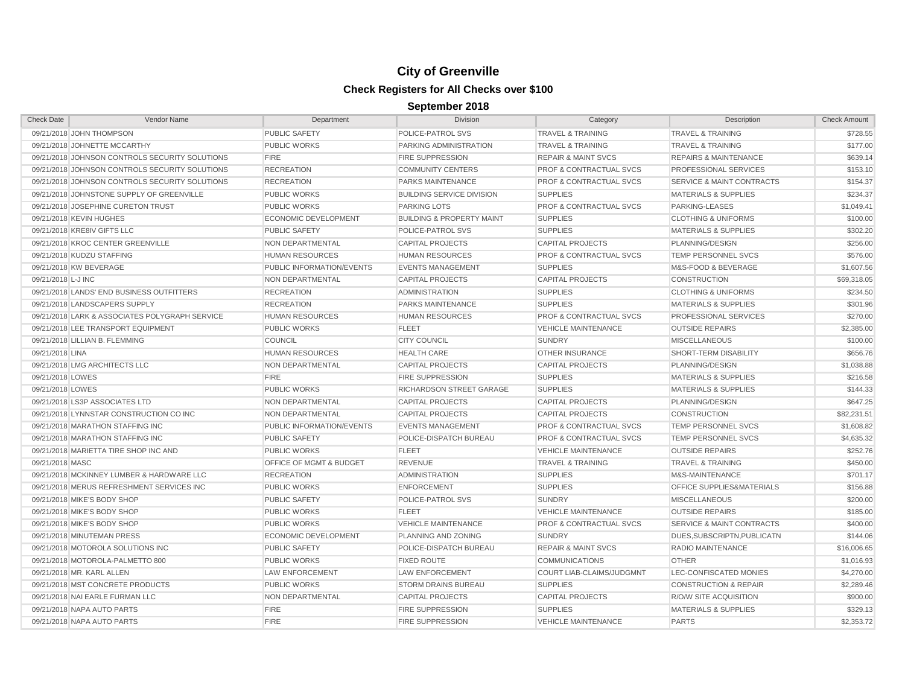# City of Greenville

## Check Registers for All Checks over $100

### September 2018

| Check Date | Vendor Name | Department | Division | Category | Description | Check Amount |
|---|---|---|---|---|---|---|
| 09/21/2018 | JOHN THOMPSON | PUBLIC SAFETY | POLICE-PATROL SVS | TRAVEL & TRAINING | TRAVEL & TRAINING | $728.55 |
| 09/21/2018 | JOHNETTE MCCARTHY | PUBLIC WORKS | PARKING ADMINISTRATION | TRAVEL & TRAINING | TRAVEL & TRAINING | $177.00 |
| 09/21/2018 | JOHNSON CONTROLS SECURITY SOLUTIONS | FIRE | FIRE SUPPRESSION | REPAIR & MAINT SVCS | REPAIRS & MAINTENANCE | $639.14 |
| 09/21/2018 | JOHNSON CONTROLS SECURITY SOLUTIONS | RECREATION | COMMUNITY CENTERS | PROF & CONTRACTUAL SVCS | PROFESSIONAL SERVICES | $153.10 |
| 09/21/2018 | JOHNSON CONTROLS SECURITY SOLUTIONS | RECREATION | PARKS MAINTENANCE | PROF & CONTRACTUAL SVCS | SERVICE & MAINT CONTRACTS | $154.37 |
| 09/21/2018 | JOHNSTONE SUPPLY OF GREENVILLE | PUBLIC WORKS | BUILDING SERVICE DIVISION | SUPPLIES | MATERIALS & SUPPLIES | $234.37 |
| 09/21/2018 | JOSEPHINE CURETON TRUST | PUBLIC WORKS | PARKING LOTS | PROF & CONTRACTUAL SVCS | PARKING-LEASES | $1,049.41 |
| 09/21/2018 | KEVIN HUGHES | ECONOMIC DEVELOPMENT | BUILDING & PROPERTY MAINT | SUPPLIES | CLOTHING & UNIFORMS | $100.00 |
| 09/21/2018 | KRE8IV GIFTS LLC | PUBLIC SAFETY | POLICE-PATROL SVS | SUPPLIES | MATERIALS & SUPPLIES | $302.20 |
| 09/21/2018 | KROC CENTER GREENVILLE | NON DEPARTMENTAL | CAPITAL PROJECTS | CAPITAL PROJECTS | PLANNING/DESIGN | $256.00 |
| 09/21/2018 | KUDZU STAFFING | HUMAN RESOURCES | HUMAN RESOURCES | PROF & CONTRACTUAL SVCS | TEMP PERSONNEL SVCS | $576.00 |
| 09/21/2018 | KW BEVERAGE | PUBLIC INFORMATION/EVENTS | EVENTS MANAGEMENT | SUPPLIES | M&S-FOOD & BEVERAGE | $1,607.56 |
| 09/21/2018 | L-J INC | NON DEPARTMENTAL | CAPITAL PROJECTS | CAPITAL PROJECTS | CONSTRUCTION | $69,318.05 |
| 09/21/2018 | LANDS' END BUSINESS OUTFITTERS | RECREATION | ADMINISTRATION | SUPPLIES | CLOTHING & UNIFORMS | $234.50 |
| 09/21/2018 | LANDSCAPERS SUPPLY | RECREATION | PARKS MAINTENANCE | SUPPLIES | MATERIALS & SUPPLIES | $301.96 |
| 09/21/2018 | LARK & ASSOCIATES POLYGRAPH SERVICE | HUMAN RESOURCES | HUMAN RESOURCES | PROF & CONTRACTUAL SVCS | PROFESSIONAL SERVICES | $270.00 |
| 09/21/2018 | LEE TRANSPORT EQUIPMENT | PUBLIC WORKS | FLEET | VEHICLE MAINTENANCE | OUTSIDE REPAIRS | $2,385.00 |
| 09/21/2018 | LILLIAN B. FLEMMING | COUNCIL | CITY COUNCIL | SUNDRY | MISCELLANEOUS | $100.00 |
| 09/21/2018 | LINA | HUMAN RESOURCES | HEALTH CARE | OTHER INSURANCE | SHORT-TERM DISABILITY | $656.76 |
| 09/21/2018 | LMG ARCHITECTS LLC | NON DEPARTMENTAL | CAPITAL PROJECTS | CAPITAL PROJECTS | PLANNING/DESIGN | $1,038.88 |
| 09/21/2018 | LOWES | FIRE | FIRE SUPPRESSION | SUPPLIES | MATERIALS & SUPPLIES | $216.58 |
| 09/21/2018 | LOWES | PUBLIC WORKS | RICHARDSON STREET GARAGE | SUPPLIES | MATERIALS & SUPPLIES | $144.33 |
| 09/21/2018 | LS3P ASSOCIATES LTD | NON DEPARTMENTAL | CAPITAL PROJECTS | CAPITAL PROJECTS | PLANNING/DESIGN | $647.25 |
| 09/21/2018 | LYNNSTAR CONSTRUCTION CO INC | NON DEPARTMENTAL | CAPITAL PROJECTS | CAPITAL PROJECTS | CONSTRUCTION | $82,231.51 |
| 09/21/2018 | MARATHON STAFFING INC | PUBLIC INFORMATION/EVENTS | EVENTS MANAGEMENT | PROF & CONTRACTUAL SVCS | TEMP PERSONNEL SVCS | $1,608.82 |
| 09/21/2018 | MARATHON STAFFING INC | PUBLIC SAFETY | POLICE-DISPATCH BUREAU | PROF & CONTRACTUAL SVCS | TEMP PERSONNEL SVCS | $4,635.32 |
| 09/21/2018 | MARIETTA TIRE SHOP INC AND | PUBLIC WORKS | FLEET | VEHICLE MAINTENANCE | OUTSIDE REPAIRS | $252.76 |
| 09/21/2018 | MASC | OFFICE OF MGMT & BUDGET | REVENUE | TRAVEL & TRAINING | TRAVEL & TRAINING | $450.00 |
| 09/21/2018 | MCKINNEY LUMBER & HARDWARE LLC | RECREATION | ADMINISTRATION | SUPPLIES | M&S-MAINTENANCE | $701.17 |
| 09/21/2018 | MERUS REFRESHMENT SERVICES INC | PUBLIC WORKS | ENFORCEMENT | SUPPLIES | OFFICE SUPPLIES&MATERIALS | $156.88 |
| 09/21/2018 | MIKE'S BODY SHOP | PUBLIC SAFETY | POLICE-PATROL SVS | SUNDRY | MISCELLANEOUS | $200.00 |
| 09/21/2018 | MIKE'S BODY SHOP | PUBLIC WORKS | FLEET | VEHICLE MAINTENANCE | OUTSIDE REPAIRS | $185.00 |
| 09/21/2018 | MIKE'S BODY SHOP | PUBLIC WORKS | VEHICLE MAINTENANCE | PROF & CONTRACTUAL SVCS | SERVICE & MAINT CONTRACTS | $400.00 |
| 09/21/2018 | MINUTEMAN PRESS | ECONOMIC DEVELOPMENT | PLANNING AND ZONING | SUNDRY | DUES,SUBSCRIPTN,PUBLICATN | $144.06 |
| 09/21/2018 | MOTOROLA SOLUTIONS INC | PUBLIC SAFETY | POLICE-DISPATCH BUREAU | REPAIR & MAINT SVCS | RADIO MAINTENANCE | $16,006.65 |
| 09/21/2018 | MOTOROLA-PALMETTO 800 | PUBLIC WORKS | FIXED ROUTE | COMMUNICATIONS | OTHER | $1,016.93 |
| 09/21/2018 | MR. KARL ALLEN | LAW ENFORCEMENT | LAW ENFORCEMENT | COURT LIAB-CLAIMS/JUDGMNT | LEC-CONFISCATED MONIES | $4,270.00 |
| 09/21/2018 | MST CONCRETE PRODUCTS | PUBLIC WORKS | STORM DRAINS BUREAU | SUPPLIES | CONSTRUCTION & REPAIR | $2,289.46 |
| 09/21/2018 | NAI EARLE FURMAN LLC | NON DEPARTMENTAL | CAPITAL PROJECTS | CAPITAL PROJECTS | R/O/W SITE ACQUISITION | $900.00 |
| 09/21/2018 | NAPA AUTO PARTS | FIRE | FIRE SUPPRESSION | SUPPLIES | MATERIALS & SUPPLIES | $329.13 |
| 09/21/2018 | NAPA AUTO PARTS | FIRE | FIRE SUPPRESSION | VEHICLE MAINTENANCE | PARTS | $2,353.72 |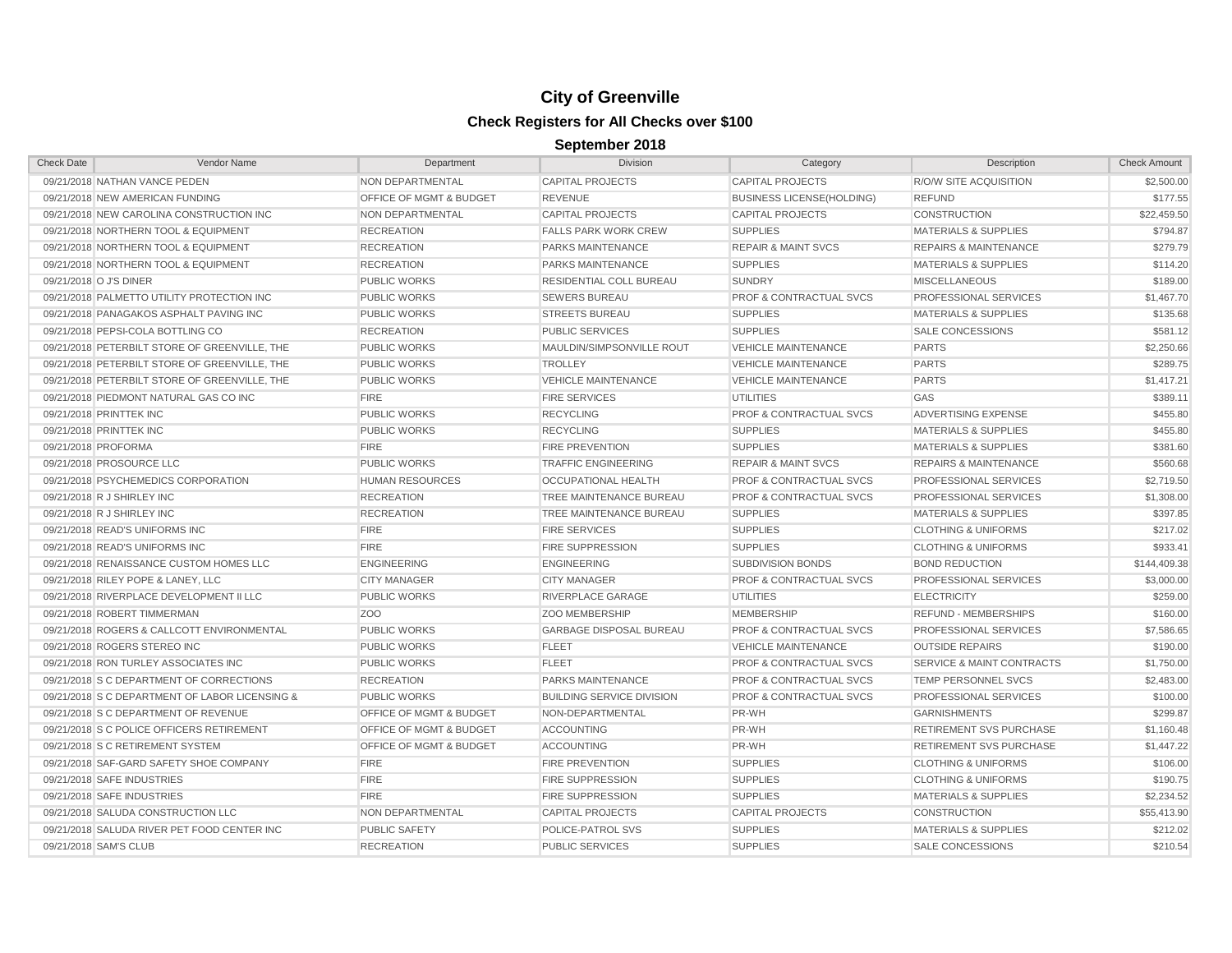# City of Greenville

## Check Registers for All Checks over $100

### September 2018

| Check Date | Vendor Name | Department | Division | Category | Description | Check Amount |
|---|---|---|---|---|---|---|
| 09/21/2018 | NATHAN VANCE PEDEN | NON DEPARTMENTAL | CAPITAL PROJECTS | CAPITAL PROJECTS | R/O/W SITE ACQUISITION | $2,500.00 |
| 09/21/2018 | NEW AMERICAN FUNDING | OFFICE OF MGMT & BUDGET | REVENUE | BUSINESS LICENSE(HOLDING) | REFUND | $177.55 |
| 09/21/2018 | NEW CAROLINA CONSTRUCTION INC | NON DEPARTMENTAL | CAPITAL PROJECTS | CAPITAL PROJECTS | CONSTRUCTION | $22,459.50 |
| 09/21/2018 | NORTHERN TOOL & EQUIPMENT | RECREATION | FALLS PARK WORK CREW | SUPPLIES | MATERIALS & SUPPLIES | $794.87 |
| 09/21/2018 | NORTHERN TOOL & EQUIPMENT | RECREATION | PARKS MAINTENANCE | REPAIR & MAINT SVCS | REPAIRS & MAINTENANCE | $279.79 |
| 09/21/2018 | NORTHERN TOOL & EQUIPMENT | RECREATION | PARKS MAINTENANCE | SUPPLIES | MATERIALS & SUPPLIES | $114.20 |
| 09/21/2018 | O J'S DINER | PUBLIC WORKS | RESIDENTIAL COLL BUREAU | SUNDRY | MISCELLANEOUS | $189.00 |
| 09/21/2018 | PALMETTO UTILITY PROTECTION INC | PUBLIC WORKS | SEWERS BUREAU | PROF & CONTRACTUAL SVCS | PROFESSIONAL SERVICES | $1,467.70 |
| 09/21/2018 | PANAGAKOS ASPHALT PAVING INC | PUBLIC WORKS | STREETS BUREAU | SUPPLIES | MATERIALS & SUPPLIES | $135.68 |
| 09/21/2018 | PEPSI-COLA BOTTLING CO | RECREATION | PUBLIC SERVICES | SUPPLIES | SALE CONCESSIONS | $581.12 |
| 09/21/2018 | PETERBILT STORE OF GREENVILLE, THE | PUBLIC WORKS | MAULDIN/SIMPSONVILLE ROUT | VEHICLE MAINTENANCE | PARTS | $2,250.66 |
| 09/21/2018 | PETERBILT STORE OF GREENVILLE, THE | PUBLIC WORKS | TROLLEY | VEHICLE MAINTENANCE | PARTS | $289.75 |
| 09/21/2018 | PETERBILT STORE OF GREENVILLE, THE | PUBLIC WORKS | VEHICLE MAINTENANCE | VEHICLE MAINTENANCE | PARTS | $1,417.21 |
| 09/21/2018 | PIEDMONT NATURAL GAS CO INC | FIRE | FIRE SERVICES | UTILITIES | GAS | $389.11 |
| 09/21/2018 | PRINTTEK INC | PUBLIC WORKS | RECYCLING | PROF & CONTRACTUAL SVCS | ADVERTISING EXPENSE | $455.80 |
| 09/21/2018 | PRINTTEK INC | PUBLIC WORKS | RECYCLING | SUPPLIES | MATERIALS & SUPPLIES | $455.80 |
| 09/21/2018 | PROFORMA | FIRE | FIRE PREVENTION | SUPPLIES | MATERIALS & SUPPLIES | $381.60 |
| 09/21/2018 | PROSOURCE LLC | PUBLIC WORKS | TRAFFIC ENGINEERING | REPAIR & MAINT SVCS | REPAIRS & MAINTENANCE | $560.68 |
| 09/21/2018 | PSYCHEMEDICS CORPORATION | HUMAN RESOURCES | OCCUPATIONAL HEALTH | PROF & CONTRACTUAL SVCS | PROFESSIONAL SERVICES | $2,719.50 |
| 09/21/2018 | R J SHIRLEY INC | RECREATION | TREE MAINTENANCE BUREAU | PROF & CONTRACTUAL SVCS | PROFESSIONAL SERVICES | $1,308.00 |
| 09/21/2018 | R J SHIRLEY INC | RECREATION | TREE MAINTENANCE BUREAU | SUPPLIES | MATERIALS & SUPPLIES | $397.85 |
| 09/21/2018 | READ'S UNIFORMS INC | FIRE | FIRE SERVICES | SUPPLIES | CLOTHING & UNIFORMS | $217.02 |
| 09/21/2018 | READ'S UNIFORMS INC | FIRE | FIRE SUPPRESSION | SUPPLIES | CLOTHING & UNIFORMS | $933.41 |
| 09/21/2018 | RENAISSANCE CUSTOM HOMES LLC | ENGINEERING | ENGINEERING | SUBDIVISION BONDS | BOND REDUCTION | $144,409.38 |
| 09/21/2018 | RILEY POPE & LANEY, LLC | CITY MANAGER | CITY MANAGER | PROF & CONTRACTUAL SVCS | PROFESSIONAL SERVICES | $3,000.00 |
| 09/21/2018 | RIVERPLACE DEVELOPMENT II LLC | PUBLIC WORKS | RIVERPLACE GARAGE | UTILITIES | ELECTRICITY | $259.00 |
| 09/21/2018 | ROBERT TIMMERMAN | ZOO | ZOO MEMBERSHIP | MEMBERSHIP | REFUND - MEMBERSHIPS | $160.00 |
| 09/21/2018 | ROGERS & CALLCOTT ENVIRONMENTAL | PUBLIC WORKS | GARBAGE DISPOSAL BUREAU | PROF & CONTRACTUAL SVCS | PROFESSIONAL SERVICES | $7,586.65 |
| 09/21/2018 | ROGERS STEREO INC | PUBLIC WORKS | FLEET | VEHICLE MAINTENANCE | OUTSIDE REPAIRS | $190.00 |
| 09/21/2018 | RON TURLEY ASSOCIATES INC | PUBLIC WORKS | FLEET | PROF & CONTRACTUAL SVCS | SERVICE & MAINT CONTRACTS | $1,750.00 |
| 09/21/2018 | S C DEPARTMENT OF CORRECTIONS | RECREATION | PARKS MAINTENANCE | PROF & CONTRACTUAL SVCS | TEMP PERSONNEL SVCS | $2,483.00 |
| 09/21/2018 | S C DEPARTMENT OF LABOR LICENSING & | PUBLIC WORKS | BUILDING SERVICE DIVISION | PROF & CONTRACTUAL SVCS | PROFESSIONAL SERVICES | $100.00 |
| 09/21/2018 | S C DEPARTMENT OF REVENUE | OFFICE OF MGMT & BUDGET | NON-DEPARTMENTAL | PR-WH | GARNISHMENTS | $299.87 |
| 09/21/2018 | S C POLICE OFFICERS RETIREMENT | OFFICE OF MGMT & BUDGET | ACCOUNTING | PR-WH | RETIREMENT SVS PURCHASE | $1,160.48 |
| 09/21/2018 | S C RETIREMENT SYSTEM | OFFICE OF MGMT & BUDGET | ACCOUNTING | PR-WH | RETIREMENT SVS PURCHASE | $1,447.22 |
| 09/21/2018 | SAF-GARD SAFETY SHOE COMPANY | FIRE | FIRE PREVENTION | SUPPLIES | CLOTHING & UNIFORMS | $106.00 |
| 09/21/2018 | SAFE INDUSTRIES | FIRE | FIRE SUPPRESSION | SUPPLIES | CLOTHING & UNIFORMS | $190.75 |
| 09/21/2018 | SAFE INDUSTRIES | FIRE | FIRE SUPPRESSION | SUPPLIES | MATERIALS & SUPPLIES | $2,234.52 |
| 09/21/2018 | SALUDA CONSTRUCTION LLC | NON DEPARTMENTAL | CAPITAL PROJECTS | CAPITAL PROJECTS | CONSTRUCTION | $55,413.90 |
| 09/21/2018 | SALUDA RIVER PET FOOD CENTER INC | PUBLIC SAFETY | POLICE-PATROL SVS | SUPPLIES | MATERIALS & SUPPLIES | $212.02 |
| 09/21/2018 | SAM'S CLUB | RECREATION | PUBLIC SERVICES | SUPPLIES | SALE CONCESSIONS | $210.54 |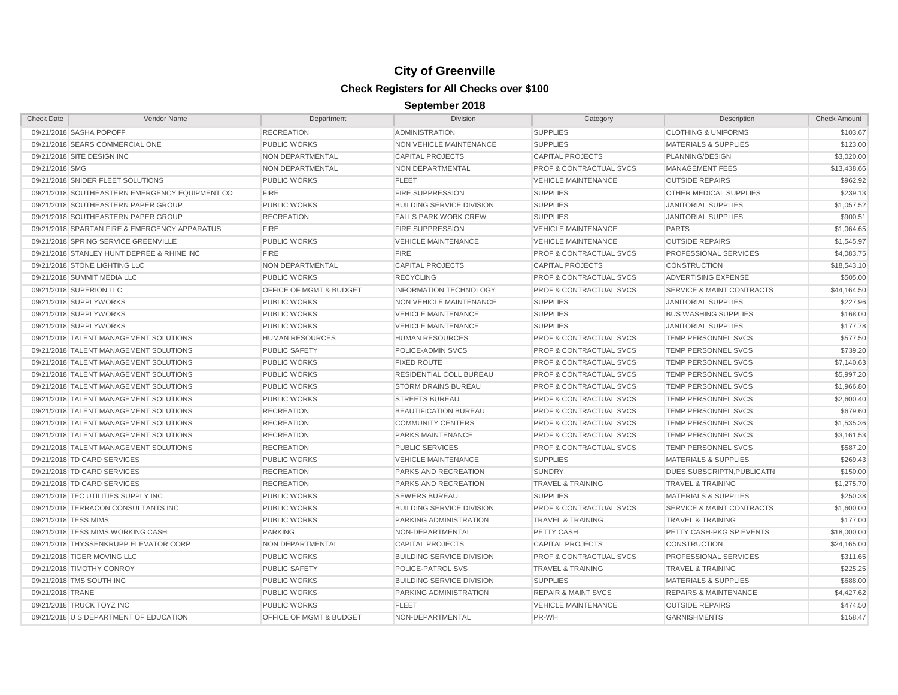# City of Greenville

## Check Registers for All Checks over $100

### September 2018

| Check Date | Vendor Name | Department | Division | Category | Description | Check Amount |
|---|---|---|---|---|---|---|
| 09/21/2018 | SASHA POPOFF | RECREATION | ADMINISTRATION | SUPPLIES | CLOTHING & UNIFORMS | $103.67 |
| 09/21/2018 | SEARS COMMERCIAL ONE | PUBLIC WORKS | NON VEHICLE MAINTENANCE | SUPPLIES | MATERIALS & SUPPLIES | $123.00 |
| 09/21/2018 | SITE DESIGN INC | NON DEPARTMENTAL | CAPITAL PROJECTS | CAPITAL PROJECTS | PLANNING/DESIGN | $3,020.00 |
| 09/21/2018 | SMG | NON DEPARTMENTAL | NON DEPARTMENTAL | PROF & CONTRACTUAL SVCS | MANAGEMENT FEES | $13,438.66 |
| 09/21/2018 | SNIDER FLEET SOLUTIONS | PUBLIC WORKS | FLEET | VEHICLE MAINTENANCE | OUTSIDE REPAIRS | $962.92 |
| 09/21/2018 | SOUTHEASTERN EMERGENCY EQUIPMENT CO | FIRE | FIRE SUPPRESSION | SUPPLIES | OTHER MEDICAL SUPPLIES | $239.13 |
| 09/21/2018 | SOUTHEASTERN PAPER GROUP | PUBLIC WORKS | BUILDING SERVICE DIVISION | SUPPLIES | JANITORIAL SUPPLIES | $1,057.52 |
| 09/21/2018 | SOUTHEASTERN PAPER GROUP | RECREATION | FALLS PARK WORK CREW | SUPPLIES | JANITORIAL SUPPLIES | $900.51 |
| 09/21/2018 | SPARTAN FIRE & EMERGENCY APPARATUS | FIRE | FIRE SUPPRESSION | VEHICLE MAINTENANCE | PARTS | $1,064.65 |
| 09/21/2018 | SPRING SERVICE GREENVILLE | PUBLIC WORKS | VEHICLE MAINTENANCE | VEHICLE MAINTENANCE | OUTSIDE REPAIRS | $1,545.97 |
| 09/21/2018 | STANLEY HUNT DEPREE & RHINE INC | FIRE | FIRE | PROF & CONTRACTUAL SVCS | PROFESSIONAL SERVICES | $4,083.75 |
| 09/21/2018 | STONE LIGHTING LLC | NON DEPARTMENTAL | CAPITAL PROJECTS | CAPITAL PROJECTS | CONSTRUCTION | $18,543.10 |
| 09/21/2018 | SUMMIT MEDIA LLC | PUBLIC WORKS | RECYCLING | PROF & CONTRACTUAL SVCS | ADVERTISING EXPENSE | $505.00 |
| 09/21/2018 | SUPERION LLC | OFFICE OF MGMT & BUDGET | INFORMATION TECHNOLOGY | PROF & CONTRACTUAL SVCS | SERVICE & MAINT CONTRACTS | $44,164.50 |
| 09/21/2018 | SUPPLYWORKS | PUBLIC WORKS | NON VEHICLE MAINTENANCE | SUPPLIES | JANITORIAL SUPPLIES | $227.96 |
| 09/21/2018 | SUPPLYWORKS | PUBLIC WORKS | VEHICLE MAINTENANCE | SUPPLIES | BUS WASHING SUPPLIES | $168.00 |
| 09/21/2018 | SUPPLYWORKS | PUBLIC WORKS | VEHICLE MAINTENANCE | SUPPLIES | JANITORIAL SUPPLIES | $177.78 |
| 09/21/2018 | TALENT MANAGEMENT SOLUTIONS | HUMAN RESOURCES | HUMAN RESOURCES | PROF & CONTRACTUAL SVCS | TEMP PERSONNEL SVCS | $577.50 |
| 09/21/2018 | TALENT MANAGEMENT SOLUTIONS | PUBLIC SAFETY | POLICE-ADMIN SVCS | PROF & CONTRACTUAL SVCS | TEMP PERSONNEL SVCS | $739.20 |
| 09/21/2018 | TALENT MANAGEMENT SOLUTIONS | PUBLIC WORKS | FIXED ROUTE | PROF & CONTRACTUAL SVCS | TEMP PERSONNEL SVCS | $7,140.63 |
| 09/21/2018 | TALENT MANAGEMENT SOLUTIONS | PUBLIC WORKS | RESIDENTIAL COLL BUREAU | PROF & CONTRACTUAL SVCS | TEMP PERSONNEL SVCS | $5,997.20 |
| 09/21/2018 | TALENT MANAGEMENT SOLUTIONS | PUBLIC WORKS | STORM DRAINS BUREAU | PROF & CONTRACTUAL SVCS | TEMP PERSONNEL SVCS | $1,966.80 |
| 09/21/2018 | TALENT MANAGEMENT SOLUTIONS | PUBLIC WORKS | STREETS BUREAU | PROF & CONTRACTUAL SVCS | TEMP PERSONNEL SVCS | $2,600.40 |
| 09/21/2018 | TALENT MANAGEMENT SOLUTIONS | RECREATION | BEAUTIFICATION BUREAU | PROF & CONTRACTUAL SVCS | TEMP PERSONNEL SVCS | $679.60 |
| 09/21/2018 | TALENT MANAGEMENT SOLUTIONS | RECREATION | COMMUNITY CENTERS | PROF & CONTRACTUAL SVCS | TEMP PERSONNEL SVCS | $1,535.36 |
| 09/21/2018 | TALENT MANAGEMENT SOLUTIONS | RECREATION | PARKS MAINTENANCE | PROF & CONTRACTUAL SVCS | TEMP PERSONNEL SVCS | $3,161.53 |
| 09/21/2018 | TALENT MANAGEMENT SOLUTIONS | RECREATION | PUBLIC SERVICES | PROF & CONTRACTUAL SVCS | TEMP PERSONNEL SVCS | $587.20 |
| 09/21/2018 | TD CARD SERVICES | PUBLIC WORKS | VEHICLE MAINTENANCE | SUPPLIES | MATERIALS & SUPPLIES | $269.43 |
| 09/21/2018 | TD CARD SERVICES | RECREATION | PARKS AND RECREATION | SUNDRY | DUES,SUBSCRIPTN,PUBLICATN | $150.00 |
| 09/21/2018 | TD CARD SERVICES | RECREATION | PARKS AND RECREATION | TRAVEL & TRAINING | TRAVEL & TRAINING | $1,275.70 |
| 09/21/2018 | TEC UTILITIES SUPPLY INC | PUBLIC WORKS | SEWERS BUREAU | SUPPLIES | MATERIALS & SUPPLIES | $250.38 |
| 09/21/2018 | TERRACON CONSULTANTS INC | PUBLIC WORKS | BUILDING SERVICE DIVISION | PROF & CONTRACTUAL SVCS | SERVICE & MAINT CONTRACTS | $1,600.00 |
| 09/21/2018 | TESS MIMS | PUBLIC WORKS | PARKING ADMINISTRATION | TRAVEL & TRAINING | TRAVEL & TRAINING | $177.00 |
| 09/21/2018 | TESS MIMS WORKING CASH | PARKING | NON-DEPARTMENTAL | PETTY CASH | PETTY CASH-PKG SP EVENTS | $18,000.00 |
| 09/21/2018 | THYSSENKRUPP ELEVATOR CORP | NON DEPARTMENTAL | CAPITAL PROJECTS | CAPITAL PROJECTS | CONSTRUCTION | $24,165.00 |
| 09/21/2018 | TIGER MOVING LLC | PUBLIC WORKS | BUILDING SERVICE DIVISION | PROF & CONTRACTUAL SVCS | PROFESSIONAL SERVICES | $311.65 |
| 09/21/2018 | TIMOTHY CONROY | PUBLIC SAFETY | POLICE-PATROL SVS | TRAVEL & TRAINING | TRAVEL & TRAINING | $225.25 |
| 09/21/2018 | TMS SOUTH INC | PUBLIC WORKS | BUILDING SERVICE DIVISION | SUPPLIES | MATERIALS & SUPPLIES | $688.00 |
| 09/21/2018 | TRANE | PUBLIC WORKS | PARKING ADMINISTRATION | REPAIR & MAINT SVCS | REPAIRS & MAINTENANCE | $4,427.62 |
| 09/21/2018 | TRUCK TOYZ INC | PUBLIC WORKS | FLEET | VEHICLE MAINTENANCE | OUTSIDE REPAIRS | $474.50 |
| 09/21/2018 | U S DEPARTMENT OF EDUCATION | OFFICE OF MGMT & BUDGET | NON-DEPARTMENTAL | PR-WH | GARNISHMENTS | $158.47 |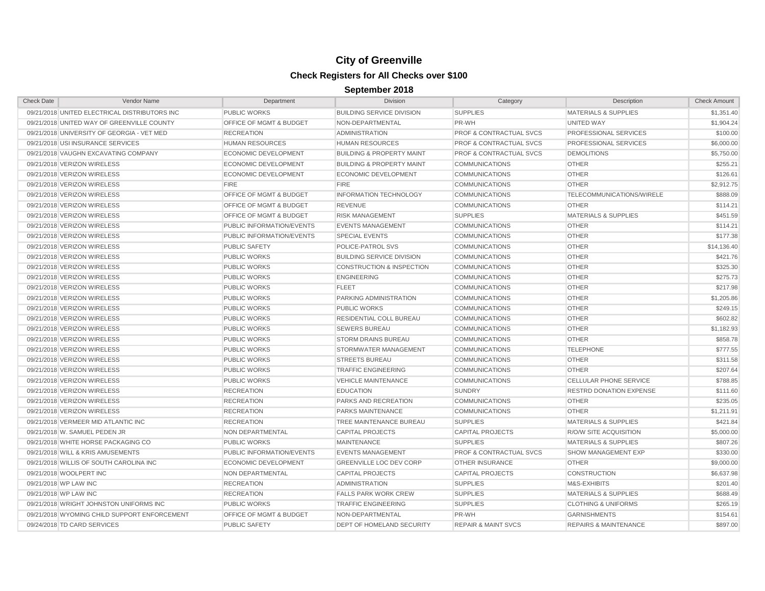# City of Greenville

## Check Registers for All Checks over $100

### September 2018

| Check Date | Vendor Name | Department | Division | Category | Description | Check Amount |
|---|---|---|---|---|---|---|
| 09/21/2018 | UNITED ELECTRICAL DISTRIBUTORS INC | PUBLIC WORKS | BUILDING SERVICE DIVISION | SUPPLIES | MATERIALS & SUPPLIES | $1,351.40 |
| 09/21/2018 | UNITED WAY OF GREENVILLE COUNTY | OFFICE OF MGMT & BUDGET | NON-DEPARTMENTAL | PR-WH | UNITED WAY | $1,904.24 |
| 09/21/2018 | UNIVERSITY OF GEORGIA - VET MED | RECREATION | ADMINISTRATION | PROF & CONTRACTUAL SVCS | PROFESSIONAL SERVICES | $100.00 |
| 09/21/2018 | USI INSURANCE SERVICES | HUMAN RESOURCES | HUMAN RESOURCES | PROF & CONTRACTUAL SVCS | PROFESSIONAL SERVICES | $6,000.00 |
| 09/21/2018 | VAUGHN EXCAVATING COMPANY | ECONOMIC DEVELOPMENT | BUILDING & PROPERTY MAINT | PROF & CONTRACTUAL SVCS | DEMOLITIONS | $5,750.00 |
| 09/21/2018 | VERIZON WIRELESS | ECONOMIC DEVELOPMENT | BUILDING & PROPERTY MAINT | COMMUNICATIONS | OTHER | $255.21 |
| 09/21/2018 | VERIZON WIRELESS | ECONOMIC DEVELOPMENT | ECONOMIC DEVELOPMENT | COMMUNICATIONS | OTHER | $126.61 |
| 09/21/2018 | VERIZON WIRELESS | FIRE | FIRE | COMMUNICATIONS | OTHER | $2,912.75 |
| 09/21/2018 | VERIZON WIRELESS | OFFICE OF MGMT & BUDGET | INFORMATION TECHNOLOGY | COMMUNICATIONS | TELECOMMUNICATIONS/WIRELE | $888.09 |
| 09/21/2018 | VERIZON WIRELESS | OFFICE OF MGMT & BUDGET | REVENUE | COMMUNICATIONS | OTHER | $114.21 |
| 09/21/2018 | VERIZON WIRELESS | OFFICE OF MGMT & BUDGET | RISK MANAGEMENT | SUPPLIES | MATERIALS & SUPPLIES | $451.59 |
| 09/21/2018 | VERIZON WIRELESS | PUBLIC INFORMATION/EVENTS | EVENTS MANAGEMENT | COMMUNICATIONS | OTHER | $114.21 |
| 09/21/2018 | VERIZON WIRELESS | PUBLIC INFORMATION/EVENTS | SPECIAL EVENTS | COMMUNICATIONS | OTHER | $177.38 |
| 09/21/2018 | VERIZON WIRELESS | PUBLIC SAFETY | POLICE-PATROL SVS | COMMUNICATIONS | OTHER | $14,136.40 |
| 09/21/2018 | VERIZON WIRELESS | PUBLIC WORKS | BUILDING SERVICE DIVISION | COMMUNICATIONS | OTHER | $421.76 |
| 09/21/2018 | VERIZON WIRELESS | PUBLIC WORKS | CONSTRUCTION & INSPECTION | COMMUNICATIONS | OTHER | $325.30 |
| 09/21/2018 | VERIZON WIRELESS | PUBLIC WORKS | ENGINEERING | COMMUNICATIONS | OTHER | $275.73 |
| 09/21/2018 | VERIZON WIRELESS | PUBLIC WORKS | FLEET | COMMUNICATIONS | OTHER | $217.98 |
| 09/21/2018 | VERIZON WIRELESS | PUBLIC WORKS | PARKING ADMINISTRATION | COMMUNICATIONS | OTHER | $1,205.86 |
| 09/21/2018 | VERIZON WIRELESS | PUBLIC WORKS | PUBLIC WORKS | COMMUNICATIONS | OTHER | $249.15 |
| 09/21/2018 | VERIZON WIRELESS | PUBLIC WORKS | RESIDENTIAL COLL BUREAU | COMMUNICATIONS | OTHER | $602.82 |
| 09/21/2018 | VERIZON WIRELESS | PUBLIC WORKS | SEWERS BUREAU | COMMUNICATIONS | OTHER | $1,182.93 |
| 09/21/2018 | VERIZON WIRELESS | PUBLIC WORKS | STORM DRAINS BUREAU | COMMUNICATIONS | OTHER | $858.78 |
| 09/21/2018 | VERIZON WIRELESS | PUBLIC WORKS | STORMWATER MANAGEMENT | COMMUNICATIONS | TELEPHONE | $777.55 |
| 09/21/2018 | VERIZON WIRELESS | PUBLIC WORKS | STREETS BUREAU | COMMUNICATIONS | OTHER | $311.58 |
| 09/21/2018 | VERIZON WIRELESS | PUBLIC WORKS | TRAFFIC ENGINEERING | COMMUNICATIONS | OTHER | $207.64 |
| 09/21/2018 | VERIZON WIRELESS | PUBLIC WORKS | VEHICLE MAINTENANCE | COMMUNICATIONS | CELLULAR PHONE SERVICE | $788.85 |
| 09/21/2018 | VERIZON WIRELESS | RECREATION | EDUCATION | SUNDRY | RESTRD DONATION EXPENSE | $111.60 |
| 09/21/2018 | VERIZON WIRELESS | RECREATION | PARKS AND RECREATION | COMMUNICATIONS | OTHER | $235.05 |
| 09/21/2018 | VERIZON WIRELESS | RECREATION | PARKS MAINTENANCE | COMMUNICATIONS | OTHER | $1,211.91 |
| 09/21/2018 | VERMEER MID ATLANTIC INC | RECREATION | TREE MAINTENANCE BUREAU | SUPPLIES | MATERIALS & SUPPLIES | $421.84 |
| 09/21/2018 | W. SAMUEL PEDEN JR | NON DEPARTMENTAL | CAPITAL PROJECTS | CAPITAL PROJECTS | R/O/W SITE ACQUISITION | $5,000.00 |
| 09/21/2018 | WHITE HORSE PACKAGING CO | PUBLIC WORKS | MAINTENANCE | SUPPLIES | MATERIALS & SUPPLIES | $807.26 |
| 09/21/2018 | WILL & KRIS AMUSEMENTS | PUBLIC INFORMATION/EVENTS | EVENTS MANAGEMENT | PROF & CONTRACTUAL SVCS | SHOW MANAGEMENT EXP | $330.00 |
| 09/21/2018 | WILLIS OF SOUTH CAROLINA INC | ECONOMIC DEVELOPMENT | GREENVILLE LOC DEV CORP | OTHER INSURANCE | OTHER | $9,000.00 |
| 09/21/2018 | WOOLPERT INC | NON DEPARTMENTAL | CAPITAL PROJECTS | CAPITAL PROJECTS | CONSTRUCTION | $6,637.98 |
| 09/21/2018 | WP LAW INC | RECREATION | ADMINISTRATION | SUPPLIES | M&S-EXHIBITS | $201.40 |
| 09/21/2018 | WP LAW INC | RECREATION | FALLS PARK WORK CREW | SUPPLIES | MATERIALS & SUPPLIES | $688.49 |
| 09/21/2018 | WRIGHT JOHNSTON UNIFORMS INC | PUBLIC WORKS | TRAFFIC ENGINEERING | SUPPLIES | CLOTHING & UNIFORMS | $265.19 |
| 09/21/2018 | WYOMING CHILD SUPPORT ENFORCEMENT | OFFICE OF MGMT & BUDGET | NON-DEPARTMENTAL | PR-WH | GARNISHMENTS | $154.61 |
| 09/24/2018 | TD CARD SERVICES | PUBLIC SAFETY | DEPT OF HOMELAND SECURITY | REPAIR & MAINT SVCS | REPAIRS & MAINTENANCE | $897.00 |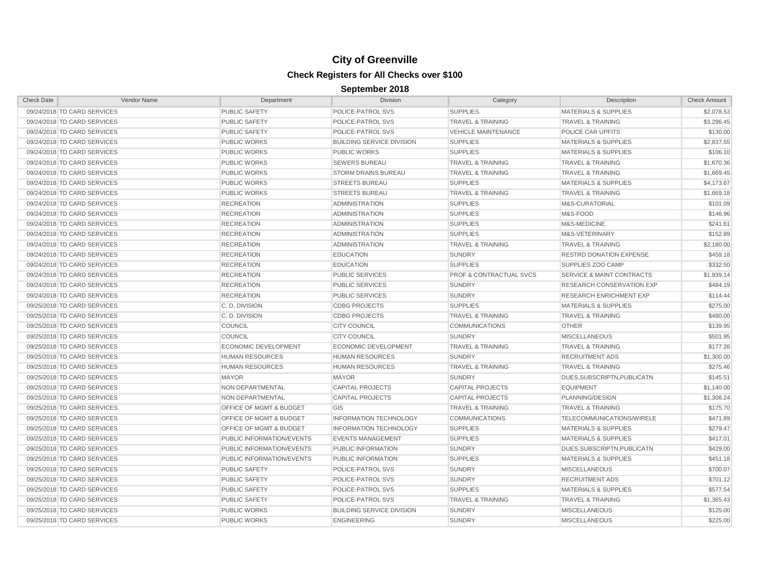# City of Greenville

## Check Registers for All Checks over $100

### September 2018

| Check Date | Vendor Name | Department | Division | Category | Description | Check Amount |
|---|---|---|---|---|---|---|
| 09/24/2018 | TD CARD SERVICES | PUBLIC SAFETY | POLICE-PATROL SVS | SUPPLIES | MATERIALS & SUPPLIES | $2,078.53 |
| 09/24/2018 | TD CARD SERVICES | PUBLIC SAFETY | POLICE-PATROL SVS | TRAVEL & TRAINING | TRAVEL & TRAINING | $3,296.45 |
| 09/24/2018 | TD CARD SERVICES | PUBLIC SAFETY | POLICE-PATROL SVS | VEHICLE MAINTENANCE | POLICE CAR UPFITS | $130.00 |
| 09/24/2018 | TD CARD SERVICES | PUBLIC WORKS | BUILDING SERVICE DIVISION | SUPPLIES | MATERIALS & SUPPLIES | $2,837.55 |
| 09/24/2018 | TD CARD SERVICES | PUBLIC WORKS | PUBLIC WORKS | SUPPLIES | MATERIALS & SUPPLIES | $106.10 |
| 09/24/2018 | TD CARD SERVICES | PUBLIC WORKS | SEWERS BUREAU | TRAVEL & TRAINING | TRAVEL & TRAINING | $1,670.36 |
| 09/24/2018 | TD CARD SERVICES | PUBLIC WORKS | STORM DRAINS BUREAU | TRAVEL & TRAINING | TRAVEL & TRAINING | $1,669.45 |
| 09/24/2018 | TD CARD SERVICES | PUBLIC WORKS | STREETS BUREAU | SUPPLIES | MATERIALS & SUPPLIES | $4,173.67 |
| 09/24/2018 | TD CARD SERVICES | PUBLIC WORKS | STREETS BUREAU | TRAVEL & TRAINING | TRAVEL & TRAINING | $1,669.18 |
| 09/24/2018 | TD CARD SERVICES | RECREATION | ADMINISTRATION | SUPPLIES | M&S-CURATORIAL | $101.09 |
| 09/24/2018 | TD CARD SERVICES | RECREATION | ADMINISTRATION | SUPPLIES | M&S-FOOD | $146.96 |
| 09/24/2018 | TD CARD SERVICES | RECREATION | ADMINISTRATION | SUPPLIES | M&S-MEDICINE | $241.61 |
| 09/24/2018 | TD CARD SERVICES | RECREATION | ADMINISTRATION | SUPPLIES | M&S-VETERINARY | $152.89 |
| 09/24/2018 | TD CARD SERVICES | RECREATION | ADMINISTRATION | TRAVEL & TRAINING | TRAVEL & TRAINING | $2,180.00 |
| 09/24/2018 | TD CARD SERVICES | RECREATION | EDUCATION | SUNDRY | RESTRD DONATION EXPENSE | $459.18 |
| 09/24/2018 | TD CARD SERVICES | RECREATION | EDUCATION | SUPPLIES | SUPPLIES ZOO CAMP | $332.50 |
| 09/24/2018 | TD CARD SERVICES | RECREATION | PUBLIC SERVICES | PROF & CONTRACTUAL SVCS | SERVICE & MAINT CONTRACTS | $1,939.14 |
| 09/24/2018 | TD CARD SERVICES | RECREATION | PUBLIC SERVICES | SUNDRY | RESEARCH CONSERVATION EXP | $484.19 |
| 09/24/2018 | TD CARD SERVICES | RECREATION | PUBLIC SERVICES | SUNDRY | RESEARCH ENRICHMENT EXP | $114.44 |
| 09/25/2018 | TD CARD SERVICES | C. D. DIVISION | CDBG PROJECTS | SUPPLIES | MATERIALS & SUPPLIES | $275.00 |
| 09/25/2018 | TD CARD SERVICES | C. D. DIVISION | CDBG PROJECTS | TRAVEL & TRAINING | TRAVEL & TRAINING | $480.00 |
| 09/25/2018 | TD CARD SERVICES | COUNCIL | CITY COUNCIL | COMMUNICATIONS | OTHER | $139.95 |
| 09/25/2018 | TD CARD SERVICES | COUNCIL | CITY COUNCIL | SUNDRY | MISCELLANEOUS | $501.95 |
| 09/25/2018 | TD CARD SERVICES | ECONOMIC DEVELOPMENT | ECONOMIC DEVELOPMENT | TRAVEL & TRAINING | TRAVEL & TRAINING | $177.26 |
| 09/25/2018 | TD CARD SERVICES | HUMAN RESOURCES | HUMAN RESOURCES | SUNDRY | RECRUITMENT ADS | $1,300.00 |
| 09/25/2018 | TD CARD SERVICES | HUMAN RESOURCES | HUMAN RESOURCES | TRAVEL & TRAINING | TRAVEL & TRAINING | $275.46 |
| 09/25/2018 | TD CARD SERVICES | MAYOR | MAYOR | SUNDRY | DUES,SUBSCRIPTN,PUBLICATN | $145.51 |
| 09/25/2018 | TD CARD SERVICES | NON DEPARTMENTAL | CAPITAL PROJECTS | CAPITAL PROJECTS | EQUIPMENT | $1,140.00 |
| 09/25/2018 | TD CARD SERVICES | NON DEPARTMENTAL | CAPITAL PROJECTS | CAPITAL PROJECTS | PLANNING/DESIGN | $1,308.24 |
| 09/25/2018 | TD CARD SERVICES | OFFICE OF MGMT & BUDGET | GIS | TRAVEL & TRAINING | TRAVEL & TRAINING | $175.70 |
| 09/25/2018 | TD CARD SERVICES | OFFICE OF MGMT & BUDGET | INFORMATION TECHNOLOGY | COMMUNICATIONS | TELECOMMUNICATIONS/WIRELE | $471.89 |
| 09/25/2018 | TD CARD SERVICES | OFFICE OF MGMT & BUDGET | INFORMATION TECHNOLOGY | SUPPLIES | MATERIALS & SUPPLIES | $279.47 |
| 09/25/2018 | TD CARD SERVICES | PUBLIC INFORMATION/EVENTS | EVENTS MANAGEMENT | SUPPLIES | MATERIALS & SUPPLIES | $417.01 |
| 09/25/2018 | TD CARD SERVICES | PUBLIC INFORMATION/EVENTS | PUBLIC INFORMATION | SUNDRY | DUES,SUBSCRIPTN,PUBLICATN | $429.00 |
| 09/25/2018 | TD CARD SERVICES | PUBLIC INFORMATION/EVENTS | PUBLIC INFORMATION | SUPPLIES | MATERIALS & SUPPLIES | $451.18 |
| 09/25/2018 | TD CARD SERVICES | PUBLIC SAFETY | POLICE-PATROL SVS | SUNDRY | MISCELLANEOUS | $700.07 |
| 09/25/2018 | TD CARD SERVICES | PUBLIC SAFETY | POLICE-PATROL SVS | SUNDRY | RECRUITMENT ADS | $701.12 |
| 09/25/2018 | TD CARD SERVICES | PUBLIC SAFETY | POLICE-PATROL SVS | SUPPLIES | MATERIALS & SUPPLIES | $577.54 |
| 09/25/2018 | TD CARD SERVICES | PUBLIC SAFETY | POLICE-PATROL SVS | TRAVEL & TRAINING | TRAVEL & TRAINING | $1,365.43 |
| 09/25/2018 | TD CARD SERVICES | PUBLIC WORKS | BUILDING SERVICE DIVISION | SUNDRY | MISCELLANEOUS | $125.00 |
| 09/25/2018 | TD CARD SERVICES | PUBLIC WORKS | ENGINEERING | SUNDRY | MISCELLANEOUS | $225.00 |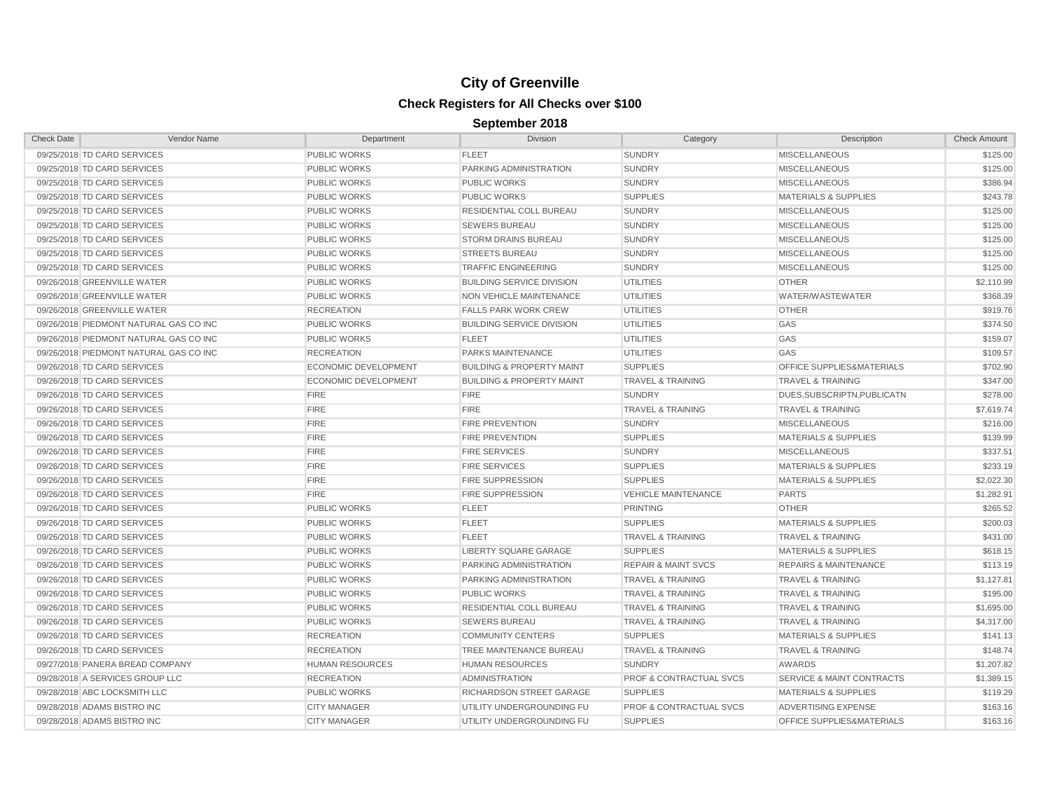# City of Greenville

## Check Registers for All Checks over $100

### September 2018

| Check Date | Vendor Name | Department | Division | Category | Description | Check Amount |
|---|---|---|---|---|---|---|
| 09/25/2018 | TD CARD SERVICES | PUBLIC WORKS | FLEET | SUNDRY | MISCELLANEOUS | $125.00 |
| 09/25/2018 | TD CARD SERVICES | PUBLIC WORKS | PARKING ADMINISTRATION | SUNDRY | MISCELLANEOUS | $125.00 |
| 09/25/2018 | TD CARD SERVICES | PUBLIC WORKS | PUBLIC WORKS | SUNDRY | MISCELLANEOUS | $386.94 |
| 09/25/2018 | TD CARD SERVICES | PUBLIC WORKS | PUBLIC WORKS | SUPPLIES | MATERIALS & SUPPLIES | $243.78 |
| 09/25/2018 | TD CARD SERVICES | PUBLIC WORKS | RESIDENTIAL COLL BUREAU | SUNDRY | MISCELLANEOUS | $125.00 |
| 09/25/2018 | TD CARD SERVICES | PUBLIC WORKS | SEWERS BUREAU | SUNDRY | MISCELLANEOUS | $125.00 |
| 09/25/2018 | TD CARD SERVICES | PUBLIC WORKS | STORM DRAINS BUREAU | SUNDRY | MISCELLANEOUS | $125.00 |
| 09/25/2018 | TD CARD SERVICES | PUBLIC WORKS | STREETS BUREAU | SUNDRY | MISCELLANEOUS | $125.00 |
| 09/25/2018 | TD CARD SERVICES | PUBLIC WORKS | TRAFFIC ENGINEERING | SUNDRY | MISCELLANEOUS | $125.00 |
| 09/26/2018 | GREENVILLE WATER | PUBLIC WORKS | BUILDING SERVICE DIVISION | UTILITIES | OTHER | $2,110.99 |
| 09/26/2018 | GREENVILLE WATER | PUBLIC WORKS | NON VEHICLE MAINTENANCE | UTILITIES | WATER/WASTEWATER | $368.39 |
| 09/26/2018 | GREENVILLE WATER | RECREATION | FALLS PARK WORK CREW | UTILITIES | OTHER | $919.76 |
| 09/26/2018 | PIEDMONT NATURAL GAS CO INC | PUBLIC WORKS | BUILDING SERVICE DIVISION | UTILITIES | GAS | $374.50 |
| 09/26/2018 | PIEDMONT NATURAL GAS CO INC | PUBLIC WORKS | FLEET | UTILITIES | GAS | $159.07 |
| 09/26/2018 | PIEDMONT NATURAL GAS CO INC | RECREATION | PARKS MAINTENANCE | UTILITIES | GAS | $109.57 |
| 09/26/2018 | TD CARD SERVICES | ECONOMIC DEVELOPMENT | BUILDING & PROPERTY MAINT | SUPPLIES | OFFICE SUPPLIES&MATERIALS | $702.90 |
| 09/26/2018 | TD CARD SERVICES | ECONOMIC DEVELOPMENT | BUILDING & PROPERTY MAINT | TRAVEL & TRAINING | TRAVEL & TRAINING | $347.00 |
| 09/26/2018 | TD CARD SERVICES | FIRE | FIRE | SUNDRY | DUES,SUBSCRIPTN,PUBLICATN | $278.00 |
| 09/26/2018 | TD CARD SERVICES | FIRE | FIRE | TRAVEL & TRAINING | TRAVEL & TRAINING | $7,619.74 |
| 09/26/2018 | TD CARD SERVICES | FIRE | FIRE PREVENTION | SUNDRY | MISCELLANEOUS | $216.00 |
| 09/26/2018 | TD CARD SERVICES | FIRE | FIRE PREVENTION | SUPPLIES | MATERIALS & SUPPLIES | $139.99 |
| 09/26/2018 | TD CARD SERVICES | FIRE | FIRE SERVICES | SUNDRY | MISCELLANEOUS | $337.51 |
| 09/26/2018 | TD CARD SERVICES | FIRE | FIRE SERVICES | SUPPLIES | MATERIALS & SUPPLIES | $233.19 |
| 09/26/2018 | TD CARD SERVICES | FIRE | FIRE SUPPRESSION | SUPPLIES | MATERIALS & SUPPLIES | $2,022.30 |
| 09/26/2018 | TD CARD SERVICES | FIRE | FIRE SUPPRESSION | VEHICLE MAINTENANCE | PARTS | $1,282.91 |
| 09/26/2018 | TD CARD SERVICES | PUBLIC WORKS | FLEET | PRINTING | OTHER | $265.52 |
| 09/26/2018 | TD CARD SERVICES | PUBLIC WORKS | FLEET | SUPPLIES | MATERIALS & SUPPLIES | $200.03 |
| 09/26/2018 | TD CARD SERVICES | PUBLIC WORKS | FLEET | TRAVEL & TRAINING | TRAVEL & TRAINING | $431.00 |
| 09/26/2018 | TD CARD SERVICES | PUBLIC WORKS | LIBERTY SQUARE GARAGE | SUPPLIES | MATERIALS & SUPPLIES | $618.15 |
| 09/26/2018 | TD CARD SERVICES | PUBLIC WORKS | PARKING ADMINISTRATION | REPAIR & MAINT SVCS | REPAIRS & MAINTENANCE | $113.19 |
| 09/26/2018 | TD CARD SERVICES | PUBLIC WORKS | PARKING ADMINISTRATION | TRAVEL & TRAINING | TRAVEL & TRAINING | $1,127.81 |
| 09/26/2018 | TD CARD SERVICES | PUBLIC WORKS | PUBLIC WORKS | TRAVEL & TRAINING | TRAVEL & TRAINING | $195.00 |
| 09/26/2018 | TD CARD SERVICES | PUBLIC WORKS | RESIDENTIAL COLL BUREAU | TRAVEL & TRAINING | TRAVEL & TRAINING | $1,695.00 |
| 09/26/2018 | TD CARD SERVICES | PUBLIC WORKS | SEWERS BUREAU | TRAVEL & TRAINING | TRAVEL & TRAINING | $4,317.00 |
| 09/26/2018 | TD CARD SERVICES | RECREATION | COMMUNITY CENTERS | SUPPLIES | MATERIALS & SUPPLIES | $141.13 |
| 09/26/2018 | TD CARD SERVICES | RECREATION | TREE MAINTENANCE BUREAU | TRAVEL & TRAINING | TRAVEL & TRAINING | $148.74 |
| 09/27/2018 | PANERA BREAD COMPANY | HUMAN RESOURCES | HUMAN RESOURCES | SUNDRY | AWARDS | $1,207.82 |
| 09/28/2018 | A SERVICES GROUP LLC | RECREATION | ADMINISTRATION | PROF & CONTRACTUAL SVCS | SERVICE & MAINT CONTRACTS | $1,389.15 |
| 09/28/2018 | ABC LOCKSMITH LLC | PUBLIC WORKS | RICHARDSON STREET GARAGE | SUPPLIES | MATERIALS & SUPPLIES | $119.29 |
| 09/28/2018 | ADAMS BISTRO INC | CITY MANAGER | UTILITY UNDERGROUNDING FU | PROF & CONTRACTUAL SVCS | ADVERTISING EXPENSE | $163.16 |
| 09/28/2018 | ADAMS BISTRO INC | CITY MANAGER | UTILITY UNDERGROUNDING FU | SUPPLIES | OFFICE SUPPLIES&MATERIALS | $163.16 |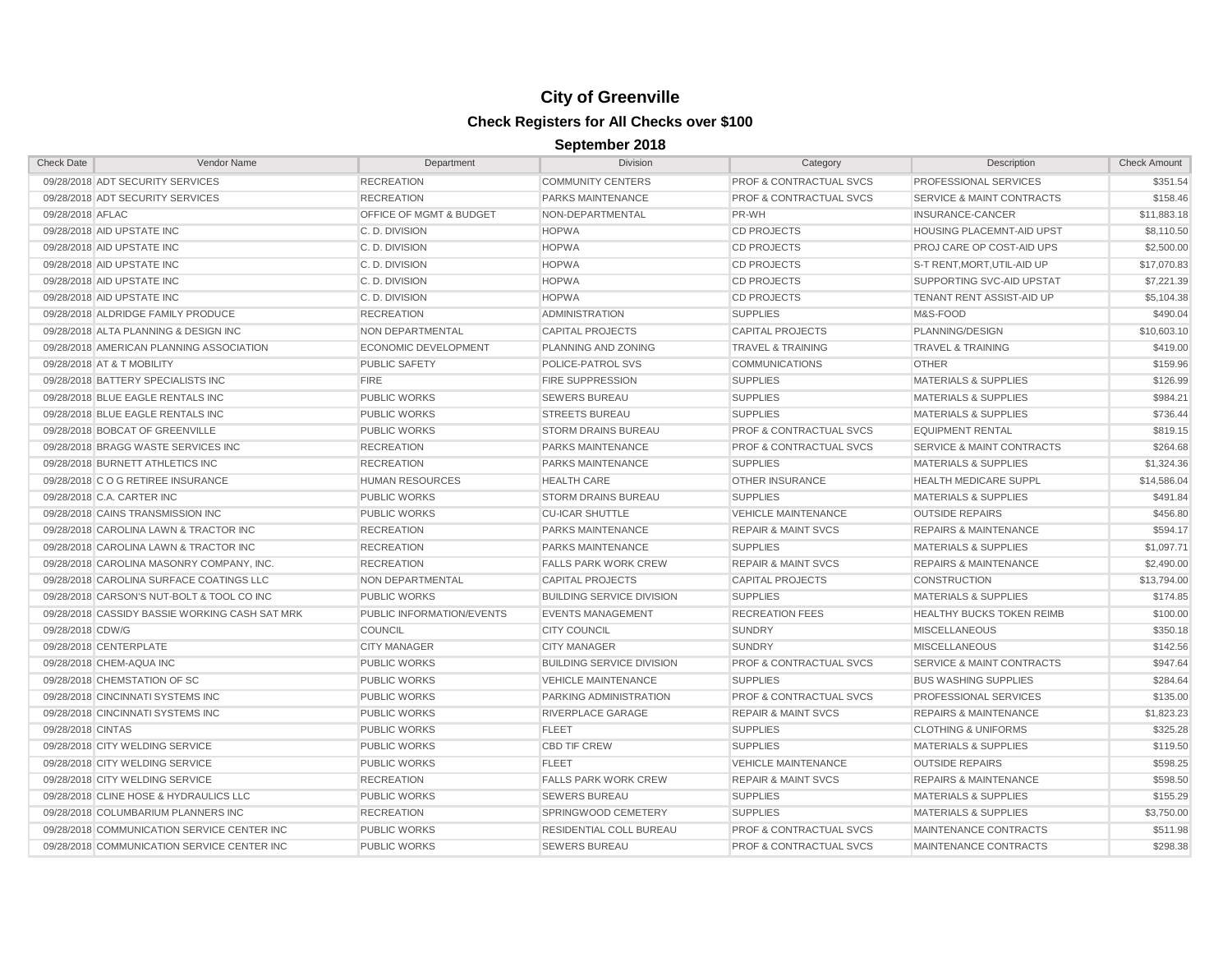# City of Greenville

## Check Registers for All Checks over $100

### September 2018

| Check Date | Vendor Name | Department | Division | Category | Description | Check Amount |
|---|---|---|---|---|---|---|
| 09/28/2018 | ADT SECURITY SERVICES | RECREATION | COMMUNITY CENTERS | PROF & CONTRACTUAL SVCS | PROFESSIONAL SERVICES | $351.54 |
| 09/28/2018 | ADT SECURITY SERVICES | RECREATION | PARKS MAINTENANCE | PROF & CONTRACTUAL SVCS | SERVICE & MAINT CONTRACTS | $158.46 |
| 09/28/2018 | AFLAC | OFFICE OF MGMT & BUDGET | NON-DEPARTMENTAL | PR-WH | INSURANCE-CANCER | $11,883.18 |
| 09/28/2018 | AID UPSTATE INC | C. D. DIVISION | HOPWA | CD PROJECTS | HOUSING PLACEMNT-AID UPST | $8,110.50 |
| 09/28/2018 | AID UPSTATE INC | C. D. DIVISION | HOPWA | CD PROJECTS | PROJ CARE OP COST-AID UPS | $2,500.00 |
| 09/28/2018 | AID UPSTATE INC | C. D. DIVISION | HOPWA | CD PROJECTS | S-T RENT,MORT,UTIL-AID UP | $17,070.83 |
| 09/28/2018 | AID UPSTATE INC | C. D. DIVISION | HOPWA | CD PROJECTS | SUPPORTING SVC-AID UPSTAT | $7,221.39 |
| 09/28/2018 | AID UPSTATE INC | C. D. DIVISION | HOPWA | CD PROJECTS | TENANT RENT ASSIST-AID UP | $5,104.38 |
| 09/28/2018 | ALDRIDGE FAMILY PRODUCE | RECREATION | ADMINISTRATION | SUPPLIES | M&S-FOOD | $490.04 |
| 09/28/2018 | ALTA PLANNING & DESIGN INC | NON DEPARTMENTAL | CAPITAL PROJECTS | CAPITAL PROJECTS | PLANNING/DESIGN | $10,603.10 |
| 09/28/2018 | AMERICAN PLANNING ASSOCIATION | ECONOMIC DEVELOPMENT | PLANNING AND ZONING | TRAVEL & TRAINING | TRAVEL & TRAINING | $419.00 |
| 09/28/2018 | AT & T MOBILITY | PUBLIC SAFETY | POLICE-PATROL SVS | COMMUNICATIONS | OTHER | $159.96 |
| 09/28/2018 | BATTERY SPECIALISTS INC | FIRE | FIRE SUPPRESSION | SUPPLIES | MATERIALS & SUPPLIES | $126.99 |
| 09/28/2018 | BLUE EAGLE RENTALS INC | PUBLIC WORKS | SEWERS BUREAU | SUPPLIES | MATERIALS & SUPPLIES | $984.21 |
| 09/28/2018 | BLUE EAGLE RENTALS INC | PUBLIC WORKS | STREETS BUREAU | SUPPLIES | MATERIALS & SUPPLIES | $736.44 |
| 09/28/2018 | BOBCAT OF GREENVILLE | PUBLIC WORKS | STORM DRAINS BUREAU | PROF & CONTRACTUAL SVCS | EQUIPMENT RENTAL | $819.15 |
| 09/28/2018 | BRAGG WASTE SERVICES INC | RECREATION | PARKS MAINTENANCE | PROF & CONTRACTUAL SVCS | SERVICE & MAINT CONTRACTS | $264.68 |
| 09/28/2018 | BURNETT ATHLETICS INC | RECREATION | PARKS MAINTENANCE | SUPPLIES | MATERIALS & SUPPLIES | $1,324.36 |
| 09/28/2018 | C O G RETIREE INSURANCE | HUMAN RESOURCES | HEALTH CARE | OTHER INSURANCE | HEALTH MEDICARE SUPPL | $14,586.04 |
| 09/28/2018 | C.A. CARTER INC | PUBLIC WORKS | STORM DRAINS BUREAU | SUPPLIES | MATERIALS & SUPPLIES | $491.84 |
| 09/28/2018 | CAINS TRANSMISSION INC | PUBLIC WORKS | CU-ICAR SHUTTLE | VEHICLE MAINTENANCE | OUTSIDE REPAIRS | $456.80 |
| 09/28/2018 | CAROLINA LAWN & TRACTOR INC | RECREATION | PARKS MAINTENANCE | REPAIR & MAINT SVCS | REPAIRS & MAINTENANCE | $594.17 |
| 09/28/2018 | CAROLINA LAWN & TRACTOR INC | RECREATION | PARKS MAINTENANCE | SUPPLIES | MATERIALS & SUPPLIES | $1,097.71 |
| 09/28/2018 | CAROLINA MASONRY COMPANY, INC. | RECREATION | FALLS PARK WORK CREW | REPAIR & MAINT SVCS | REPAIRS & MAINTENANCE | $2,490.00 |
| 09/28/2018 | CAROLINA SURFACE COATINGS LLC | NON DEPARTMENTAL | CAPITAL PROJECTS | CAPITAL PROJECTS | CONSTRUCTION | $13,794.00 |
| 09/28/2018 | CARSON'S NUT-BOLT & TOOL CO INC | PUBLIC WORKS | BUILDING SERVICE DIVISION | SUPPLIES | MATERIALS & SUPPLIES | $174.85 |
| 09/28/2018 | CASSIDY BASSIE WORKING CASH SAT MRK | PUBLIC INFORMATION/EVENTS | EVENTS MANAGEMENT | RECREATION FEES | HEALTHY BUCKS TOKEN REIMB | $100.00 |
| 09/28/2018 | CDW/G | COUNCIL | CITY COUNCIL | SUNDRY | MISCELLANEOUS | $350.18 |
| 09/28/2018 | CENTERPLATE | CITY MANAGER | CITY MANAGER | SUNDRY | MISCELLANEOUS | $142.56 |
| 09/28/2018 | CHEM-AQUA INC | PUBLIC WORKS | BUILDING SERVICE DIVISION | PROF & CONTRACTUAL SVCS | SERVICE & MAINT CONTRACTS | $947.64 |
| 09/28/2018 | CHEMSTATION OF SC | PUBLIC WORKS | VEHICLE MAINTENANCE | SUPPLIES | BUS WASHING SUPPLIES | $284.64 |
| 09/28/2018 | CINCINNATI SYSTEMS INC | PUBLIC WORKS | PARKING ADMINISTRATION | PROF & CONTRACTUAL SVCS | PROFESSIONAL SERVICES | $135.00 |
| 09/28/2018 | CINCINNATI SYSTEMS INC | PUBLIC WORKS | RIVERPLACE GARAGE | REPAIR & MAINT SVCS | REPAIRS & MAINTENANCE | $1,823.23 |
| 09/28/2018 | CINTAS | PUBLIC WORKS | FLEET | SUPPLIES | CLOTHING & UNIFORMS | $325.28 |
| 09/28/2018 | CITY WELDING SERVICE | PUBLIC WORKS | CBD TIF CREW | SUPPLIES | MATERIALS & SUPPLIES | $119.50 |
| 09/28/2018 | CITY WELDING SERVICE | PUBLIC WORKS | FLEET | VEHICLE MAINTENANCE | OUTSIDE REPAIRS | $598.25 |
| 09/28/2018 | CITY WELDING SERVICE | RECREATION | FALLS PARK WORK CREW | REPAIR & MAINT SVCS | REPAIRS & MAINTENANCE | $598.50 |
| 09/28/2018 | CLINE HOSE & HYDRAULICS LLC | PUBLIC WORKS | SEWERS BUREAU | SUPPLIES | MATERIALS & SUPPLIES | $155.29 |
| 09/28/2018 | COLUMBARIUM PLANNERS INC | RECREATION | SPRINGWOOD CEMETERY | SUPPLIES | MATERIALS & SUPPLIES | $3,750.00 |
| 09/28/2018 | COMMUNICATION SERVICE CENTER INC | PUBLIC WORKS | RESIDENTIAL COLL BUREAU | PROF & CONTRACTUAL SVCS | MAINTENANCE CONTRACTS | $511.98 |
| 09/28/2018 | COMMUNICATION SERVICE CENTER INC | PUBLIC WORKS | SEWERS BUREAU | PROF & CONTRACTUAL SVCS | MAINTENANCE CONTRACTS | $298.38 |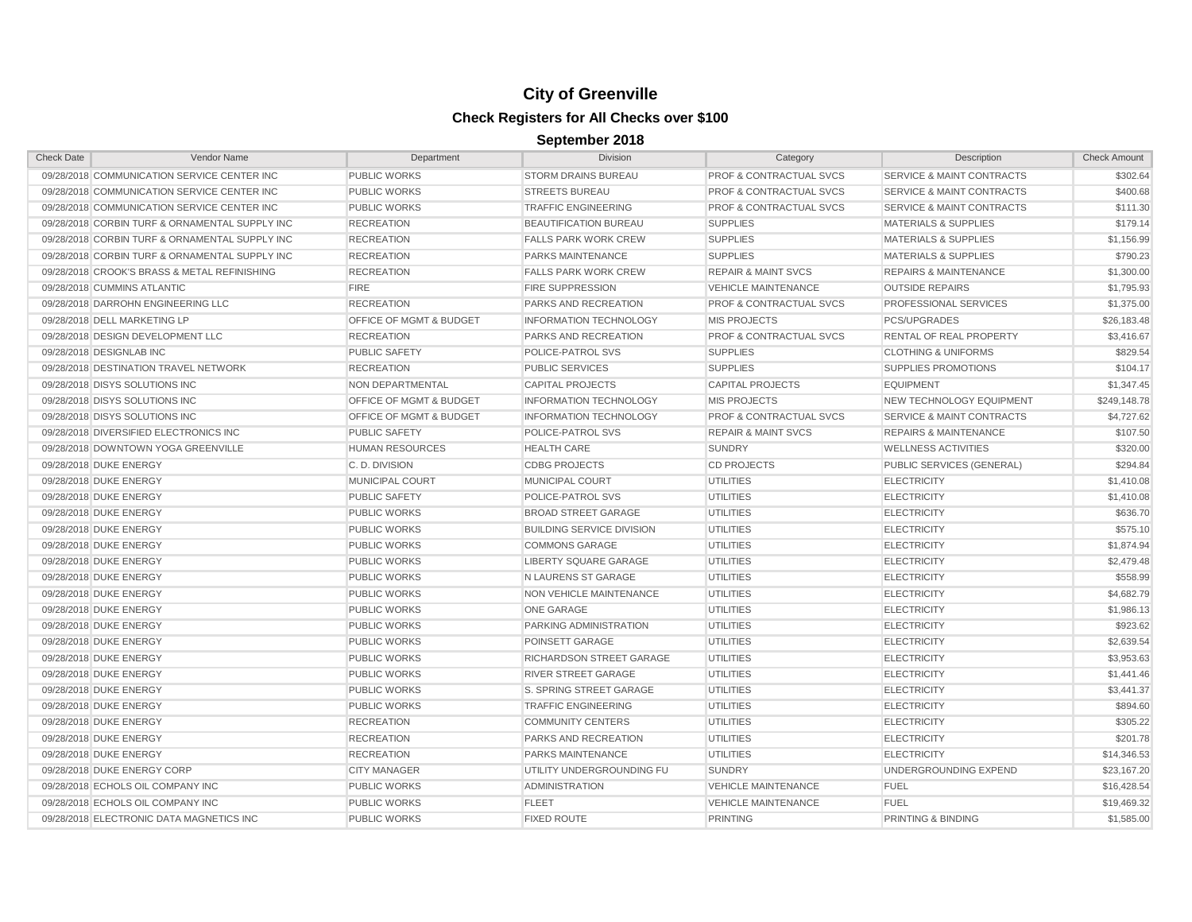# City of Greenville

## Check Registers for All Checks over $100

### September 2018

| Check Date | Vendor Name | Department | Division | Category | Description | Check Amount |
|---|---|---|---|---|---|---|
| 09/28/2018 | COMMUNICATION SERVICE CENTER INC | PUBLIC WORKS | STORM DRAINS BUREAU | PROF & CONTRACTUAL SVCS | SERVICE & MAINT CONTRACTS | $302.64 |
| 09/28/2018 | COMMUNICATION SERVICE CENTER INC | PUBLIC WORKS | STREETS BUREAU | PROF & CONTRACTUAL SVCS | SERVICE & MAINT CONTRACTS | $400.68 |
| 09/28/2018 | COMMUNICATION SERVICE CENTER INC | PUBLIC WORKS | TRAFFIC ENGINEERING | PROF & CONTRACTUAL SVCS | SERVICE & MAINT CONTRACTS | $111.30 |
| 09/28/2018 | CORBIN TURF & ORNAMENTAL SUPPLY INC | RECREATION | BEAUTIFICATION BUREAU | SUPPLIES | MATERIALS & SUPPLIES | $179.14 |
| 09/28/2018 | CORBIN TURF & ORNAMENTAL SUPPLY INC | RECREATION | FALLS PARK WORK CREW | SUPPLIES | MATERIALS & SUPPLIES | $1,156.99 |
| 09/28/2018 | CORBIN TURF & ORNAMENTAL SUPPLY INC | RECREATION | PARKS MAINTENANCE | SUPPLIES | MATERIALS & SUPPLIES | $790.23 |
| 09/28/2018 | CROOK'S BRASS & METAL REFINISHING | RECREATION | FALLS PARK WORK CREW | REPAIR & MAINT SVCS | REPAIRS & MAINTENANCE | $1,300.00 |
| 09/28/2018 | CUMMINS ATLANTIC | FIRE | FIRE SUPPRESSION | VEHICLE MAINTENANCE | OUTSIDE REPAIRS | $1,795.93 |
| 09/28/2018 | DARROHN ENGINEERING LLC | RECREATION | PARKS AND RECREATION | PROF & CONTRACTUAL SVCS | PROFESSIONAL SERVICES | $1,375.00 |
| 09/28/2018 | DELL MARKETING LP | OFFICE OF MGMT & BUDGET | INFORMATION TECHNOLOGY | MIS PROJECTS | PCS/UPGRADES | $26,183.48 |
| 09/28/2018 | DESIGN DEVELOPMENT LLC | RECREATION | PARKS AND RECREATION | PROF & CONTRACTUAL SVCS | RENTAL OF REAL PROPERTY | $3,416.67 |
| 09/28/2018 | DESIGNLAB INC | PUBLIC SAFETY | POLICE-PATROL SVS | SUPPLIES | CLOTHING & UNIFORMS | $829.54 |
| 09/28/2018 | DESTINATION TRAVEL NETWORK | RECREATION | PUBLIC SERVICES | SUPPLIES | SUPPLIES PROMOTIONS | $104.17 |
| 09/28/2018 | DISYS SOLUTIONS INC | NON DEPARTMENTAL | CAPITAL PROJECTS | CAPITAL PROJECTS | EQUIPMENT | $1,347.45 |
| 09/28/2018 | DISYS SOLUTIONS INC | OFFICE OF MGMT & BUDGET | INFORMATION TECHNOLOGY | MIS PROJECTS | NEW TECHNOLOGY EQUIPMENT | $249,148.78 |
| 09/28/2018 | DISYS SOLUTIONS INC | OFFICE OF MGMT & BUDGET | INFORMATION TECHNOLOGY | PROF & CONTRACTUAL SVCS | SERVICE & MAINT CONTRACTS | $4,727.62 |
| 09/28/2018 | DIVERSIFIED ELECTRONICS INC | PUBLIC SAFETY | POLICE-PATROL SVS | REPAIR & MAINT SVCS | REPAIRS & MAINTENANCE | $107.50 |
| 09/28/2018 | DOWNTOWN YOGA GREENVILLE | HUMAN RESOURCES | HEALTH CARE | SUNDRY | WELLNESS ACTIVITIES | $320.00 |
| 09/28/2018 | DUKE ENERGY | C. D. DIVISION | CDBG PROJECTS | CD PROJECTS | PUBLIC SERVICES (GENERAL) | $294.84 |
| 09/28/2018 | DUKE ENERGY | MUNICIPAL COURT | MUNICIPAL COURT | UTILITIES | ELECTRICITY | $1,410.08 |
| 09/28/2018 | DUKE ENERGY | PUBLIC SAFETY | POLICE-PATROL SVS | UTILITIES | ELECTRICITY | $1,410.08 |
| 09/28/2018 | DUKE ENERGY | PUBLIC WORKS | BROAD STREET GARAGE | UTILITIES | ELECTRICITY | $636.70 |
| 09/28/2018 | DUKE ENERGY | PUBLIC WORKS | BUILDING SERVICE DIVISION | UTILITIES | ELECTRICITY | $575.10 |
| 09/28/2018 | DUKE ENERGY | PUBLIC WORKS | COMMONS GARAGE | UTILITIES | ELECTRICITY | $1,874.94 |
| 09/28/2018 | DUKE ENERGY | PUBLIC WORKS | LIBERTY SQUARE GARAGE | UTILITIES | ELECTRICITY | $2,479.48 |
| 09/28/2018 | DUKE ENERGY | PUBLIC WORKS | N LAURENS ST GARAGE | UTILITIES | ELECTRICITY | $558.99 |
| 09/28/2018 | DUKE ENERGY | PUBLIC WORKS | NON VEHICLE MAINTENANCE | UTILITIES | ELECTRICITY | $4,682.79 |
| 09/28/2018 | DUKE ENERGY | PUBLIC WORKS | ONE GARAGE | UTILITIES | ELECTRICITY | $1,986.13 |
| 09/28/2018 | DUKE ENERGY | PUBLIC WORKS | PARKING ADMINISTRATION | UTILITIES | ELECTRICITY | $923.62 |
| 09/28/2018 | DUKE ENERGY | PUBLIC WORKS | POINSETT GARAGE | UTILITIES | ELECTRICITY | $2,639.54 |
| 09/28/2018 | DUKE ENERGY | PUBLIC WORKS | RICHARDSON STREET GARAGE | UTILITIES | ELECTRICITY | $3,953.63 |
| 09/28/2018 | DUKE ENERGY | PUBLIC WORKS | RIVER STREET GARAGE | UTILITIES | ELECTRICITY | $1,441.46 |
| 09/28/2018 | DUKE ENERGY | PUBLIC WORKS | S. SPRING STREET GARAGE | UTILITIES | ELECTRICITY | $3,441.37 |
| 09/28/2018 | DUKE ENERGY | PUBLIC WORKS | TRAFFIC ENGINEERING | UTILITIES | ELECTRICITY | $894.60 |
| 09/28/2018 | DUKE ENERGY | RECREATION | COMMUNITY CENTERS | UTILITIES | ELECTRICITY | $305.22 |
| 09/28/2018 | DUKE ENERGY | RECREATION | PARKS AND RECREATION | UTILITIES | ELECTRICITY | $201.78 |
| 09/28/2018 | DUKE ENERGY | RECREATION | PARKS MAINTENANCE | UTILITIES | ELECTRICITY | $14,346.53 |
| 09/28/2018 | DUKE ENERGY CORP | CITY MANAGER | UTILITY UNDERGROUNDING FU | SUNDRY | UNDERGROUNDING EXPEND | $23,167.20 |
| 09/28/2018 | ECHOLS OIL COMPANY INC | PUBLIC WORKS | ADMINISTRATION | VEHICLE MAINTENANCE | FUEL | $16,428.54 |
| 09/28/2018 | ECHOLS OIL COMPANY INC | PUBLIC WORKS | FLEET | VEHICLE MAINTENANCE | FUEL | $19,469.32 |
| 09/28/2018 | ELECTRONIC DATA MAGNETICS INC | PUBLIC WORKS | FIXED ROUTE | PRINTING | PRINTING & BINDING | $1,585.00 |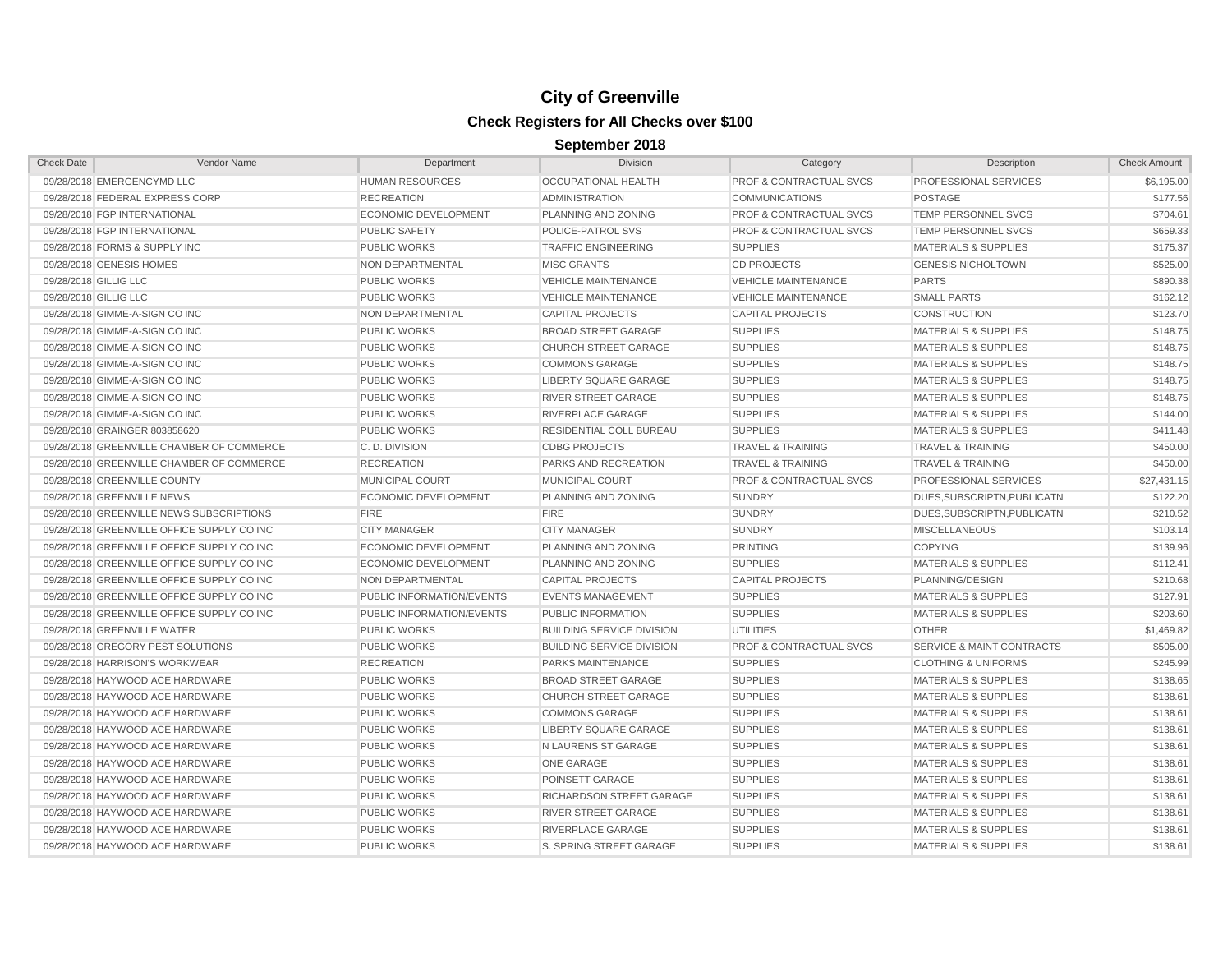# City of Greenville

## Check Registers for All Checks over $100

### September 2018

| Check Date | Vendor Name | Department | Division | Category | Description | Check Amount |
|---|---|---|---|---|---|---|
| 09/28/2018 | EMERGENCYMD LLC | HUMAN RESOURCES | OCCUPATIONAL HEALTH | PROF & CONTRACTUAL SVCS | PROFESSIONAL SERVICES | $6,195.00 |
| 09/28/2018 | FEDERAL EXPRESS CORP | RECREATION | ADMINISTRATION | COMMUNICATIONS | POSTAGE | $177.56 |
| 09/28/2018 | FGP INTERNATIONAL | ECONOMIC DEVELOPMENT | PLANNING AND ZONING | PROF & CONTRACTUAL SVCS | TEMP PERSONNEL SVCS | $704.61 |
| 09/28/2018 | FGP INTERNATIONAL | PUBLIC SAFETY | POLICE-PATROL SVS | PROF & CONTRACTUAL SVCS | TEMP PERSONNEL SVCS | $659.33 |
| 09/28/2018 | FORMS & SUPPLY INC | PUBLIC WORKS | TRAFFIC ENGINEERING | SUPPLIES | MATERIALS & SUPPLIES | $175.37 |
| 09/28/2018 | GENESIS HOMES | NON DEPARTMENTAL | MISC GRANTS | CD PROJECTS | GENESIS NICHOLTOWN | $525.00 |
| 09/28/2018 | GILLIG LLC | PUBLIC WORKS | VEHICLE MAINTENANCE | VEHICLE MAINTENANCE | PARTS | $890.38 |
| 09/28/2018 | GILLIG LLC | PUBLIC WORKS | VEHICLE MAINTENANCE | VEHICLE MAINTENANCE | SMALL PARTS | $162.12 |
| 09/28/2018 | GIMME-A-SIGN CO INC | NON DEPARTMENTAL | CAPITAL PROJECTS | CAPITAL PROJECTS | CONSTRUCTION | $123.70 |
| 09/28/2018 | GIMME-A-SIGN CO INC | PUBLIC WORKS | BROAD STREET GARAGE | SUPPLIES | MATERIALS & SUPPLIES | $148.75 |
| 09/28/2018 | GIMME-A-SIGN CO INC | PUBLIC WORKS | CHURCH STREET GARAGE | SUPPLIES | MATERIALS & SUPPLIES | $148.75 |
| 09/28/2018 | GIMME-A-SIGN CO INC | PUBLIC WORKS | COMMONS GARAGE | SUPPLIES | MATERIALS & SUPPLIES | $148.75 |
| 09/28/2018 | GIMME-A-SIGN CO INC | PUBLIC WORKS | LIBERTY SQUARE GARAGE | SUPPLIES | MATERIALS & SUPPLIES | $148.75 |
| 09/28/2018 | GIMME-A-SIGN CO INC | PUBLIC WORKS | RIVER STREET GARAGE | SUPPLIES | MATERIALS & SUPPLIES | $148.75 |
| 09/28/2018 | GIMME-A-SIGN CO INC | PUBLIC WORKS | RIVERPLACE GARAGE | SUPPLIES | MATERIALS & SUPPLIES | $144.00 |
| 09/28/2018 | GRAINGER 803858620 | PUBLIC WORKS | RESIDENTIAL COLL BUREAU | SUPPLIES | MATERIALS & SUPPLIES | $411.48 |
| 09/28/2018 | GREENVILLE CHAMBER OF COMMERCE | C. D. DIVISION | CDBG PROJECTS | TRAVEL & TRAINING | TRAVEL & TRAINING | $450.00 |
| 09/28/2018 | GREENVILLE CHAMBER OF COMMERCE | RECREATION | PARKS AND RECREATION | TRAVEL & TRAINING | TRAVEL & TRAINING | $450.00 |
| 09/28/2018 | GREENVILLE COUNTY | MUNICIPAL COURT | MUNICIPAL COURT | PROF & CONTRACTUAL SVCS | PROFESSIONAL SERVICES | $27,431.15 |
| 09/28/2018 | GREENVILLE NEWS | ECONOMIC DEVELOPMENT | PLANNING AND ZONING | SUNDRY | DUES,SUBSCRIPTN,PUBLICATN | $122.20 |
| 09/28/2018 | GREENVILLE NEWS SUBSCRIPTIONS | FIRE | FIRE | SUNDRY | DUES,SUBSCRIPTN,PUBLICATN | $210.52 |
| 09/28/2018 | GREENVILLE OFFICE SUPPLY CO INC | CITY MANAGER | CITY MANAGER | SUNDRY | MISCELLANEOUS | $103.14 |
| 09/28/2018 | GREENVILLE OFFICE SUPPLY CO INC | ECONOMIC DEVELOPMENT | PLANNING AND ZONING | PRINTING | COPYING | $139.96 |
| 09/28/2018 | GREENVILLE OFFICE SUPPLY CO INC | ECONOMIC DEVELOPMENT | PLANNING AND ZONING | SUPPLIES | MATERIALS & SUPPLIES | $112.41 |
| 09/28/2018 | GREENVILLE OFFICE SUPPLY CO INC | NON DEPARTMENTAL | CAPITAL PROJECTS | CAPITAL PROJECTS | PLANNING/DESIGN | $210.68 |
| 09/28/2018 | GREENVILLE OFFICE SUPPLY CO INC | PUBLIC INFORMATION/EVENTS | EVENTS MANAGEMENT | SUPPLIES | MATERIALS & SUPPLIES | $127.91 |
| 09/28/2018 | GREENVILLE OFFICE SUPPLY CO INC | PUBLIC INFORMATION/EVENTS | PUBLIC INFORMATION | SUPPLIES | MATERIALS & SUPPLIES | $203.60 |
| 09/28/2018 | GREENVILLE WATER | PUBLIC WORKS | BUILDING SERVICE DIVISION | UTILITIES | OTHER | $1,469.82 |
| 09/28/2018 | GREGORY PEST SOLUTIONS | PUBLIC WORKS | BUILDING SERVICE DIVISION | PROF & CONTRACTUAL SVCS | SERVICE & MAINT CONTRACTS | $505.00 |
| 09/28/2018 | HARRISON'S WORKWEAR | RECREATION | PARKS MAINTENANCE | SUPPLIES | CLOTHING & UNIFORMS | $245.99 |
| 09/28/2018 | HAYWOOD ACE HARDWARE | PUBLIC WORKS | BROAD STREET GARAGE | SUPPLIES | MATERIALS & SUPPLIES | $138.65 |
| 09/28/2018 | HAYWOOD ACE HARDWARE | PUBLIC WORKS | CHURCH STREET GARAGE | SUPPLIES | MATERIALS & SUPPLIES | $138.61 |
| 09/28/2018 | HAYWOOD ACE HARDWARE | PUBLIC WORKS | COMMONS GARAGE | SUPPLIES | MATERIALS & SUPPLIES | $138.61 |
| 09/28/2018 | HAYWOOD ACE HARDWARE | PUBLIC WORKS | LIBERTY SQUARE GARAGE | SUPPLIES | MATERIALS & SUPPLIES | $138.61 |
| 09/28/2018 | HAYWOOD ACE HARDWARE | PUBLIC WORKS | N LAURENS ST GARAGE | SUPPLIES | MATERIALS & SUPPLIES | $138.61 |
| 09/28/2018 | HAYWOOD ACE HARDWARE | PUBLIC WORKS | ONE GARAGE | SUPPLIES | MATERIALS & SUPPLIES | $138.61 |
| 09/28/2018 | HAYWOOD ACE HARDWARE | PUBLIC WORKS | POINSETT GARAGE | SUPPLIES | MATERIALS & SUPPLIES | $138.61 |
| 09/28/2018 | HAYWOOD ACE HARDWARE | PUBLIC WORKS | RICHARDSON STREET GARAGE | SUPPLIES | MATERIALS & SUPPLIES | $138.61 |
| 09/28/2018 | HAYWOOD ACE HARDWARE | PUBLIC WORKS | RIVER STREET GARAGE | SUPPLIES | MATERIALS & SUPPLIES | $138.61 |
| 09/28/2018 | HAYWOOD ACE HARDWARE | PUBLIC WORKS | RIVERPLACE GARAGE | SUPPLIES | MATERIALS & SUPPLIES | $138.61 |
| 09/28/2018 | HAYWOOD ACE HARDWARE | PUBLIC WORKS | S. SPRING STREET GARAGE | SUPPLIES | MATERIALS & SUPPLIES | $138.61 |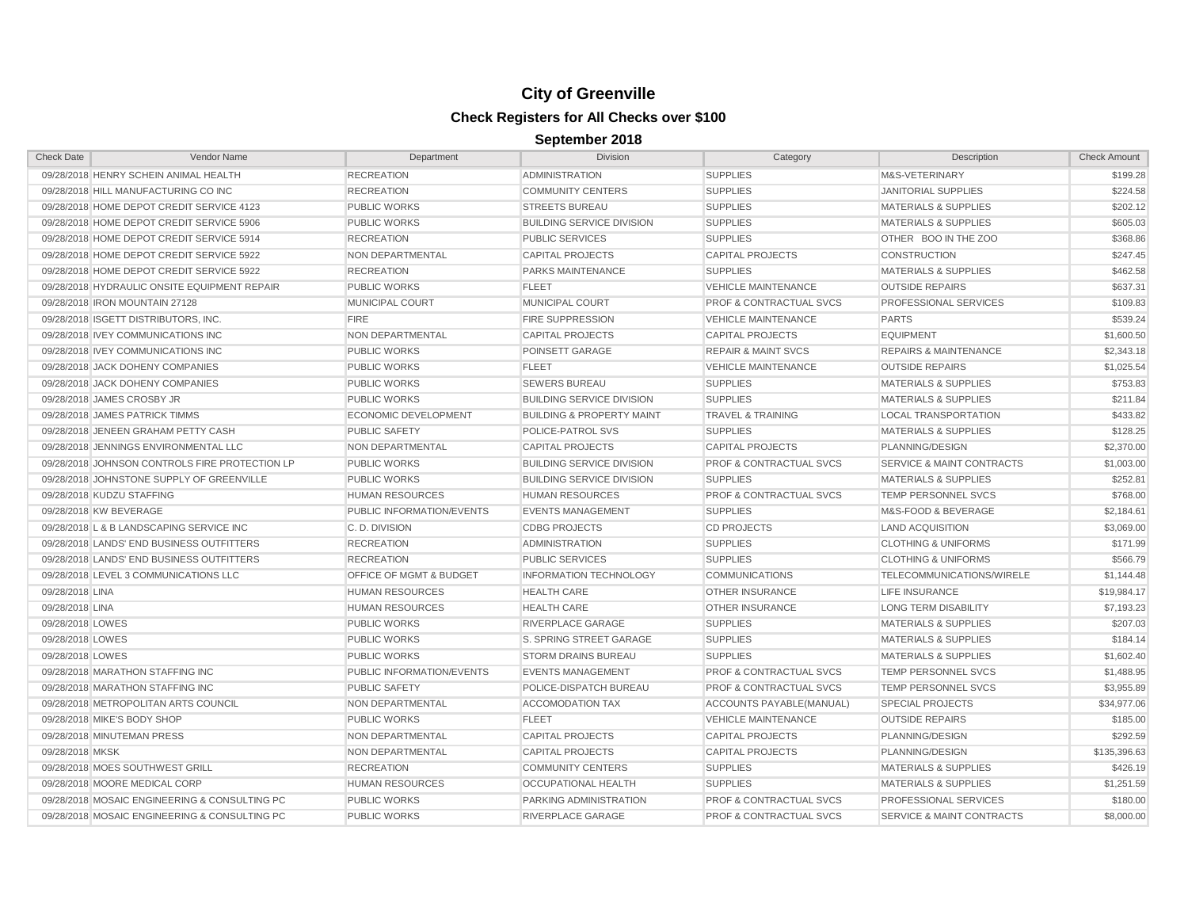# City of Greenville

## Check Registers for All Checks over $100

### September 2018

| Check Date | Vendor Name | Department | Division | Category | Description | Check Amount |
|---|---|---|---|---|---|---|
| 09/28/2018 | HENRY SCHEIN ANIMAL HEALTH | RECREATION | ADMINISTRATION | SUPPLIES | M&S-VETERINARY | $199.28 |
| 09/28/2018 | HILL MANUFACTURING CO INC | RECREATION | COMMUNITY CENTERS | SUPPLIES | JANITORIAL SUPPLIES | $224.58 |
| 09/28/2018 | HOME DEPOT CREDIT SERVICE 4123 | PUBLIC WORKS | STREETS BUREAU | SUPPLIES | MATERIALS & SUPPLIES | $202.12 |
| 09/28/2018 | HOME DEPOT CREDIT SERVICE 5906 | PUBLIC WORKS | BUILDING SERVICE DIVISION | SUPPLIES | MATERIALS & SUPPLIES | $605.03 |
| 09/28/2018 | HOME DEPOT CREDIT SERVICE 5914 | RECREATION | PUBLIC SERVICES | SUPPLIES | OTHER BOO IN THE ZOO | $368.86 |
| 09/28/2018 | HOME DEPOT CREDIT SERVICE 5922 | NON DEPARTMENTAL | CAPITAL PROJECTS | CAPITAL PROJECTS | CONSTRUCTION | $247.45 |
| 09/28/2018 | HOME DEPOT CREDIT SERVICE 5922 | RECREATION | PARKS MAINTENANCE | SUPPLIES | MATERIALS & SUPPLIES | $462.58 |
| 09/28/2018 | HYDRAULIC ONSITE EQUIPMENT REPAIR | PUBLIC WORKS | FLEET | VEHICLE MAINTENANCE | OUTSIDE REPAIRS | $637.31 |
| 09/28/2018 | IRON MOUNTAIN 27128 | MUNICIPAL COURT | MUNICIPAL COURT | PROF & CONTRACTUAL SVCS | PROFESSIONAL SERVICES | $109.83 |
| 09/28/2018 | ISGETT DISTRIBUTORS, INC. | FIRE | FIRE SUPPRESSION | VEHICLE MAINTENANCE | PARTS | $539.24 |
| 09/28/2018 | IVEY COMMUNICATIONS INC | NON DEPARTMENTAL | CAPITAL PROJECTS | CAPITAL PROJECTS | EQUIPMENT | $1,600.50 |
| 09/28/2018 | IVEY COMMUNICATIONS INC | PUBLIC WORKS | POINSETT GARAGE | REPAIR & MAINT SVCS | REPAIRS & MAINTENANCE | $2,343.18 |
| 09/28/2018 | JACK DOHENY COMPANIES | PUBLIC WORKS | FLEET | VEHICLE MAINTENANCE | OUTSIDE REPAIRS | $1,025.54 |
| 09/28/2018 | JACK DOHENY COMPANIES | PUBLIC WORKS | SEWERS BUREAU | SUPPLIES | MATERIALS & SUPPLIES | $753.83 |
| 09/28/2018 | JAMES CROSBY JR | PUBLIC WORKS | BUILDING SERVICE DIVISION | SUPPLIES | MATERIALS & SUPPLIES | $211.84 |
| 09/28/2018 | JAMES PATRICK TIMMS | ECONOMIC DEVELOPMENT | BUILDING & PROPERTY MAINT | TRAVEL & TRAINING | LOCAL TRANSPORTATION | $433.82 |
| 09/28/2018 | JENEEN GRAHAM PETTY CASH | PUBLIC SAFETY | POLICE-PATROL SVS | SUPPLIES | MATERIALS & SUPPLIES | $128.25 |
| 09/28/2018 | JENNINGS ENVIRONMENTAL LLC | NON DEPARTMENTAL | CAPITAL PROJECTS | CAPITAL PROJECTS | PLANNING/DESIGN | $2,370.00 |
| 09/28/2018 | JOHNSON CONTROLS FIRE PROTECTION LP | PUBLIC WORKS | BUILDING SERVICE DIVISION | PROF & CONTRACTUAL SVCS | SERVICE & MAINT CONTRACTS | $1,003.00 |
| 09/28/2018 | JOHNSTONE SUPPLY OF GREENVILLE | PUBLIC WORKS | BUILDING SERVICE DIVISION | SUPPLIES | MATERIALS & SUPPLIES | $252.81 |
| 09/28/2018 | KUDZU STAFFING | HUMAN RESOURCES | HUMAN RESOURCES | PROF & CONTRACTUAL SVCS | TEMP PERSONNEL SVCS | $768.00 |
| 09/28/2018 | KW BEVERAGE | PUBLIC INFORMATION/EVENTS | EVENTS MANAGEMENT | SUPPLIES | M&S-FOOD & BEVERAGE | $2,184.61 |
| 09/28/2018 | L & B LANDSCAPING SERVICE INC | C. D. DIVISION | CDBG PROJECTS | CD PROJECTS | LAND ACQUISITION | $3,069.00 |
| 09/28/2018 | LANDS' END BUSINESS OUTFITTERS | RECREATION | ADMINISTRATION | SUPPLIES | CLOTHING & UNIFORMS | $171.99 |
| 09/28/2018 | LANDS' END BUSINESS OUTFITTERS | RECREATION | PUBLIC SERVICES | SUPPLIES | CLOTHING & UNIFORMS | $566.79 |
| 09/28/2018 | LEVEL 3 COMMUNICATIONS LLC | OFFICE OF MGMT & BUDGET | INFORMATION TECHNOLOGY | COMMUNICATIONS | TELECOMMUNICATIONS/WIRELE | $1,144.48 |
| 09/28/2018 | LINA | HUMAN RESOURCES | HEALTH CARE | OTHER INSURANCE | LIFE INSURANCE | $19,984.17 |
| 09/28/2018 | LINA | HUMAN RESOURCES | HEALTH CARE | OTHER INSURANCE | LONG TERM DISABILITY | $7,193.23 |
| 09/28/2018 | LOWES | PUBLIC WORKS | RIVERPLACE GARAGE | SUPPLIES | MATERIALS & SUPPLIES | $207.03 |
| 09/28/2018 | LOWES | PUBLIC WORKS | S. SPRING STREET GARAGE | SUPPLIES | MATERIALS & SUPPLIES | $184.14 |
| 09/28/2018 | LOWES | PUBLIC WORKS | STORM DRAINS BUREAU | SUPPLIES | MATERIALS & SUPPLIES | $1,602.40 |
| 09/28/2018 | MARATHON STAFFING INC | PUBLIC INFORMATION/EVENTS | EVENTS MANAGEMENT | PROF & CONTRACTUAL SVCS | TEMP PERSONNEL SVCS | $1,488.95 |
| 09/28/2018 | MARATHON STAFFING INC | PUBLIC SAFETY | POLICE-DISPATCH BUREAU | PROF & CONTRACTUAL SVCS | TEMP PERSONNEL SVCS | $3,955.89 |
| 09/28/2018 | METROPOLITAN ARTS COUNCIL | NON DEPARTMENTAL | ACCOMODATION TAX | ACCOUNTS PAYABLE(MANUAL) | SPECIAL PROJECTS | $34,977.06 |
| 09/28/2018 | MIKE'S BODY SHOP | PUBLIC WORKS | FLEET | VEHICLE MAINTENANCE | OUTSIDE REPAIRS | $185.00 |
| 09/28/2018 | MINUTEMAN PRESS | NON DEPARTMENTAL | CAPITAL PROJECTS | CAPITAL PROJECTS | PLANNING/DESIGN | $292.59 |
| 09/28/2018 | MKSK | NON DEPARTMENTAL | CAPITAL PROJECTS | CAPITAL PROJECTS | PLANNING/DESIGN | $135,396.63 |
| 09/28/2018 | MOES SOUTHWEST GRILL | RECREATION | COMMUNITY CENTERS | SUPPLIES | MATERIALS & SUPPLIES | $426.19 |
| 09/28/2018 | MOORE MEDICAL CORP | HUMAN RESOURCES | OCCUPATIONAL HEALTH | SUPPLIES | MATERIALS & SUPPLIES | $1,251.59 |
| 09/28/2018 | MOSAIC ENGINEERING & CONSULTING PC | PUBLIC WORKS | PARKING ADMINISTRATION | PROF & CONTRACTUAL SVCS | PROFESSIONAL SERVICES | $180.00 |
| 09/28/2018 | MOSAIC ENGINEERING & CONSULTING PC | PUBLIC WORKS | RIVERPLACE GARAGE | PROF & CONTRACTUAL SVCS | SERVICE & MAINT CONTRACTS | $8,000.00 |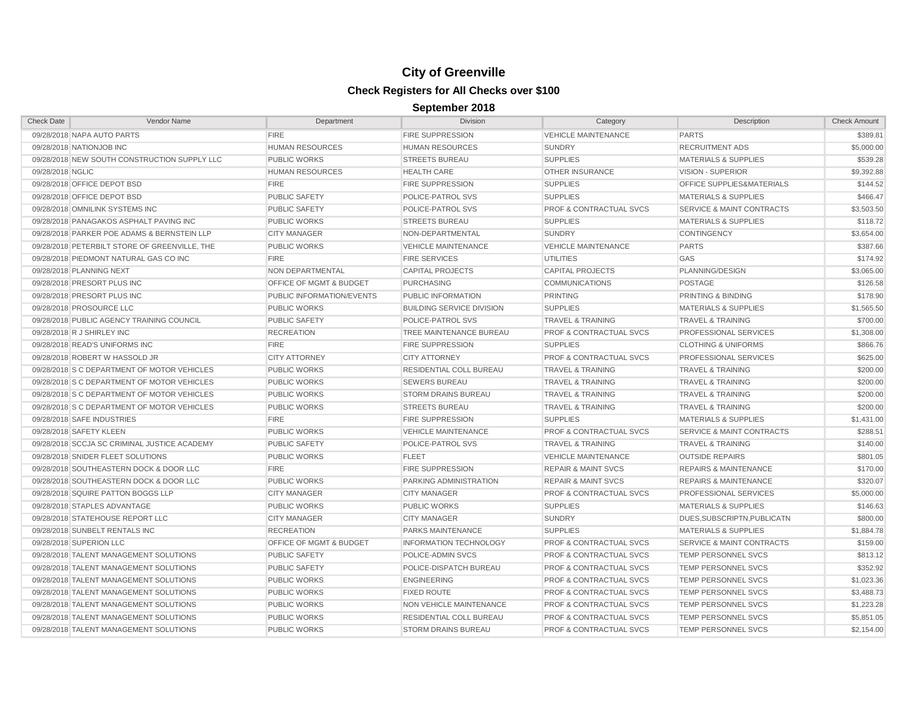# City of Greenville

## Check Registers for All Checks over $100

### September 2018

| Check Date | Vendor Name | Department | Division | Category | Description | Check Amount |
|---|---|---|---|---|---|---|
| 09/28/2018 | NAPA AUTO PARTS | FIRE | FIRE SUPPRESSION | VEHICLE MAINTENANCE | PARTS | $389.81 |
| 09/28/2018 | NATIONJOB INC | HUMAN RESOURCES | HUMAN RESOURCES | SUNDRY | RECRUITMENT ADS | $5,000.00 |
| 09/28/2018 | NEW SOUTH CONSTRUCTION SUPPLY LLC | PUBLIC WORKS | STREETS BUREAU | SUPPLIES | MATERIALS & SUPPLIES | $539.28 |
| 09/28/2018 | NGLIC | HUMAN RESOURCES | HEALTH CARE | OTHER INSURANCE | VISION - SUPERIOR | $9,392.88 |
| 09/28/2018 | OFFICE DEPOT BSD | FIRE | FIRE SUPPRESSION | SUPPLIES | OFFICE SUPPLIES&MATERIALS | $144.52 |
| 09/28/2018 | OFFICE DEPOT BSD | PUBLIC SAFETY | POLICE-PATROL SVS | SUPPLIES | MATERIALS & SUPPLIES | $466.47 |
| 09/28/2018 | OMNILINK SYSTEMS INC | PUBLIC SAFETY | POLICE-PATROL SVS | PROF & CONTRACTUAL SVCS | SERVICE & MAINT CONTRACTS | $3,503.50 |
| 09/28/2018 | PANAGAKOS ASPHALT PAVING INC | PUBLIC WORKS | STREETS BUREAU | SUPPLIES | MATERIALS & SUPPLIES | $118.72 |
| 09/28/2018 | PARKER POE ADAMS & BERNSTEIN LLP | CITY MANAGER | NON-DEPARTMENTAL | SUNDRY | CONTINGENCY | $3,654.00 |
| 09/28/2018 | PETERBILT STORE OF GREENVILLE, THE | PUBLIC WORKS | VEHICLE MAINTENANCE | VEHICLE MAINTENANCE | PARTS | $387.66 |
| 09/28/2018 | PIEDMONT NATURAL GAS CO INC | FIRE | FIRE SERVICES | UTILITIES | GAS | $174.92 |
| 09/28/2018 | PLANNING NEXT | NON DEPARTMENTAL | CAPITAL PROJECTS | CAPITAL PROJECTS | PLANNING/DESIGN | $3,065.00 |
| 09/28/2018 | PRESORT PLUS INC | OFFICE OF MGMT & BUDGET | PURCHASING | COMMUNICATIONS | POSTAGE | $126.58 |
| 09/28/2018 | PRESORT PLUS INC | PUBLIC INFORMATION/EVENTS | PUBLIC INFORMATION | PRINTING | PRINTING & BINDING | $178.90 |
| 09/28/2018 | PROSOURCE LLC | PUBLIC WORKS | BUILDING SERVICE DIVISION | SUPPLIES | MATERIALS & SUPPLIES | $1,565.50 |
| 09/28/2018 | PUBLIC AGENCY TRAINING COUNCIL | PUBLIC SAFETY | POLICE-PATROL SVS | TRAVEL & TRAINING | TRAVEL & TRAINING | $700.00 |
| 09/28/2018 | R J SHIRLEY INC | RECREATION | TREE MAINTENANCE BUREAU | PROF & CONTRACTUAL SVCS | PROFESSIONAL SERVICES | $1,308.00 |
| 09/28/2018 | READ'S UNIFORMS INC | FIRE | FIRE SUPPRESSION | SUPPLIES | CLOTHING & UNIFORMS | $866.76 |
| 09/28/2018 | ROBERT W HASSOLD JR | CITY ATTORNEY | CITY ATTORNEY | PROF & CONTRACTUAL SVCS | PROFESSIONAL SERVICES | $625.00 |
| 09/28/2018 | S C DEPARTMENT OF MOTOR VEHICLES | PUBLIC WORKS | RESIDENTIAL COLL BUREAU | TRAVEL & TRAINING | TRAVEL & TRAINING | $200.00 |
| 09/28/2018 | S C DEPARTMENT OF MOTOR VEHICLES | PUBLIC WORKS | SEWERS BUREAU | TRAVEL & TRAINING | TRAVEL & TRAINING | $200.00 |
| 09/28/2018 | S C DEPARTMENT OF MOTOR VEHICLES | PUBLIC WORKS | STORM DRAINS BUREAU | TRAVEL & TRAINING | TRAVEL & TRAINING | $200.00 |
| 09/28/2018 | S C DEPARTMENT OF MOTOR VEHICLES | PUBLIC WORKS | STREETS BUREAU | TRAVEL & TRAINING | TRAVEL & TRAINING | $200.00 |
| 09/28/2018 | SAFE INDUSTRIES | FIRE | FIRE SUPPRESSION | SUPPLIES | MATERIALS & SUPPLIES | $1,431.00 |
| 09/28/2018 | SAFETY KLEEN | PUBLIC WORKS | VEHICLE MAINTENANCE | PROF & CONTRACTUAL SVCS | SERVICE & MAINT CONTRACTS | $288.51 |
| 09/28/2018 | SCCJA SC CRIMINAL JUSTICE ACADEMY | PUBLIC SAFETY | POLICE-PATROL SVS | TRAVEL & TRAINING | TRAVEL & TRAINING | $140.00 |
| 09/28/2018 | SNIDER FLEET SOLUTIONS | PUBLIC WORKS | FLEET | VEHICLE MAINTENANCE | OUTSIDE REPAIRS | $801.05 |
| 09/28/2018 | SOUTHEASTERN DOCK & DOOR LLC | FIRE | FIRE SUPPRESSION | REPAIR & MAINT SVCS | REPAIRS & MAINTENANCE | $170.00 |
| 09/28/2018 | SOUTHEASTERN DOCK & DOOR LLC | PUBLIC WORKS | PARKING ADMINISTRATION | REPAIR & MAINT SVCS | REPAIRS & MAINTENANCE | $320.07 |
| 09/28/2018 | SQUIRE PATTON BOGGS LLP | CITY MANAGER | CITY MANAGER | PROF & CONTRACTUAL SVCS | PROFESSIONAL SERVICES | $5,000.00 |
| 09/28/2018 | STAPLES ADVANTAGE | PUBLIC WORKS | PUBLIC WORKS | SUPPLIES | MATERIALS & SUPPLIES | $146.63 |
| 09/28/2018 | STATEHOUSE REPORT LLC | CITY MANAGER | CITY MANAGER | SUNDRY | DUES,SUBSCRIPTN,PUBLICATN | $800.00 |
| 09/28/2018 | SUNBELT RENTALS INC | RECREATION | PARKS MAINTENANCE | SUPPLIES | MATERIALS & SUPPLIES | $1,884.78 |
| 09/28/2018 | SUPERION LLC | OFFICE OF MGMT & BUDGET | INFORMATION TECHNOLOGY | PROF & CONTRACTUAL SVCS | SERVICE & MAINT CONTRACTS | $159.00 |
| 09/28/2018 | TALENT MANAGEMENT SOLUTIONS | PUBLIC SAFETY | POLICE-ADMIN SVCS | PROF & CONTRACTUAL SVCS | TEMP PERSONNEL SVCS | $813.12 |
| 09/28/2018 | TALENT MANAGEMENT SOLUTIONS | PUBLIC SAFETY | POLICE-DISPATCH BUREAU | PROF & CONTRACTUAL SVCS | TEMP PERSONNEL SVCS | $352.92 |
| 09/28/2018 | TALENT MANAGEMENT SOLUTIONS | PUBLIC WORKS | ENGINEERING | PROF & CONTRACTUAL SVCS | TEMP PERSONNEL SVCS | $1,023.36 |
| 09/28/2018 | TALENT MANAGEMENT SOLUTIONS | PUBLIC WORKS | FIXED ROUTE | PROF & CONTRACTUAL SVCS | TEMP PERSONNEL SVCS | $3,488.73 |
| 09/28/2018 | TALENT MANAGEMENT SOLUTIONS | PUBLIC WORKS | NON VEHICLE MAINTENANCE | PROF & CONTRACTUAL SVCS | TEMP PERSONNEL SVCS | $1,223.28 |
| 09/28/2018 | TALENT MANAGEMENT SOLUTIONS | PUBLIC WORKS | RESIDENTIAL COLL BUREAU | PROF & CONTRACTUAL SVCS | TEMP PERSONNEL SVCS | $5,851.05 |
| 09/28/2018 | TALENT MANAGEMENT SOLUTIONS | PUBLIC WORKS | STORM DRAINS BUREAU | PROF & CONTRACTUAL SVCS | TEMP PERSONNEL SVCS | $2,154.00 |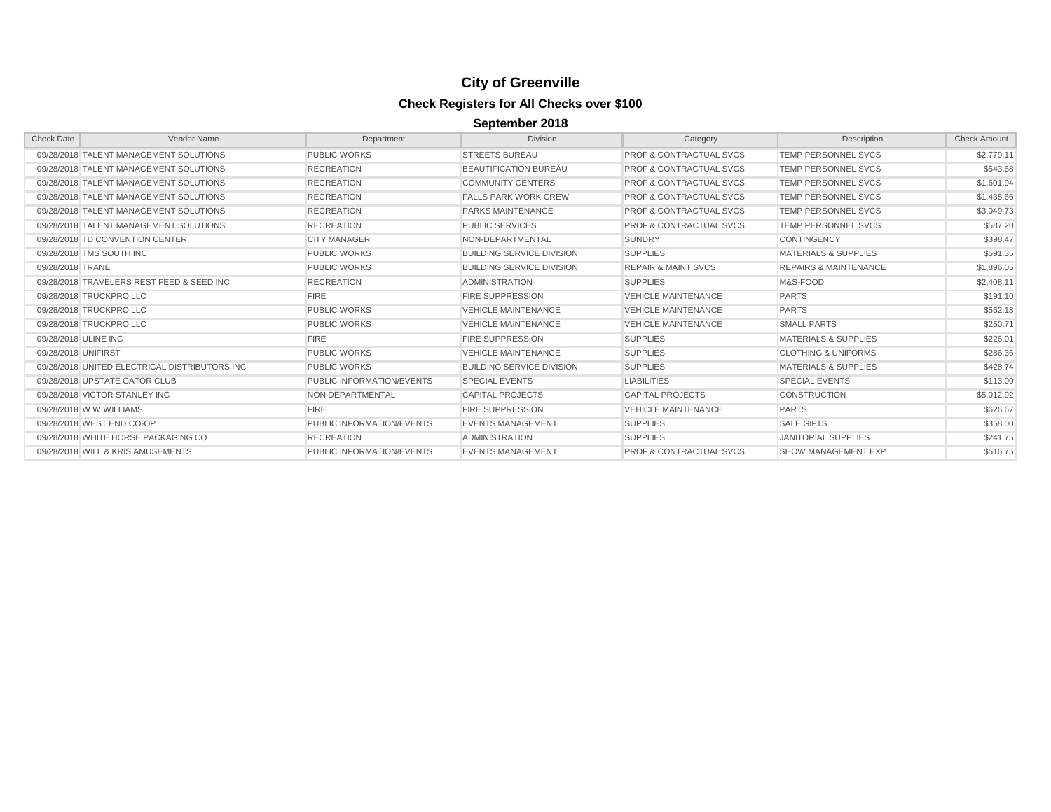# City of Greenville

## Check Registers for All Checks over $100

## September 2018

| Check Date | Vendor Name | Department | Division | Category | Description | Check Amount |
|---|---|---|---|---|---|---|
| 09/28/2018 | TALENT MANAGEMENT SOLUTIONS | PUBLIC WORKS | STREETS BUREAU | PROF & CONTRACTUAL SVCS | TEMP PERSONNEL SVCS | $2,779.11 |
| 09/28/2018 | TALENT MANAGEMENT SOLUTIONS | RECREATION | BEAUTIFICATION BUREAU | PROF & CONTRACTUAL SVCS | TEMP PERSONNEL SVCS | $543.68 |
| 09/28/2018 | TALENT MANAGEMENT SOLUTIONS | RECREATION | COMMUNITY CENTERS | PROF & CONTRACTUAL SVCS | TEMP PERSONNEL SVCS | $1,601.94 |
| 09/28/2018 | TALENT MANAGEMENT SOLUTIONS | RECREATION | FALLS PARK WORK CREW | PROF & CONTRACTUAL SVCS | TEMP PERSONNEL SVCS | $1,435.66 |
| 09/28/2018 | TALENT MANAGEMENT SOLUTIONS | RECREATION | PARKS MAINTENANCE | PROF & CONTRACTUAL SVCS | TEMP PERSONNEL SVCS | $3,049.73 |
| 09/28/2018 | TALENT MANAGEMENT SOLUTIONS | RECREATION | PUBLIC SERVICES | PROF & CONTRACTUAL SVCS | TEMP PERSONNEL SVCS | $587.20 |
| 09/28/2018 | TD CONVENTION CENTER | CITY MANAGER | NON-DEPARTMENTAL | SUNDRY | CONTINGENCY | $398.47 |
| 09/28/2018 | TMS SOUTH INC | PUBLIC WORKS | BUILDING SERVICE DIVISION | SUPPLIES | MATERIALS & SUPPLIES | $591.35 |
| 09/28/2018 | TRANE | PUBLIC WORKS | BUILDING SERVICE DIVISION | REPAIR & MAINT SVCS | REPAIRS & MAINTENANCE | $1,896.05 |
| 09/28/2018 | TRAVELERS REST FEED & SEED INC | RECREATION | ADMINISTRATION | SUPPLIES | M&S-FOOD | $2,408.11 |
| 09/28/2018 | TRUCKPRO LLC | FIRE | FIRE SUPPRESSION | VEHICLE MAINTENANCE | PARTS | $191.10 |
| 09/28/2018 | TRUCKPRO LLC | PUBLIC WORKS | VEHICLE MAINTENANCE | VEHICLE MAINTENANCE | PARTS | $562.18 |
| 09/28/2018 | TRUCKPRO LLC | PUBLIC WORKS | VEHICLE MAINTENANCE | VEHICLE MAINTENANCE | SMALL PARTS | $250.71 |
| 09/28/2018 | ULINE INC | FIRE | FIRE SUPPRESSION | SUPPLIES | MATERIALS & SUPPLIES | $226.01 |
| 09/28/2018 | UNIFIRST | PUBLIC WORKS | VEHICLE MAINTENANCE | SUPPLIES | CLOTHING & UNIFORMS | $286.36 |
| 09/28/2018 | UNITED ELECTRICAL DISTRIBUTORS INC | PUBLIC WORKS | BUILDING SERVICE DIVISION | SUPPLIES | MATERIALS & SUPPLIES | $428.74 |
| 09/28/2018 | UPSTATE GATOR CLUB | PUBLIC INFORMATION/EVENTS | SPECIAL EVENTS | LIABILITIES | SPECIAL EVENTS | $113.00 |
| 09/28/2018 | VICTOR STANLEY INC | NON DEPARTMENTAL | CAPITAL PROJECTS | CAPITAL PROJECTS | CONSTRUCTION | $5,012.92 |
| 09/28/2018 | W W WILLIAMS | FIRE | FIRE SUPPRESSION | VEHICLE MAINTENANCE | PARTS | $626.67 |
| 09/28/2018 | WEST END CO-OP | PUBLIC INFORMATION/EVENTS | EVENTS MANAGEMENT | SUPPLIES | SALE GIFTS | $358.00 |
| 09/28/2018 | WHITE HORSE PACKAGING CO | RECREATION | ADMINISTRATION | SUPPLIES | JANITORIAL SUPPLIES | $241.75 |
| 09/28/2018 | WILL & KRIS AMUSEMENTS | PUBLIC INFORMATION/EVENTS | EVENTS MANAGEMENT | PROF & CONTRACTUAL SVCS | SHOW MANAGEMENT EXP | $516.75 |